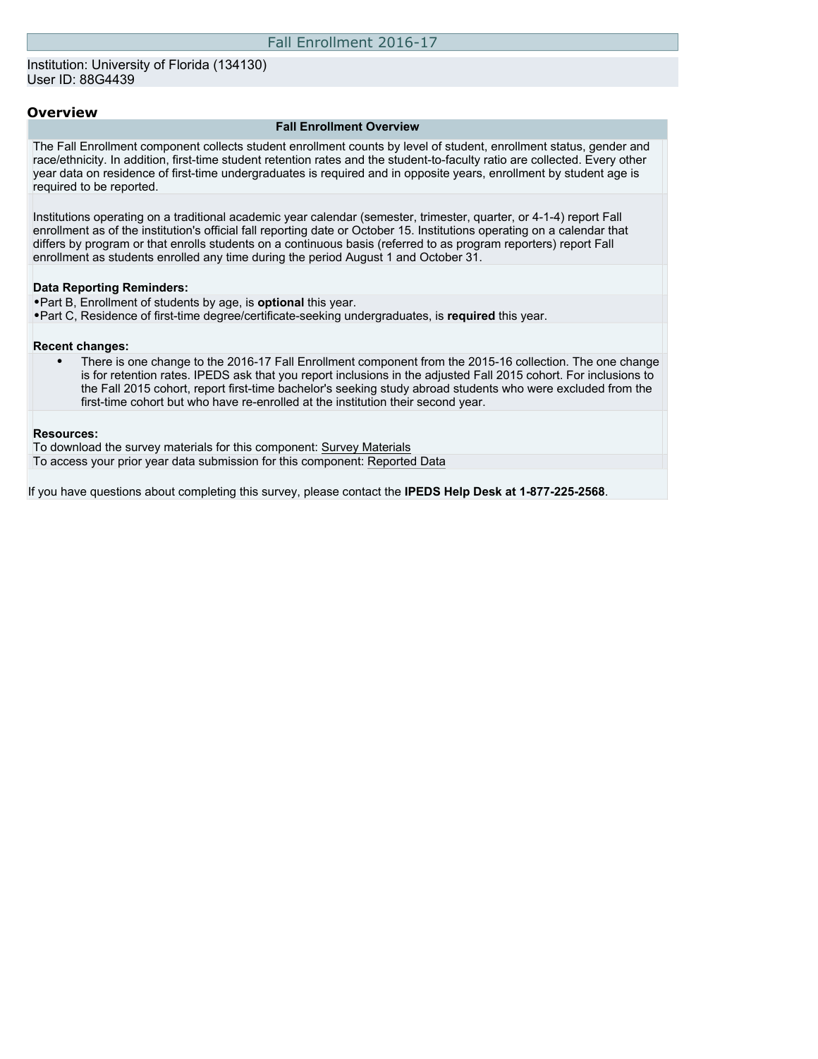# Fall Enrollment 2016-17

Institution: University of Florida (134130)
User ID: 88G4439

## Overview

| Fall Enrollment Overview |
|---|
| The Fall Enrollment component collects student enrollment counts by level of student, enrollment status, gender and race/ethnicity. In addition, first-time student retention rates and the student-to-faculty ratio are collected. Every other year data on residence of first-time undergraduates is required and in opposite years, enrollment by student age is required to be reported. |
| Institutions operating on a traditional academic year calendar (semester, trimester, quarter, or 4-1-4) report Fall enrollment as of the institution's official fall reporting date or October 15. Institutions operating on a calendar that differs by program or that enrolls students on a continuous basis (referred to as program reporters) report Fall enrollment as students enrolled any time during the period August 1 and October 31. |

**Data Reporting Reminders:**

- Part B, Enrollment of students by age, is **optional** this year.
- Part C, Residence of first-time degree/certificate-seeking undergraduates, is **required** this year.

**Recent changes:**

- There is one change to the 2016-17 Fall Enrollment component from the 2015-16 collection. The one change is for retention rates. IPEDS ask that you report inclusions in the adjusted Fall 2015 cohort. For inclusions to the Fall 2015 cohort, report first-time bachelor's seeking study abroad students who were excluded from the first-time cohort but who have re-enrolled at the institution their second year.

**Resources:**

To download the survey materials for this component: Survey Materials

To access your prior year data submission for this component: Reported Data

If you have questions about completing this survey, please contact the **IPEDS Help Desk at 1-877-225-2568**.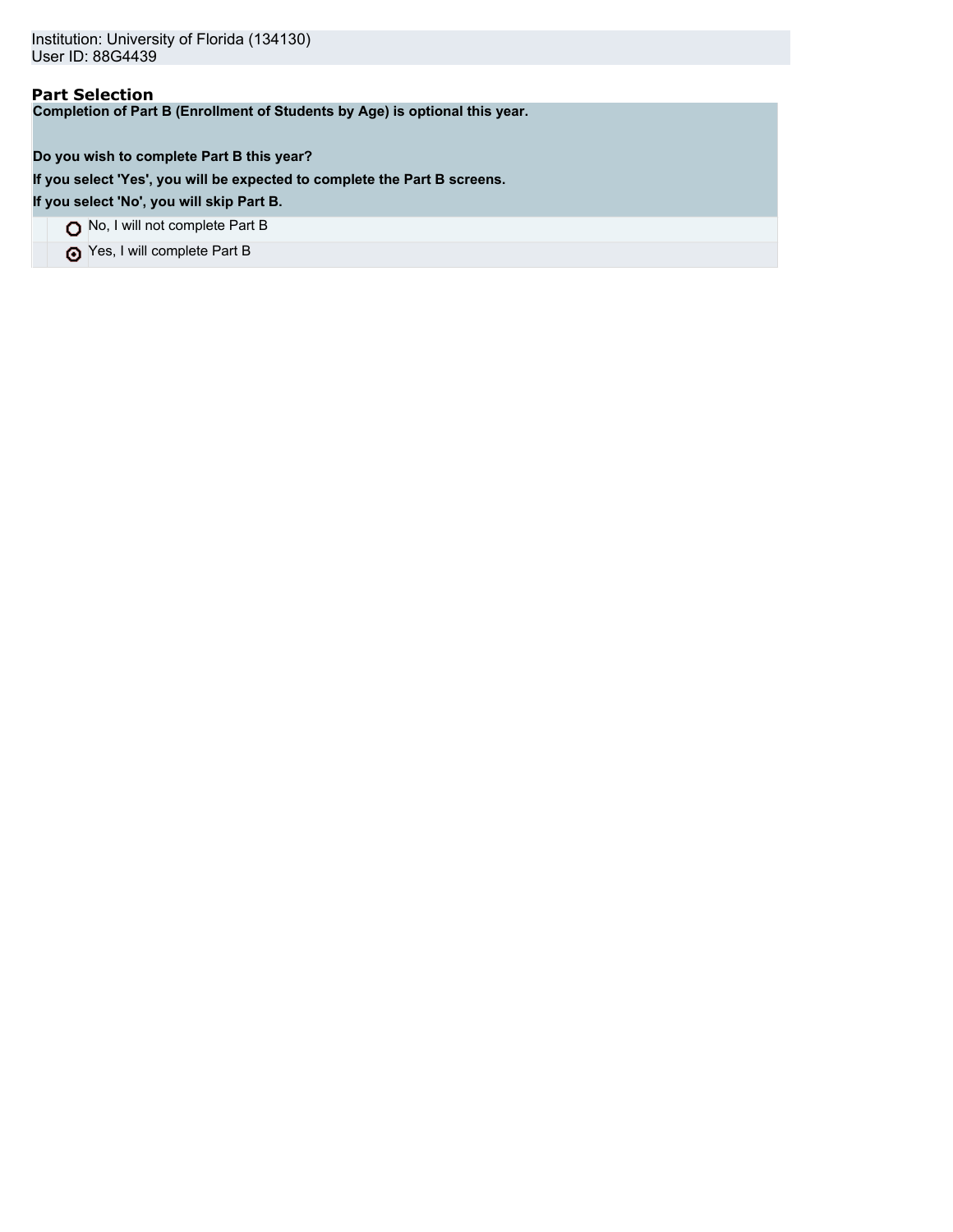Institution: University of Florida (134130)
User ID: 88G4439

## Part Selection

**Completion of Part B (Enrollment of Students by Age) is optional this year.**

**Do you wish to complete Part B this year?**

**If you select 'Yes', you will be expected to complete the Part B screens.**

**If you select 'No', you will skip Part B.**

| | |
|---|---|
| ○ | No, I will not complete Part B |
| ◉ | Yes, I will complete Part B |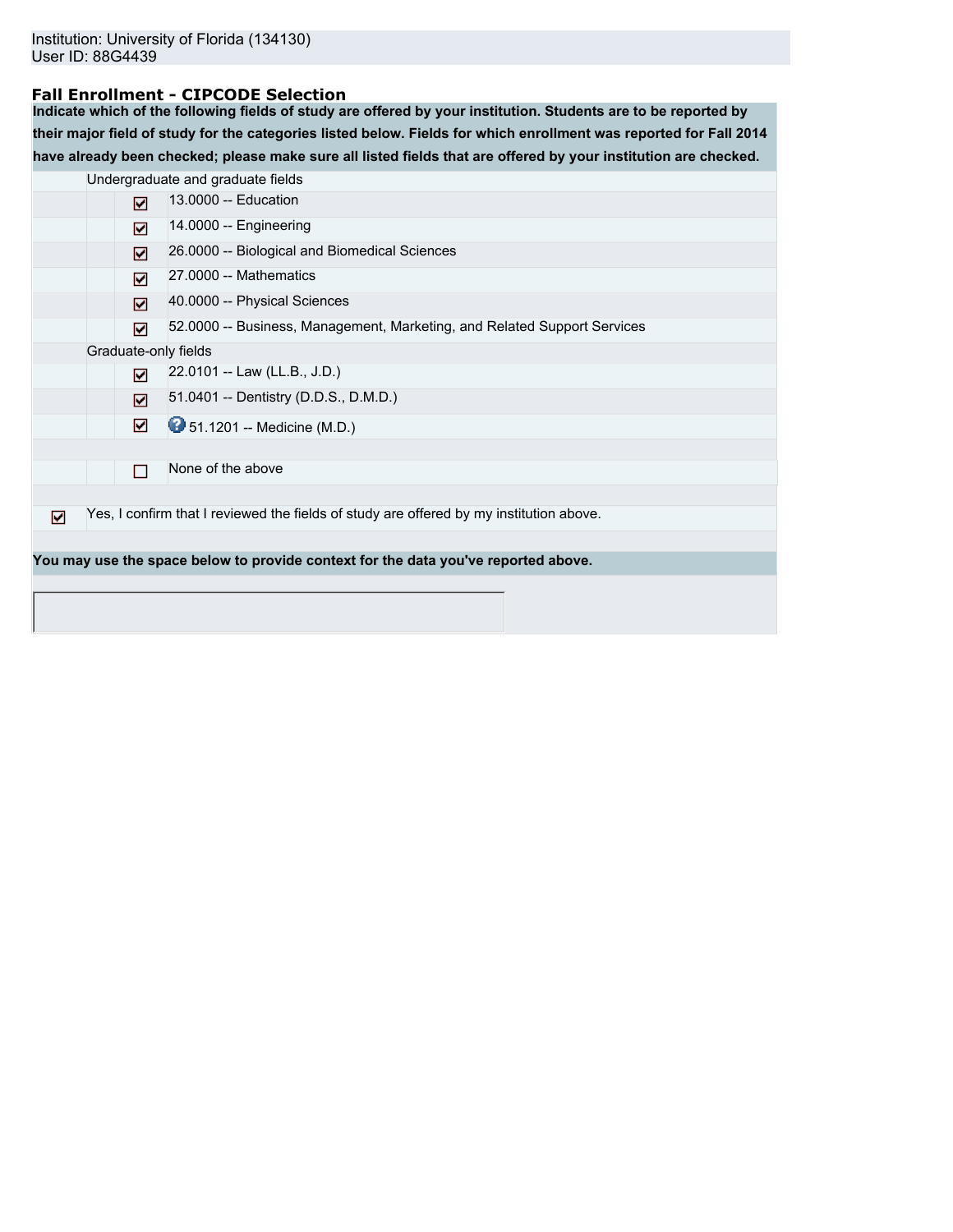Institution: University of Florida (134130)
User ID: 88G4439

### Fall Enrollment - CIPCODE Selection

**Indicate which of the following fields of study are offered by your institution. Students are to be reported by their major field of study for the categories listed below. Fields for which enrollment was reported for Fall 2014 have already been checked; please make sure all listed fields that are offered by your institution are checked.**

Undergraduate and graduate fields

- [x] 13.0000 -- Education
- [x] 14.0000 -- Engineering
- [x] 26.0000 -- Biological and Biomedical Sciences
- [x] 27.0000 -- Mathematics
- [x] 40.0000 -- Physical Sciences
- [x] 52.0000 -- Business, Management, Marketing, and Related Support Services

Graduate-only fields

- [x] 22.0101 -- Law (LL.B., J.D.)
- [x] 51.0401 -- Dentistry (D.D.S., D.M.D.)
- [x] 51.1201 -- Medicine (M.D.)

- [ ] None of the above

- [x] Yes, I confirm that I reviewed the fields of study are offered by my institution above.

**You may use the space below to provide context for the data you've reported above.**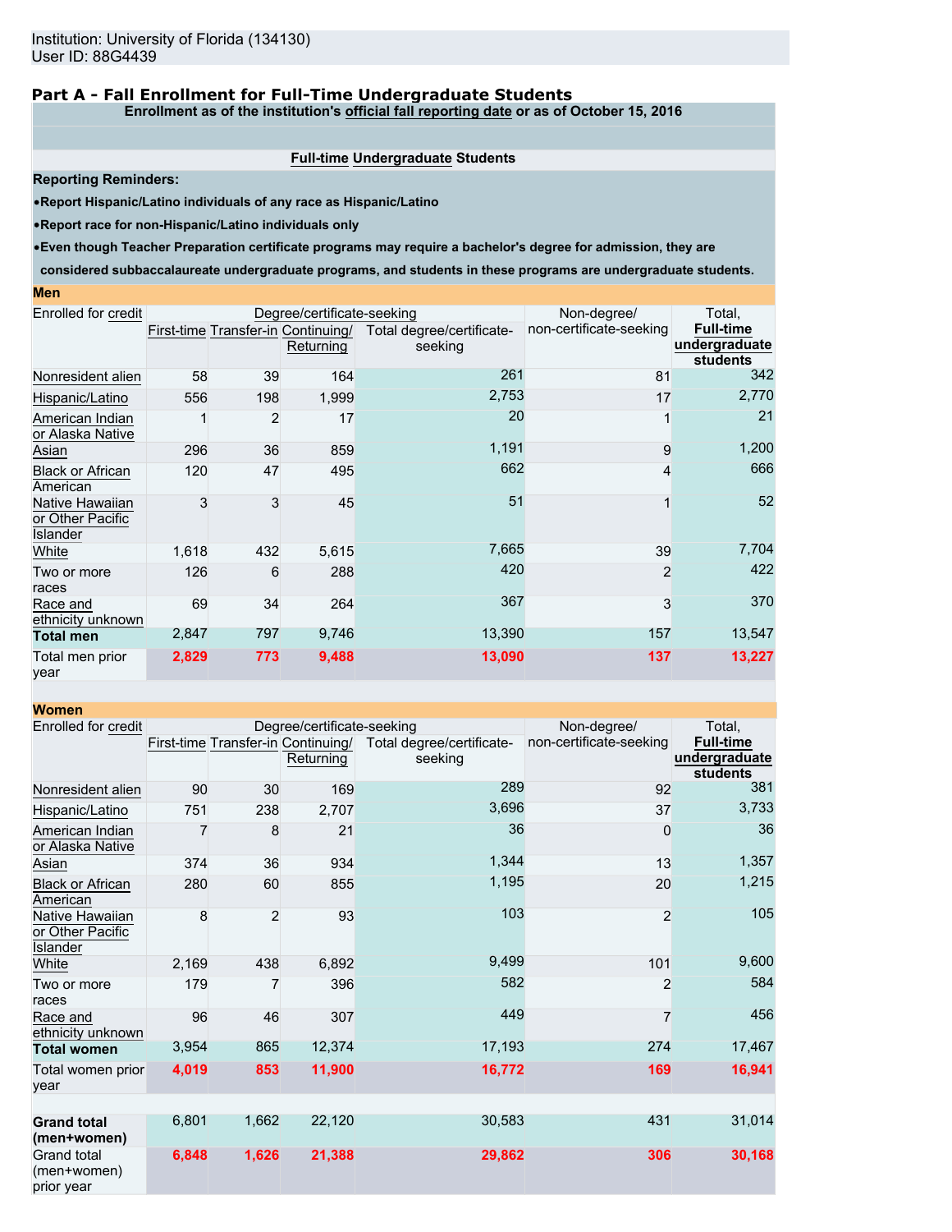Institution: University of Florida (134130)
User ID: 88G4439

## Part A - Fall Enrollment for Full-Time Undergraduate Students

**Enrollment as of the institution's official fall reporting date or as of October 15, 2016**

**Full-time Undergraduate Students**

**Reporting Reminders:**

- **Report Hispanic/Latino individuals of any race as Hispanic/Latino**
- **Report race for non-Hispanic/Latino individuals only**
- **Even though Teacher Preparation certificate programs may require a bachelor's degree for admission, they are considered subbaccalaureate undergraduate programs, and students in these programs are undergraduate students.**

**Men**

| Enrolled for credit | Degree/certificate-seeking | | | | Non-degree/ non-certificate-seeking | Total, Full-time undergraduate students |
|---|---|---|---|---|---|---|
| | First-time | Transfer-in | Continuing/ Returning | Total degree/certificate-seeking | | |
| Nonresident alien | 58 | 39 | 164 | 261 | 81 | 342 |
| Hispanic/Latino | 556 | 198 | 1,999 | 2,753 | 17 | 2,770 |
| American Indian or Alaska Native | 1 | 2 | 17 | 20 | 1 | 21 |
| Asian | 296 | 36 | 859 | 1,191 | 9 | 1,200 |
| Black or African American | 120 | 47 | 495 | 662 | 4 | 666 |
| Native Hawaiian or Other Pacific Islander | 3 | 3 | 45 | 51 | 1 | 52 |
| White | 1,618 | 432 | 5,615 | 7,665 | 39 | 7,704 |
| Two or more races | 126 | 6 | 288 | 420 | 2 | 422 |
| Race and ethnicity unknown | 69 | 34 | 264 | 367 | 3 | 370 |
| **Total men** | 2,847 | 797 | 9,746 | 13,390 | 157 | 13,547 |
| Total men prior year | 2,829 | 773 | 9,488 | 13,090 | 137 | 13,227 |

**Women**

| Enrolled for credit | Degree/certificate-seeking | | | | Non-degree/ non-certificate-seeking | Total, Full-time undergraduate students |
|---|---|---|---|---|---|---|
| | First-time | Transfer-in | Continuing/ Returning | Total degree/certificate-seeking | | |
| Nonresident alien | 90 | 30 | 169 | 289 | 92 | 381 |
| Hispanic/Latino | 751 | 238 | 2,707 | 3,696 | 37 | 3,733 |
| American Indian or Alaska Native | 7 | 8 | 21 | 36 | 0 | 36 |
| Asian | 374 | 36 | 934 | 1,344 | 13 | 1,357 |
| Black or African American | 280 | 60 | 855 | 1,195 | 20 | 1,215 |
| Native Hawaiian or Other Pacific Islander | 8 | 2 | 93 | 103 | 2 | 105 |
| White | 2,169 | 438 | 6,892 | 9,499 | 101 | 9,600 |
| Two or more races | 179 | 7 | 396 | 582 | 2 | 584 |
| Race and ethnicity unknown | 96 | 46 | 307 | 449 | 7 | 456 |
| **Total women** | 3,954 | 865 | 12,374 | 17,193 | 274 | 17,467 |
| Total women prior year | 4,019 | 853 | 11,900 | 16,772 | 169 | 16,941 |
| | | | | | | |
| **Grand total (men+women)** | 6,801 | 1,662 | 22,120 | 30,583 | 431 | 31,014 |
| Grand total (men+women) prior year | 6,848 | 1,626 | 21,388 | 29,862 | 306 | 30,168 |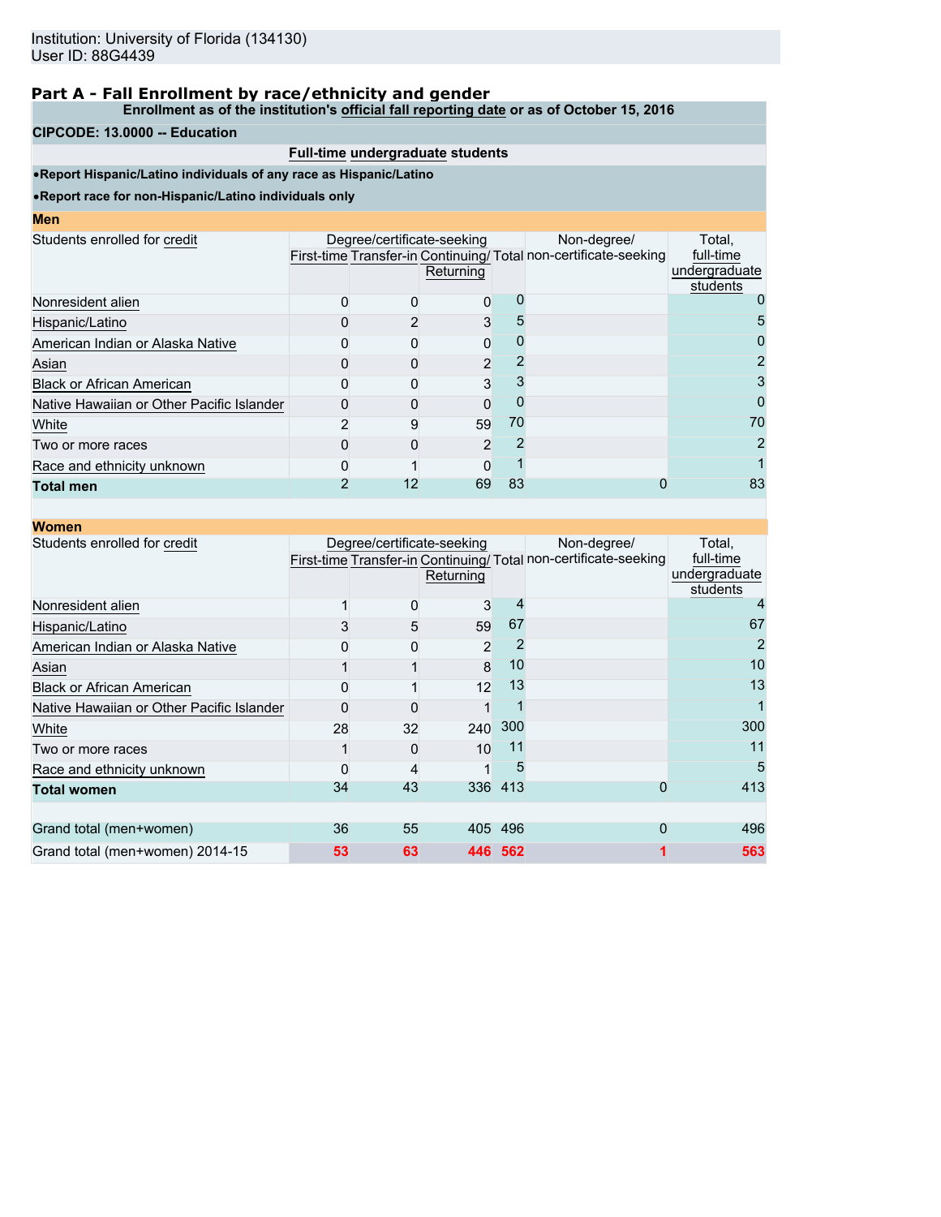Institution: University of Florida (134130)
User ID: 88G4439

## Part A - Fall Enrollment by race/ethnicity and gender

**Enrollment as of the institution's official fall reporting date or as of October 15, 2016**

**CIPCODE: 13.0000 -- Education**

**Full-time undergraduate students**

- **Report Hispanic/Latino individuals of any race as Hispanic/Latino**
- **Report race for non-Hispanic/Latino individuals only**

### Men

| Students enrolled for credit | Degree/certificate-seeking | | | | Non-degree/ non-certificate-seeking | Total, full-time undergraduate students |
|---|---|---|---|---|---|---|
| | First-time | Transfer-in | Continuing/ Returning | Total | | |
| Nonresident alien | 0 | 0 | 0 | 0 | | 0 |
| Hispanic/Latino | 0 | 2 | 3 | 5 | | 5 |
| American Indian or Alaska Native | 0 | 0 | 0 | 0 | | 0 |
| Asian | 0 | 0 | 2 | 2 | | 2 |
| Black or African American | 0 | 0 | 3 | 3 | | 3 |
| Native Hawaiian or Other Pacific Islander | 0 | 0 | 0 | 0 | | 0 |
| White | 2 | 9 | 59 | 70 | | 70 |
| Two or more races | 0 | 0 | 2 | 2 | | 2 |
| Race and ethnicity unknown | 0 | 1 | 0 | 1 | | 1 |
| **Total men** | 2 | 12 | 69 | 83 | 0 | 83 |

### Women

| Students enrolled for credit | Degree/certificate-seeking | | | | Non-degree/ non-certificate-seeking | Total, full-time undergraduate students |
|---|---|---|---|---|---|---|
| | First-time | Transfer-in | Continuing/ Returning | Total | | |
| Nonresident alien | 1 | 0 | 3 | 4 | | 4 |
| Hispanic/Latino | 3 | 5 | 59 | 67 | | 67 |
| American Indian or Alaska Native | 0 | 0 | 2 | 2 | | 2 |
| Asian | 1 | 1 | 8 | 10 | | 10 |
| Black or African American | 0 | 1 | 12 | 13 | | 13 |
| Native Hawaiian or Other Pacific Islander | 0 | 0 | 1 | 1 | | 1 |
| White | 28 | 32 | 240 | 300 | | 300 |
| Two or more races | 1 | 0 | 10 | 11 | | 11 |
| Race and ethnicity unknown | 0 | 4 | 1 | 5 | | 5 |
| **Total women** | 34 | 43 | 336 | 413 | 0 | 413 |
| | | | | | | |
| Grand total (men+women) | 36 | 55 | 405 | 496 | 0 | 496 |
| Grand total (men+women) 2014-15 | 53 | 63 | 446 | 562 | 1 | 563 |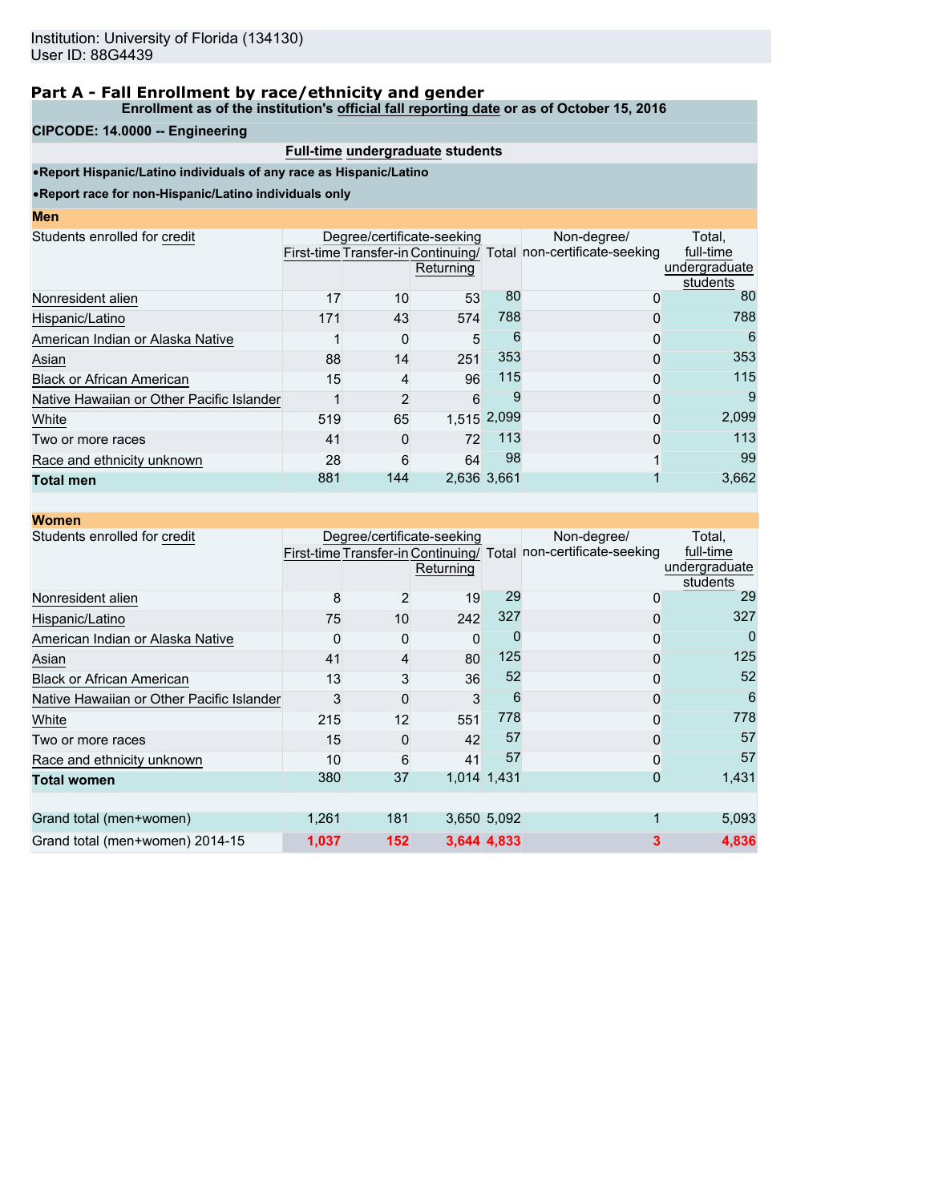Institution: University of Florida (134130)
User ID: 88G4439

## Part A - Fall Enrollment by race/ethnicity and gender

**Enrollment as of the institution's official fall reporting date or as of October 15, 2016**

**CIPCODE: 14.0000 -- Engineering**

**Full-time undergraduate students**

- **Report Hispanic/Latino individuals of any race as Hispanic/Latino**
- **Report race for non-Hispanic/Latino individuals only**

**Men**

| Students enrolled for credit | Degree/certificate-seeking | | | | Non-degree/ non-certificate-seeking | Total, full-time undergraduate students |
|---|---|---|---|---|---|---|
| | First-time | Transfer-in | Continuing/ Returning | Total | | |
| Nonresident alien | 17 | 10 | 53 | 80 | 0 | 80 |
| Hispanic/Latino | 171 | 43 | 574 | 788 | 0 | 788 |
| American Indian or Alaska Native | 1 | 0 | 5 | 6 | 0 | 6 |
| Asian | 88 | 14 | 251 | 353 | 0 | 353 |
| Black or African American | 15 | 4 | 96 | 115 | 0 | 115 |
| Native Hawaiian or Other Pacific Islander | 1 | 2 | 6 | 9 | 0 | 9 |
| White | 519 | 65 | 1,515 | 2,099 | 0 | 2,099 |
| Two or more races | 41 | 0 | 72 | 113 | 0 | 113 |
| Race and ethnicity unknown | 28 | 6 | 64 | 98 | 1 | 99 |
| **Total men** | 881 | 144 | 2,636 | 3,661 | 1 | 3,662 |

**Women**

| Students enrolled for credit | Degree/certificate-seeking | | | | Non-degree/ non-certificate-seeking | Total, full-time undergraduate students |
|---|---|---|---|---|---|---|
| | First-time | Transfer-in | Continuing/ Returning | Total | | |
| Nonresident alien | 8 | 2 | 19 | 29 | 0 | 29 |
| Hispanic/Latino | 75 | 10 | 242 | 327 | 0 | 327 |
| American Indian or Alaska Native | 0 | 0 | 0 | 0 | 0 | 0 |
| Asian | 41 | 4 | 80 | 125 | 0 | 125 |
| Black or African American | 13 | 3 | 36 | 52 | 0 | 52 |
| Native Hawaiian or Other Pacific Islander | 3 | 0 | 3 | 6 | 0 | 6 |
| White | 215 | 12 | 551 | 778 | 0 | 778 |
| Two or more races | 15 | 0 | 42 | 57 | 0 | 57 |
| Race and ethnicity unknown | 10 | 6 | 41 | 57 | 0 | 57 |
| **Total women** | 380 | 37 | 1,014 | 1,431 | 0 | 1,431 |
| | | | | | | |
| Grand total (men+women) | 1,261 | 181 | 3,650 | 5,092 | 1 | 5,093 |
| Grand total (men+women) 2014-15 | **1,037** | **152** | **3,644** | **4,833** | **3** | **4,836** |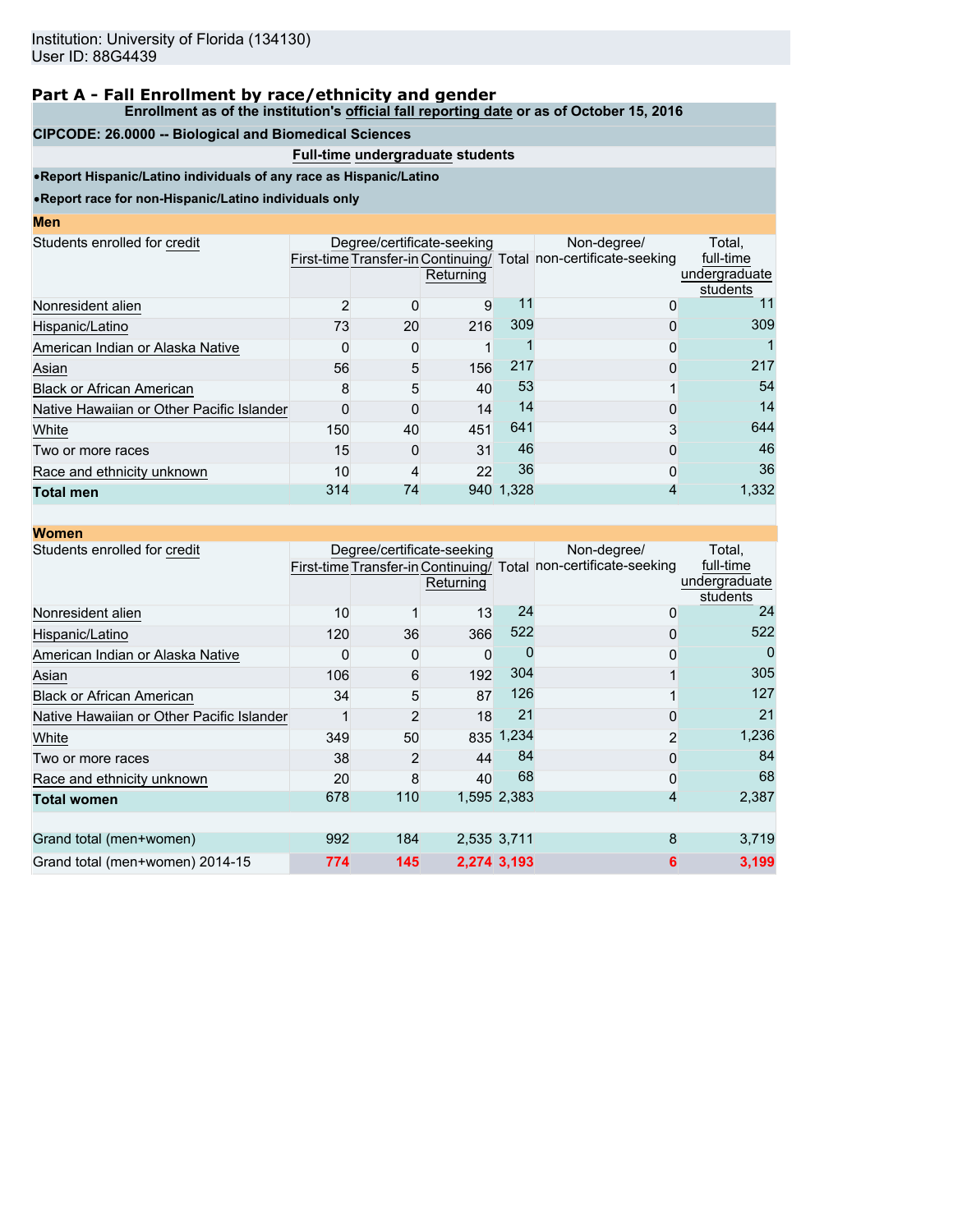Institution: University of Florida (134130)
User ID: 88G4439

## Part A - Fall Enrollment by race/ethnicity and gender

**Enrollment as of the institution's official fall reporting date or as of October 15, 2016**

**CIPCODE: 26.0000 -- Biological and Biomedical Sciences**

**Full-time undergraduate students**

- **Report Hispanic/Latino individuals of any race as Hispanic/Latino**
- **Report race for non-Hispanic/Latino individuals only**

**Men**

| Students enrolled for credit | Degree/certificate-seeking | | | | Non-degree/ non-certificate-seeking | Total, full-time undergraduate students |
|---|---|---|---|---|---|---|
| | First-time | Transfer-in | Continuing/ Returning | Total | | |
| Nonresident alien | 2 | 0 | 9 | 11 | 0 | 11 |
| Hispanic/Latino | 73 | 20 | 216 | 309 | 0 | 309 |
| American Indian or Alaska Native | 0 | 0 | 1 | 1 | 0 | 1 |
| Asian | 56 | 5 | 156 | 217 | 0 | 217 |
| Black or African American | 8 | 5 | 40 | 53 | 1 | 54 |
| Native Hawaiian or Other Pacific Islander | 0 | 0 | 14 | 14 | 0 | 14 |
| White | 150 | 40 | 451 | 641 | 3 | 644 |
| Two or more races | 15 | 0 | 31 | 46 | 0 | 46 |
| Race and ethnicity unknown | 10 | 4 | 22 | 36 | 0 | 36 |
| **Total men** | 314 | 74 | 940 | 1,328 | 4 | 1,332 |

**Women**

| Students enrolled for credit | Degree/certificate-seeking | | | | Non-degree/ non-certificate-seeking | Total, full-time undergraduate students |
|---|---|---|---|---|---|---|
| | First-time | Transfer-in | Continuing/ Returning | Total | | |
| Nonresident alien | 10 | 1 | 13 | 24 | 0 | 24 |
| Hispanic/Latino | 120 | 36 | 366 | 522 | 0 | 522 |
| American Indian or Alaska Native | 0 | 0 | 0 | 0 | 0 | 0 |
| Asian | 106 | 6 | 192 | 304 | 1 | 305 |
| Black or African American | 34 | 5 | 87 | 126 | 1 | 127 |
| Native Hawaiian or Other Pacific Islander | 1 | 2 | 18 | 21 | 0 | 21 |
| White | 349 | 50 | 835 | 1,234 | 2 | 1,236 |
| Two or more races | 38 | 2 | 44 | 84 | 0 | 84 |
| Race and ethnicity unknown | 20 | 8 | 40 | 68 | 0 | 68 |
| **Total women** | 678 | 110 | 1,595 | 2,383 | 4 | 2,387 |
| | | | | | | |
| Grand total (men+women) | 992 | 184 | 2,535 | 3,711 | 8 | 3,719 |
| Grand total (men+women) 2014-15 | 774 | 145 | 2,274 | 3,193 | 6 | 3,199 |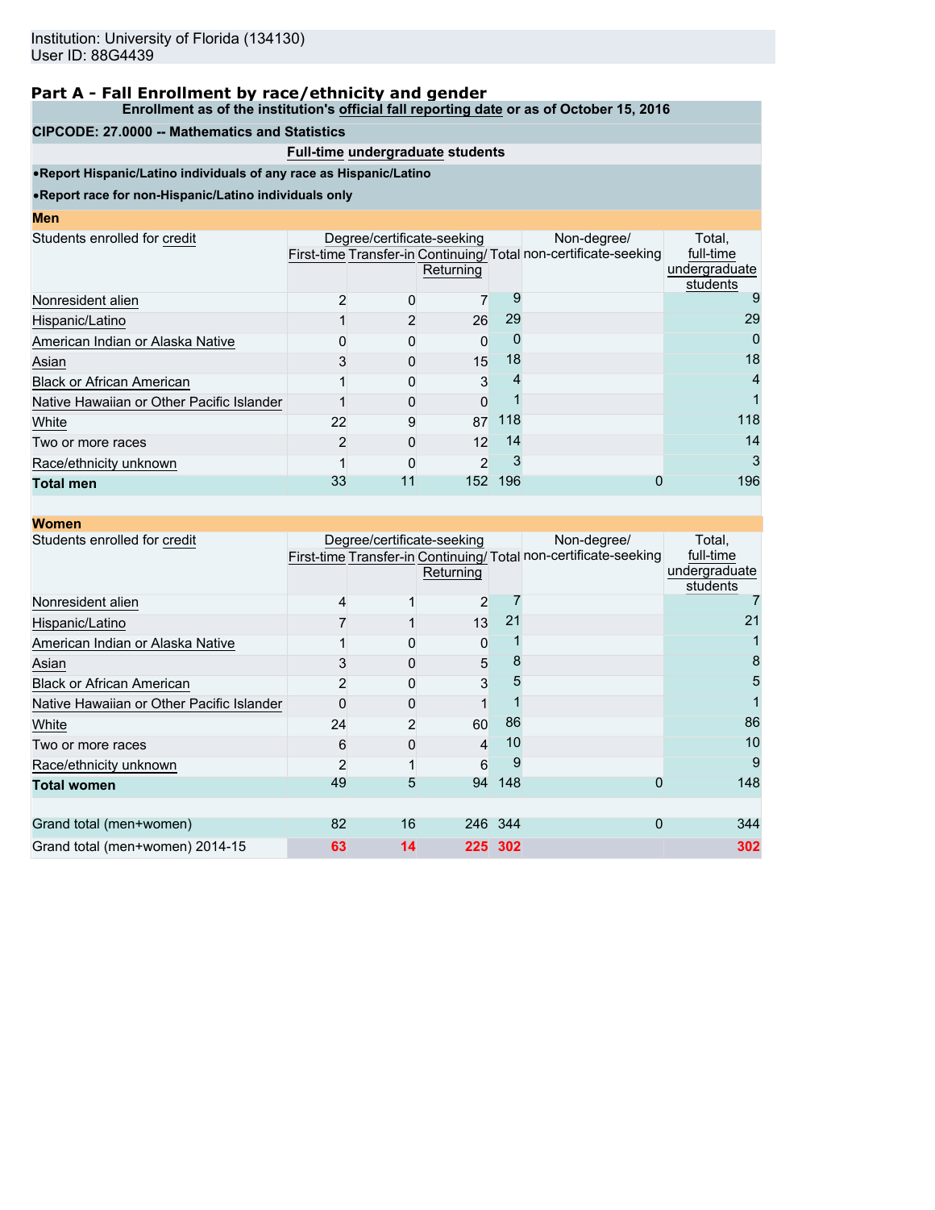Institution: University of Florida (134130)
User ID: 88G4439

## Part A - Fall Enrollment by race/ethnicity and gender

**Enrollment as of the institution's official fall reporting date or as of October 15, 2016**

**CIPCODE: 27.0000 -- Mathematics and Statistics**

**Full-time undergraduate students**

- **Report Hispanic/Latino individuals of any race as Hispanic/Latino**
- **Report race for non-Hispanic/Latino individuals only**

### Men

| Students enrolled for credit | Degree/certificate-seeking | | | | Non-degree/ non-certificate-seeking | Total, full-time undergraduate students |
|---|---|---|---|---|---|---|
| | First-time | Transfer-in | Continuing/ Returning | Total | | |
| Nonresident alien | 2 | 0 | 7 | 9 | | 9 |
| Hispanic/Latino | 1 | 2 | 26 | 29 | | 29 |
| American Indian or Alaska Native | 0 | 0 | 0 | 0 | | 0 |
| Asian | 3 | 0 | 15 | 18 | | 18 |
| Black or African American | 1 | 0 | 3 | 4 | | 4 |
| Native Hawaiian or Other Pacific Islander | 1 | 0 | 0 | 1 | | 1 |
| White | 22 | 9 | 87 | 118 | | 118 |
| Two or more races | 2 | 0 | 12 | 14 | | 14 |
| Race/ethnicity unknown | 1 | 0 | 2 | 3 | | 3 |
| **Total men** | 33 | 11 | 152 | 196 | 0 | 196 |

### Women

| Students enrolled for credit | Degree/certificate-seeking | | | | Non-degree/ non-certificate-seeking | Total, full-time undergraduate students |
|---|---|---|---|---|---|---|
| | First-time | Transfer-in | Continuing/ Returning | Total | | |
| Nonresident alien | 4 | 1 | 2 | 7 | | 7 |
| Hispanic/Latino | 7 | 1 | 13 | 21 | | 21 |
| American Indian or Alaska Native | 1 | 0 | 0 | 1 | | 1 |
| Asian | 3 | 0 | 5 | 8 | | 8 |
| Black or African American | 2 | 0 | 3 | 5 | | 5 |
| Native Hawaiian or Other Pacific Islander | 0 | 0 | 1 | 1 | | 1 |
| White | 24 | 2 | 60 | 86 | | 86 |
| Two or more races | 6 | 0 | 4 | 10 | | 10 |
| Race/ethnicity unknown | 2 | 1 | 6 | 9 | | 9 |
| **Total women** | 49 | 5 | 94 | 148 | 0 | 148 |
| | | | | | | |
| Grand total (men+women) | 82 | 16 | 246 | 344 | 0 | 344 |
| Grand total (men+women) 2014-15 | 63 | 14 | 225 | 302 | | 302 |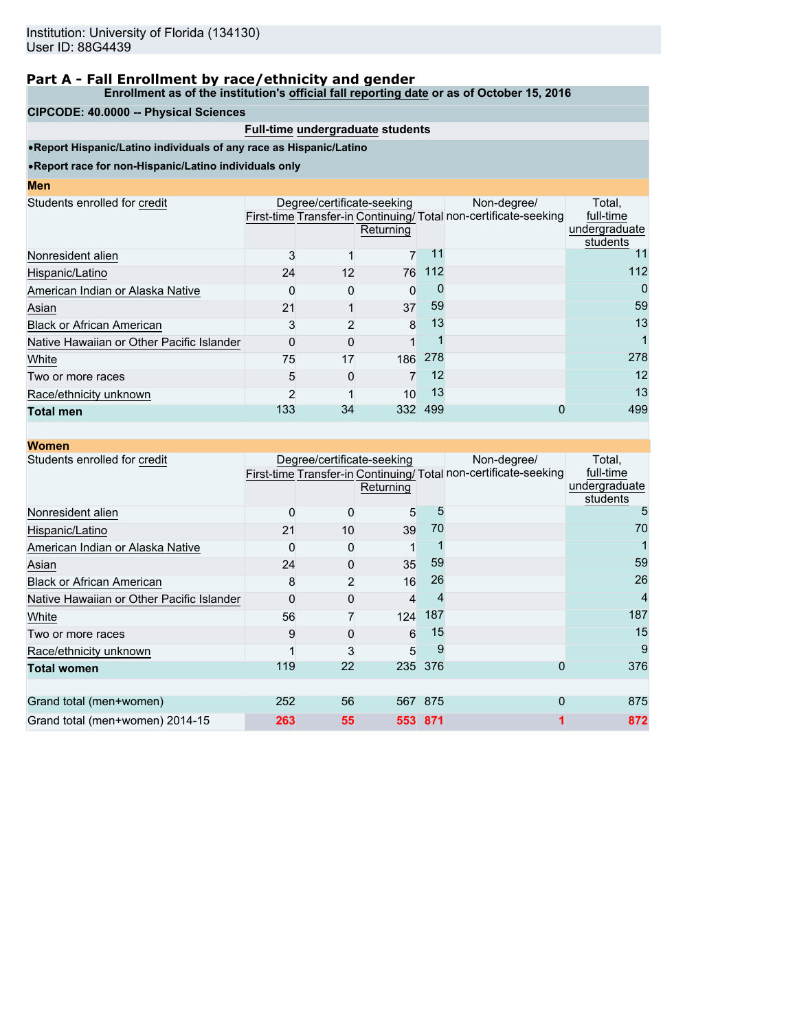Institution: University of Florida (134130)
User ID: 88G4439

## Part A - Fall Enrollment by race/ethnicity and gender

**Enrollment as of the institution's official fall reporting date or as of October 15, 2016**

**CIPCODE: 40.0000 -- Physical Sciences**

**Full-time undergraduate students**

- **Report Hispanic/Latino individuals of any race as Hispanic/Latino**
- **Report race for non-Hispanic/Latino individuals only**

### Men

| Students enrolled for credit | Degree/certificate-seeking | | | | Non-degree/ non-certificate-seeking | Total, full-time undergraduate students |
|---|---|---|---|---|---|---|
| | First-time | Transfer-in | Continuing/ Returning | Total | | |
| Nonresident alien | 3 | 1 | 7 | 11 | | 11 |
| Hispanic/Latino | 24 | 12 | 76 | 112 | | 112 |
| American Indian or Alaska Native | 0 | 0 | 0 | 0 | | 0 |
| Asian | 21 | 1 | 37 | 59 | | 59 |
| Black or African American | 3 | 2 | 8 | 13 | | 13 |
| Native Hawaiian or Other Pacific Islander | 0 | 0 | 1 | 1 | | 1 |
| White | 75 | 17 | 186 | 278 | | 278 |
| Two or more races | 5 | 0 | 7 | 12 | | 12 |
| Race/ethnicity unknown | 2 | 1 | 10 | 13 | | 13 |
| **Total men** | 133 | 34 | 332 | 499 | 0 | 499 |

### Women

| Students enrolled for credit | Degree/certificate-seeking | | | | Non-degree/ non-certificate-seeking | Total, full-time undergraduate students |
|---|---|---|---|---|---|---|
| | First-time | Transfer-in | Continuing/ Returning | Total | | |
| Nonresident alien | 0 | 0 | 5 | 5 | | 5 |
| Hispanic/Latino | 21 | 10 | 39 | 70 | | 70 |
| American Indian or Alaska Native | 0 | 0 | 1 | 1 | | 1 |
| Asian | 24 | 0 | 35 | 59 | | 59 |
| Black or African American | 8 | 2 | 16 | 26 | | 26 |
| Native Hawaiian or Other Pacific Islander | 0 | 0 | 4 | 4 | | 4 |
| White | 56 | 7 | 124 | 187 | | 187 |
| Two or more races | 9 | 0 | 6 | 15 | | 15 |
| Race/ethnicity unknown | 1 | 3 | 5 | 9 | | 9 |
| **Total women** | 119 | 22 | 235 | 376 | 0 | 376 |
| | | | | | | |
| Grand total (men+women) | 252 | 56 | 567 | 875 | 0 | 875 |
| Grand total (men+women) 2014-15 | 263 | 55 | 553 | 871 | 1 | 872 |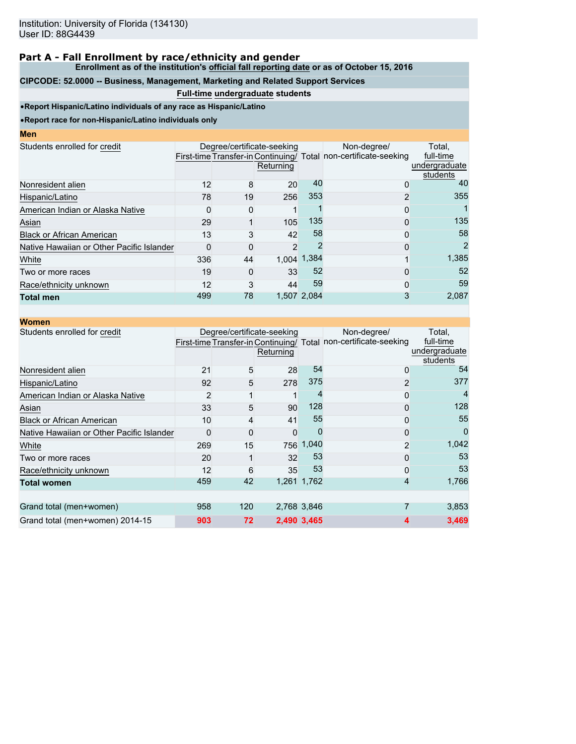Institution: University of Florida (134130)
User ID: 88G4439

## Part A - Fall Enrollment by race/ethnicity and gender

**Enrollment as of the institution's official fall reporting date or as of October 15, 2016**

**CIPCODE: 52.0000 -- Business, Management, Marketing and Related Support Services**

**Full-time undergraduate students**

- **Report Hispanic/Latino individuals of any race as Hispanic/Latino**
- **Report race for non-Hispanic/Latino individuals only**

### Men

| Students enrolled for credit | Degree/certificate-seeking | | | | Non-degree/ non-certificate-seeking | Total, full-time undergraduate students |
|---|---|---|---|---|---|---|
| | First-time | Transfer-in | Continuing/ Returning | Total | | |
| Nonresident alien | 12 | 8 | 20 | 40 | 0 | 40 |
| Hispanic/Latino | 78 | 19 | 256 | 353 | 2 | 355 |
| American Indian or Alaska Native | 0 | 0 | 1 | 1 | 0 | 1 |
| Asian | 29 | 1 | 105 | 135 | 0 | 135 |
| Black or African American | 13 | 3 | 42 | 58 | 0 | 58 |
| Native Hawaiian or Other Pacific Islander | 0 | 0 | 2 | 2 | 0 | 2 |
| White | 336 | 44 | 1,004 | 1,384 | 1 | 1,385 |
| Two or more races | 19 | 0 | 33 | 52 | 0 | 52 |
| Race/ethnicity unknown | 12 | 3 | 44 | 59 | 0 | 59 |
| **Total men** | 499 | 78 | 1,507 | 2,084 | 3 | 2,087 |

### Women

| Students enrolled for credit | Degree/certificate-seeking | | | | Non-degree/ non-certificate-seeking | Total, full-time undergraduate students |
|---|---|---|---|---|---|---|
| | First-time | Transfer-in | Continuing/ Returning | Total | | |
| Nonresident alien | 21 | 5 | 28 | 54 | 0 | 54 |
| Hispanic/Latino | 92 | 5 | 278 | 375 | 2 | 377 |
| American Indian or Alaska Native | 2 | 1 | 1 | 4 | 0 | 4 |
| Asian | 33 | 5 | 90 | 128 | 0 | 128 |
| Black or African American | 10 | 4 | 41 | 55 | 0 | 55 |
| Native Hawaiian or Other Pacific Islander | 0 | 0 | 0 | 0 | 0 | 0 |
| White | 269 | 15 | 756 | 1,040 | 2 | 1,042 |
| Two or more races | 20 | 1 | 32 | 53 | 0 | 53 |
| Race/ethnicity unknown | 12 | 6 | 35 | 53 | 0 | 53 |
| **Total women** | 459 | 42 | 1,261 | 1,762 | 4 | 1,766 |
| | | | | | | |
| Grand total (men+women) | 958 | 120 | 2,768 | 3,846 | 7 | 3,853 |
| Grand total (men+women) 2014-15 | 903 | 72 | 2,490 | 3,465 | 4 | 3,469 |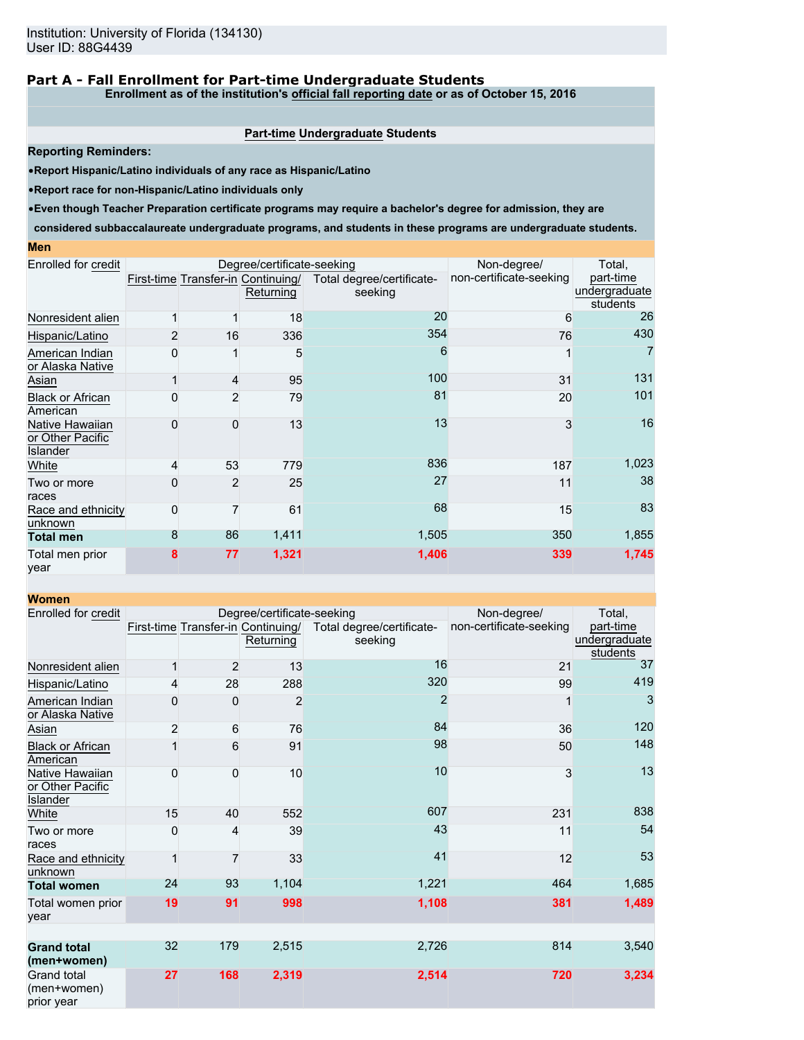Institution: University of Florida (134130)
User ID: 88G4439

## Part A - Fall Enrollment for Part-time Undergraduate Students

**Enrollment as of the institution's official fall reporting date or as of October 15, 2016**

**Part-time Undergraduate Students**

**Reporting Reminders:**

- **Report Hispanic/Latino individuals of any race as Hispanic/Latino**
- **Report race for non-Hispanic/Latino individuals only**
- **Even though Teacher Preparation certificate programs may require a bachelor's degree for admission, they are considered subbaccalaureate undergraduate programs, and students in these programs are undergraduate students.**

**Men**

| Enrolled for credit | Degree/certificate-seeking | | | | Non-degree/ non-certificate-seeking | Total, part-time undergraduate students |
|---|---|---|---|---|---|---|
| | First-time | Transfer-in | Continuing/ Returning | Total degree/certificate-seeking | | |
| Nonresident alien | 1 | 1 | 18 | 20 | 6 | 26 |
| Hispanic/Latino | 2 | 16 | 336 | 354 | 76 | 430 |
| American Indian or Alaska Native | 0 | 1 | 5 | 6 | 1 | 7 |
| Asian | 1 | 4 | 95 | 100 | 31 | 131 |
| Black or African American | 0 | 2 | 79 | 81 | 20 | 101 |
| Native Hawaiian or Other Pacific Islander | 0 | 0 | 13 | 13 | 3 | 16 |
| White | 4 | 53 | 779 | 836 | 187 | 1,023 |
| Two or more races | 0 | 2 | 25 | 27 | 11 | 38 |
| Race and ethnicity unknown | 0 | 7 | 61 | 68 | 15 | 83 |
| **Total men** | 8 | 86 | 1,411 | 1,505 | 350 | 1,855 |
| Total men prior year | **8** | **77** | **1,321** | **1,406** | **339** | **1,745** |

**Women**

| Enrolled for credit | Degree/certificate-seeking | | | | Non-degree/ non-certificate-seeking | Total, part-time undergraduate students |
|---|---|---|---|---|---|---|
| | First-time | Transfer-in | Continuing/ Returning | Total degree/certificate-seeking | | |
| Nonresident alien | 1 | 2 | 13 | 16 | 21 | 37 |
| Hispanic/Latino | 4 | 28 | 288 | 320 | 99 | 419 |
| American Indian or Alaska Native | 0 | 0 | 2 | 2 | 1 | 3 |
| Asian | 2 | 6 | 76 | 84 | 36 | 120 |
| Black or African American | 1 | 6 | 91 | 98 | 50 | 148 |
| Native Hawaiian or Other Pacific Islander | 0 | 0 | 10 | 10 | 3 | 13 |
| White | 15 | 40 | 552 | 607 | 231 | 838 |
| Two or more races | 0 | 4 | 39 | 43 | 11 | 54 |
| Race and ethnicity unknown | 1 | 7 | 33 | 41 | 12 | 53 |
| **Total women** | 24 | 93 | 1,104 | 1,221 | 464 | 1,685 |
| Total women prior year | **19** | **91** | **998** | **1,108** | **381** | **1,489** |
| **Grand total (men+women)** | 32 | 179 | 2,515 | 2,726 | 814 | 3,540 |
| Grand total (men+women) prior year | **27** | **168** | **2,319** | **2,514** | **720** | **3,234** |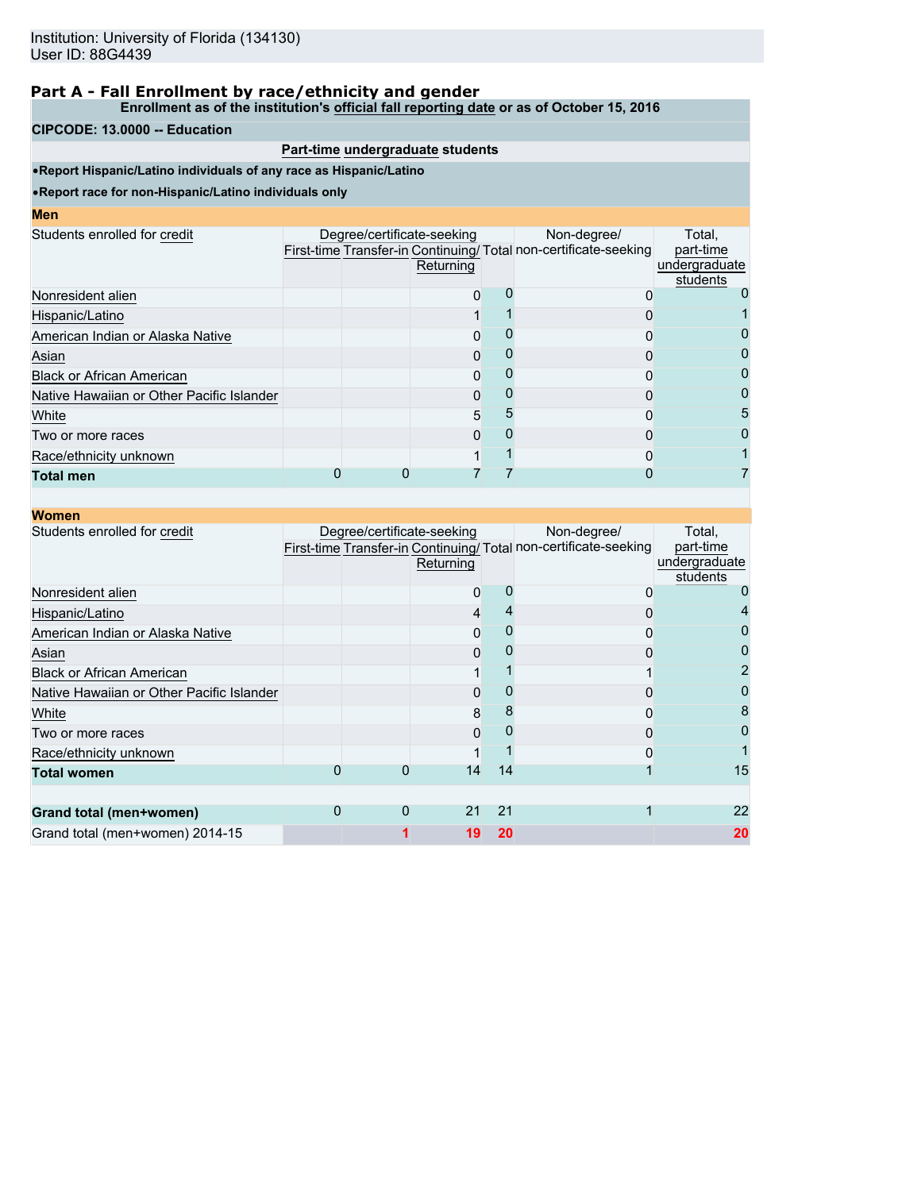Institution: University of Florida (134130)
User ID: 88G4439

## Part A - Fall Enrollment by race/ethnicity and gender

**Enrollment as of the institution's official fall reporting date or as of October 15, 2016**

**CIPCODE: 13.0000 -- Education**

**Part-time undergraduate students**

- **Report Hispanic/Latino individuals of any race as Hispanic/Latino**
- **Report race for non-Hispanic/Latino individuals only**

### Men

| Students enrolled for credit | Degree/certificate-seeking First-time | Transfer-in | Continuing/ Returning | Total | Non-degree/ non-certificate-seeking | Total, part-time undergraduate students |
|---|---|---|---|---|---|---|
| Nonresident alien | | | 0 | 0 | 0 | 0 |
| Hispanic/Latino | | | 1 | 1 | 0 | 1 |
| American Indian or Alaska Native | | | 0 | 0 | 0 | 0 |
| Asian | | | 0 | 0 | 0 | 0 |
| Black or African American | | | 0 | 0 | 0 | 0 |
| Native Hawaiian or Other Pacific Islander | | | 0 | 0 | 0 | 0 |
| White | | | 5 | 5 | 0 | 5 |
| Two or more races | | | 0 | 0 | 0 | 0 |
| Race/ethnicity unknown | | | 1 | 1 | 0 | 1 |
| **Total men** | 0 | 0 | 7 | 7 | 0 | 7 |

### Women

| Students enrolled for credit | Degree/certificate-seeking First-time | Transfer-in | Continuing/ Returning | Total | Non-degree/ non-certificate-seeking | Total, part-time undergraduate students |
|---|---|---|---|---|---|---|
| Nonresident alien | | | 0 | 0 | 0 | 0 |
| Hispanic/Latino | | | 4 | 4 | 0 | 4 |
| American Indian or Alaska Native | | | 0 | 0 | 0 | 0 |
| Asian | | | 0 | 0 | 0 | 0 |
| Black or African American | | | 1 | 1 | 1 | 2 |
| Native Hawaiian or Other Pacific Islander | | | 0 | 0 | 0 | 0 |
| White | | | 8 | 8 | 0 | 8 |
| Two or more races | | | 0 | 0 | 0 | 0 |
| Race/ethnicity unknown | | | 1 | 1 | 0 | 1 |
| **Total women** | 0 | 0 | 14 | 14 | 1 | 15 |
| | | | | | | |
| **Grand total (men+women)** | 0 | 0 | 21 | 21 | 1 | 22 |
| Grand total (men+women) 2014-15 | | 1 | 19 | 20 | | 20 |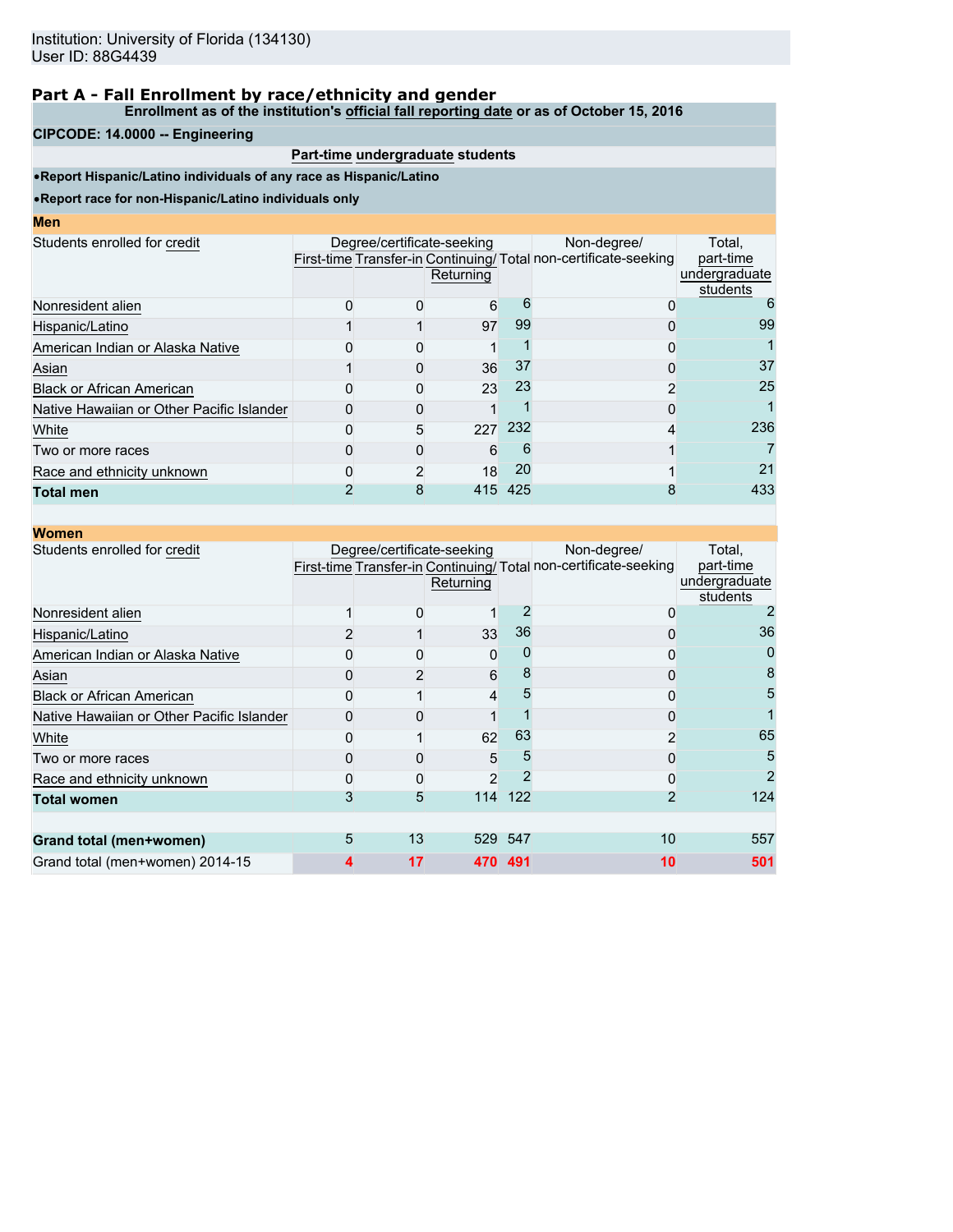Institution: University of Florida (134130)
User ID: 88G4439

## Part A - Fall Enrollment by race/ethnicity and gender

**Enrollment as of the institution's official fall reporting date or as of October 15, 2016**

**CIPCODE: 14.0000 -- Engineering**

**Part-time undergraduate students**

- **Report Hispanic/Latino individuals of any race as Hispanic/Latino**
- **Report race for non-Hispanic/Latino individuals only**

**Men**

| Students enrolled for credit | Degree/certificate-seeking | | | | Non-degree/ non-certificate-seeking | Total, part-time undergraduate students |
|---|---|---|---|---|---|---|
| | First-time | Transfer-in | Continuing/ Returning | Total | | |
| Nonresident alien | 0 | 0 | 6 | 6 | 0 | 6 |
| Hispanic/Latino | 1 | 1 | 97 | 99 | 0 | 99 |
| American Indian or Alaska Native | 0 | 0 | 1 | 1 | 0 | 1 |
| Asian | 1 | 0 | 36 | 37 | 0 | 37 |
| Black or African American | 0 | 0 | 23 | 23 | 2 | 25 |
| Native Hawaiian or Other Pacific Islander | 0 | 0 | 1 | 1 | 0 | 1 |
| White | 0 | 5 | 227 | 232 | 4 | 236 |
| Two or more races | 0 | 0 | 6 | 6 | 1 | 7 |
| Race and ethnicity unknown | 0 | 2 | 18 | 20 | 1 | 21 |
| **Total men** | 2 | 8 | 415 | 425 | 8 | 433 |

**Women**

| Students enrolled for credit | Degree/certificate-seeking | | | | Non-degree/ non-certificate-seeking | Total, part-time undergraduate students |
|---|---|---|---|---|---|---|
| | First-time | Transfer-in | Continuing/ Returning | Total | | |
| Nonresident alien | 1 | 0 | 1 | 2 | 0 | 2 |
| Hispanic/Latino | 2 | 1 | 33 | 36 | 0 | 36 |
| American Indian or Alaska Native | 0 | 0 | 0 | 0 | 0 | 0 |
| Asian | 0 | 2 | 6 | 8 | 0 | 8 |
| Black or African American | 0 | 1 | 4 | 5 | 0 | 5 |
| Native Hawaiian or Other Pacific Islander | 0 | 0 | 1 | 1 | 0 | 1 |
| White | 0 | 1 | 62 | 63 | 2 | 65 |
| Two or more races | 0 | 0 | 5 | 5 | 0 | 5 |
| Race and ethnicity unknown | 0 | 0 | 2 | 2 | 0 | 2 |
| **Total women** | 3 | 5 | 114 | 122 | 2 | 124 |
| | | | | | | |
| **Grand total (men+women)** | 5 | 13 | 529 | 547 | 10 | 557 |
| Grand total (men+women) 2014-15 | **4** | **17** | **470** | **491** | **10** | **501** |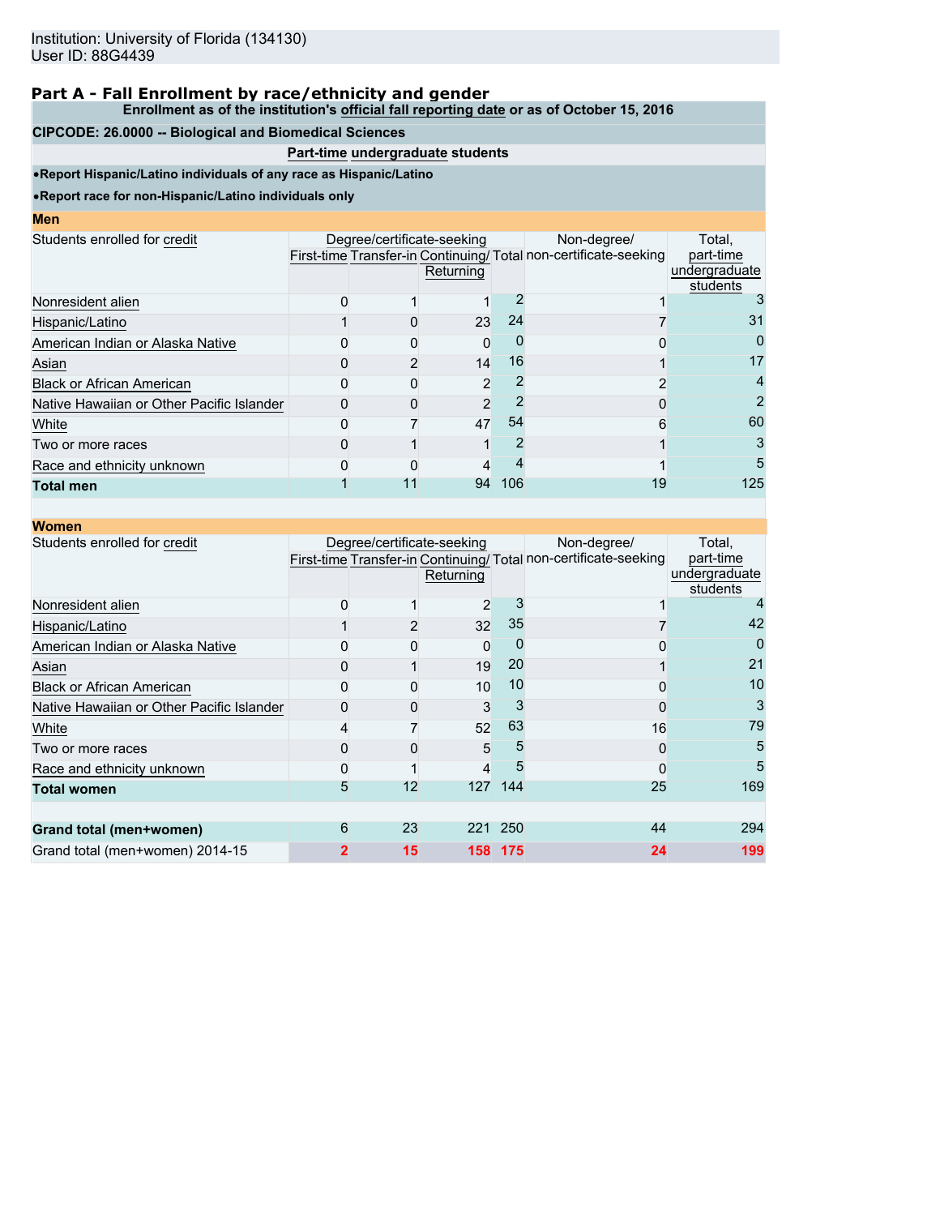Institution: University of Florida (134130)
User ID: 88G4439

## Part A - Fall Enrollment by race/ethnicity and gender

**Enrollment as of the institution's official fall reporting date or as of October 15, 2016**

**CIPCODE: 26.0000 -- Biological and Biomedical Sciences**

**Part-time undergraduate students**

- **Report Hispanic/Latino individuals of any race as Hispanic/Latino**
- **Report race for non-Hispanic/Latino individuals only**

### Men

| Students enrolled for credit | Degree/certificate-seeking | | | | Non-degree/ non-certificate-seeking | Total, part-time undergraduate students |
|---|---|---|---|---|---|---|
| | First-time | Transfer-in | Continuing/ Returning | Total | | |
| Nonresident alien | 0 | 1 | 1 | 2 | 1 | 3 |
| Hispanic/Latino | 1 | 0 | 23 | 24 | 7 | 31 |
| American Indian or Alaska Native | 0 | 0 | 0 | 0 | 0 | 0 |
| Asian | 0 | 2 | 14 | 16 | 1 | 17 |
| Black or African American | 0 | 0 | 2 | 2 | 2 | 4 |
| Native Hawaiian or Other Pacific Islander | 0 | 0 | 2 | 2 | 0 | 2 |
| White | 0 | 7 | 47 | 54 | 6 | 60 |
| Two or more races | 0 | 1 | 1 | 2 | 1 | 3 |
| Race and ethnicity unknown | 0 | 0 | 4 | 4 | 1 | 5 |
| **Total men** | 1 | 11 | 94 | 106 | 19 | 125 |

### Women

| Students enrolled for credit | Degree/certificate-seeking | | | | Non-degree/ non-certificate-seeking | Total, part-time undergraduate students |
|---|---|---|---|---|---|---|
| | First-time | Transfer-in | Continuing/ Returning | Total | | |
| Nonresident alien | 0 | 1 | 2 | 3 | 1 | 4 |
| Hispanic/Latino | 1 | 2 | 32 | 35 | 7 | 42 |
| American Indian or Alaska Native | 0 | 0 | 0 | 0 | 0 | 0 |
| Asian | 0 | 1 | 19 | 20 | 1 | 21 |
| Black or African American | 0 | 0 | 10 | 10 | 0 | 10 |
| Native Hawaiian or Other Pacific Islander | 0 | 0 | 3 | 3 | 0 | 3 |
| White | 4 | 7 | 52 | 63 | 16 | 79 |
| Two or more races | 0 | 0 | 5 | 5 | 0 | 5 |
| Race and ethnicity unknown | 0 | 1 | 4 | 5 | 0 | 5 |
| **Total women** | 5 | 12 | 127 | 144 | 25 | 169 |
| | | | | | | |
| **Grand total (men+women)** | 6 | 23 | 221 | 250 | 44 | 294 |
| Grand total (men+women) 2014-15 | **2** | **15** | **158** | **175** | **24** | **199** |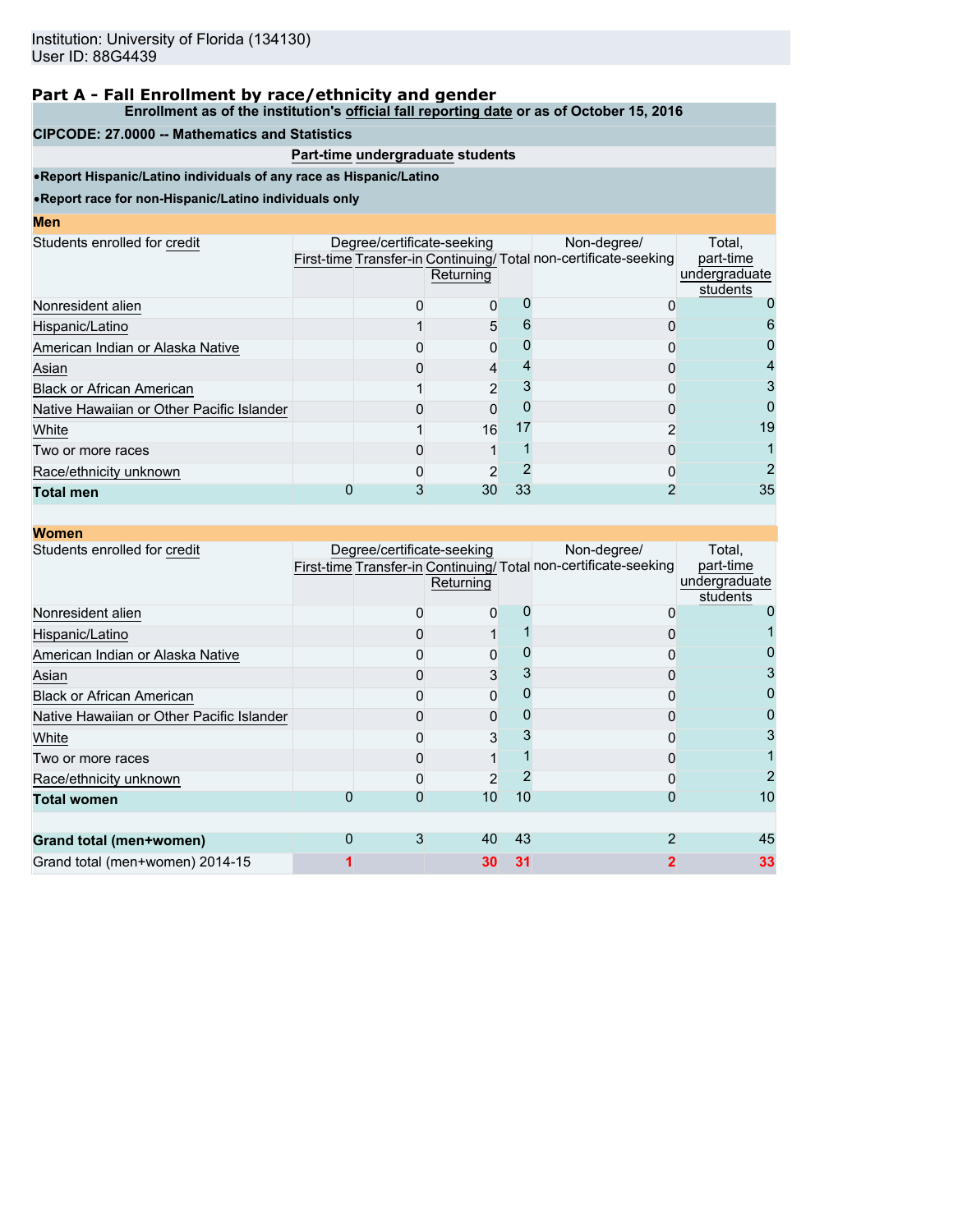Institution: University of Florida (134130)
User ID: 88G4439

## Part A - Fall Enrollment by race/ethnicity and gender

**Enrollment as of the institution's official fall reporting date or as of October 15, 2016**

**CIPCODE: 27.0000 -- Mathematics and Statistics**

**Part-time undergraduate students**

- **Report Hispanic/Latino individuals of any race as Hispanic/Latino**
- **Report race for non-Hispanic/Latino individuals only**

### Men

| Students enrolled for credit | Degree/certificate-seeking | | | | Non-degree/ non-certificate-seeking | Total, part-time undergraduate students |
|---|---|---|---|---|---|---|
| | First-time | Transfer-in | Continuing/ Returning | Total | | |
| Nonresident alien | | 0 | 0 | 0 | 0 | 0 |
| Hispanic/Latino | | 1 | 5 | 6 | 0 | 6 |
| American Indian or Alaska Native | | 0 | 0 | 0 | 0 | 0 |
| Asian | | 0 | 4 | 4 | 0 | 4 |
| Black or African American | | 1 | 2 | 3 | 0 | 3 |
| Native Hawaiian or Other Pacific Islander | | 0 | 0 | 0 | 0 | 0 |
| White | | 1 | 16 | 17 | 2 | 19 |
| Two or more races | | 0 | 1 | 1 | 0 | 1 |
| Race/ethnicity unknown | | 0 | 2 | 2 | 0 | 2 |
| **Total men** | 0 | 3 | 30 | 33 | 2 | 35 |

### Women

| Students enrolled for credit | Degree/certificate-seeking | | | | Non-degree/ non-certificate-seeking | Total, part-time undergraduate students |
|---|---|---|---|---|---|---|
| | First-time | Transfer-in | Continuing/ Returning | Total | | |
| Nonresident alien | | 0 | 0 | 0 | 0 | 0 |
| Hispanic/Latino | | 0 | 1 | 1 | 0 | 1 |
| American Indian or Alaska Native | | 0 | 0 | 0 | 0 | 0 |
| Asian | | 0 | 3 | 3 | 0 | 3 |
| Black or African American | | 0 | 0 | 0 | 0 | 0 |
| Native Hawaiian or Other Pacific Islander | | 0 | 0 | 0 | 0 | 0 |
| White | | 0 | 3 | 3 | 0 | 3 |
| Two or more races | | 0 | 1 | 1 | 0 | 1 |
| Race/ethnicity unknown | | 0 | 2 | 2 | 0 | 2 |
| **Total women** | 0 | 0 | 10 | 10 | 0 | 10 |
| | | | | | | |
| **Grand total (men+women)** | 0 | 3 | 40 | 43 | 2 | 45 |
| Grand total (men+women) 2014-15 | 1 | | 30 | 31 | 2 | 33 |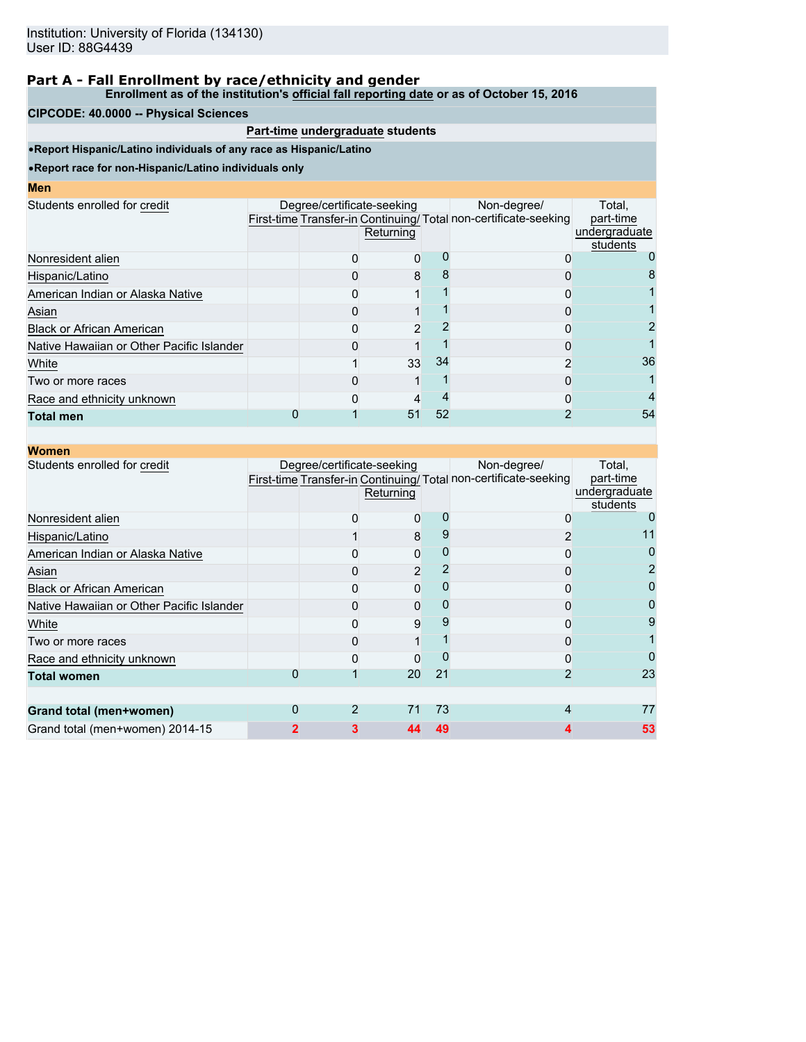Institution: University of Florida (134130)
User ID: 88G4439

## Part A - Fall Enrollment by race/ethnicity and gender

**Enrollment as of the institution's official fall reporting date or as of October 15, 2016**

**CIPCODE: 40.0000 -- Physical Sciences**

**Part-time undergraduate students**

- **Report Hispanic/Latino individuals of any race as Hispanic/Latino**
- **Report race for non-Hispanic/Latino individuals only**

### Men

| Students enrolled for credit | Degree/certificate-seeking | | | | Non-degree/ non-certificate-seeking | Total, part-time undergraduate students |
|---|---|---|---|---|---|---|
| | First-time | Transfer-in | Continuing/ Returning | Total | | |
| Nonresident alien | | 0 | 0 | 0 | 0 | 0 |
| Hispanic/Latino | | 0 | 8 | 8 | 0 | 8 |
| American Indian or Alaska Native | | 0 | 1 | 1 | 0 | 1 |
| Asian | | 0 | 1 | 1 | 0 | 1 |
| Black or African American | | 0 | 2 | 2 | 0 | 2 |
| Native Hawaiian or Other Pacific Islander | | 0 | 1 | 1 | 0 | 1 |
| White | | 1 | 33 | 34 | 2 | 36 |
| Two or more races | | 0 | 1 | 1 | 0 | 1 |
| Race and ethnicity unknown | | 0 | 4 | 4 | 0 | 4 |
| **Total men** | 0 | 1 | 51 | 52 | 2 | 54 |

### Women

| Students enrolled for credit | Degree/certificate-seeking | | | | Non-degree/ non-certificate-seeking | Total, part-time undergraduate students |
|---|---|---|---|---|---|---|
| | First-time | Transfer-in | Continuing/ Returning | Total | | |
| Nonresident alien | | 0 | 0 | 0 | 0 | 0 |
| Hispanic/Latino | | 1 | 8 | 9 | 2 | 11 |
| American Indian or Alaska Native | | 0 | 0 | 0 | 0 | 0 |
| Asian | | 0 | 2 | 2 | 0 | 2 |
| Black or African American | | 0 | 0 | 0 | 0 | 0 |
| Native Hawaiian or Other Pacific Islander | | 0 | 0 | 0 | 0 | 0 |
| White | | 0 | 9 | 9 | 0 | 9 |
| Two or more races | | 0 | 1 | 1 | 0 | 1 |
| Race and ethnicity unknown | | 0 | 0 | 0 | 0 | 0 |
| **Total women** | 0 | 1 | 20 | 21 | 2 | 23 |
| | | | | | | |
| **Grand total (men+women)** | 0 | 2 | 71 | 73 | 4 | 77 |
| Grand total (men+women) 2014-15 | 2 | 3 | 44 | 49 | 4 | 53 |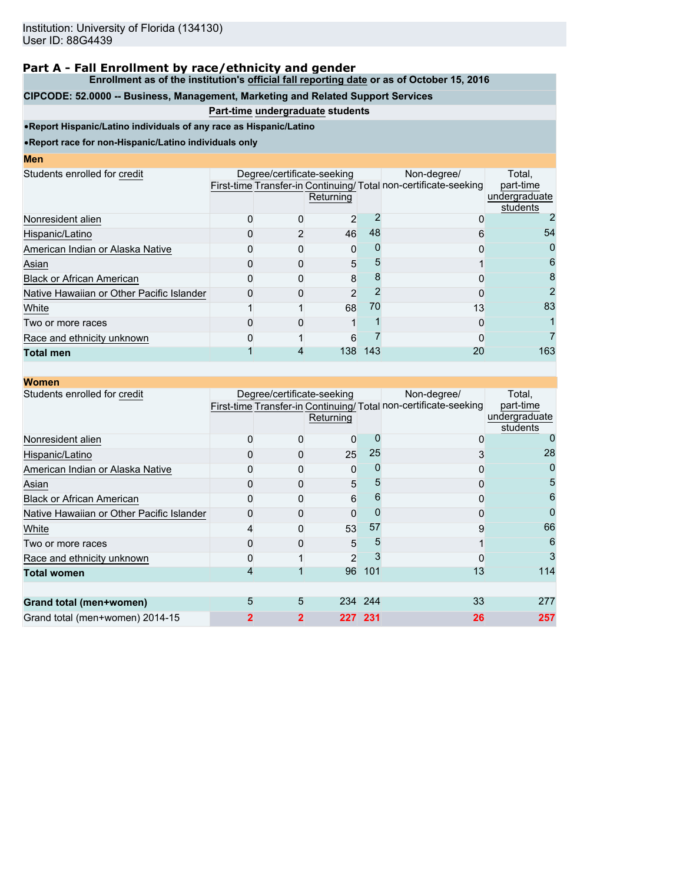Institution: University of Florida (134130)
User ID: 88G4439

## Part A - Fall Enrollment by race/ethnicity and gender

**Enrollment as of the institution's official fall reporting date or as of October 15, 2016**

**CIPCODE: 52.0000 -- Business, Management, Marketing and Related Support Services**

**Part-time undergraduate students**

- **Report Hispanic/Latino individuals of any race as Hispanic/Latino**
- **Report race for non-Hispanic/Latino individuals only**

**Men**

| Students enrolled for credit | Degree/certificate-seeking | | | | Non-degree/ non-certificate-seeking | Total, part-time undergraduate students |
|---|---|---|---|---|---|---|
| | First-time | Transfer-in | Continuing/ Returning | Total | | |
| Nonresident alien | 0 | 0 | 2 | 2 | 0 | 2 |
| Hispanic/Latino | 0 | 2 | 46 | 48 | 6 | 54 |
| American Indian or Alaska Native | 0 | 0 | 0 | 0 | 0 | 0 |
| Asian | 0 | 0 | 5 | 5 | 1 | 6 |
| Black or African American | 0 | 0 | 8 | 8 | 0 | 8 |
| Native Hawaiian or Other Pacific Islander | 0 | 0 | 2 | 2 | 0 | 2 |
| White | 1 | 1 | 68 | 70 | 13 | 83 |
| Two or more races | 0 | 0 | 1 | 1 | 0 | 1 |
| Race and ethnicity unknown | 0 | 1 | 6 | 7 | 0 | 7 |
| **Total men** | 1 | 4 | 138 | 143 | 20 | 163 |

**Women**

| Students enrolled for credit | Degree/certificate-seeking | | | | Non-degree/ non-certificate-seeking | Total, part-time undergraduate students |
|---|---|---|---|---|---|---|
| | First-time | Transfer-in | Continuing/ Returning | Total | | |
| Nonresident alien | 0 | 0 | 0 | 0 | 0 | 0 |
| Hispanic/Latino | 0 | 0 | 25 | 25 | 3 | 28 |
| American Indian or Alaska Native | 0 | 0 | 0 | 0 | 0 | 0 |
| Asian | 0 | 0 | 5 | 5 | 0 | 5 |
| Black or African American | 0 | 0 | 6 | 6 | 0 | 6 |
| Native Hawaiian or Other Pacific Islander | 0 | 0 | 0 | 0 | 0 | 0 |
| White | 4 | 0 | 53 | 57 | 9 | 66 |
| Two or more races | 0 | 0 | 5 | 5 | 1 | 6 |
| Race and ethnicity unknown | 0 | 1 | 2 | 3 | 0 | 3 |
| **Total women** | 4 | 1 | 96 | 101 | 13 | 114 |
| | | | | | | |
| **Grand total (men+women)** | 5 | 5 | 234 | 244 | 33 | 277 |
| Grand total (men+women) 2014-15 | **2** | **2** | **227** | **231** | **26** | **257** |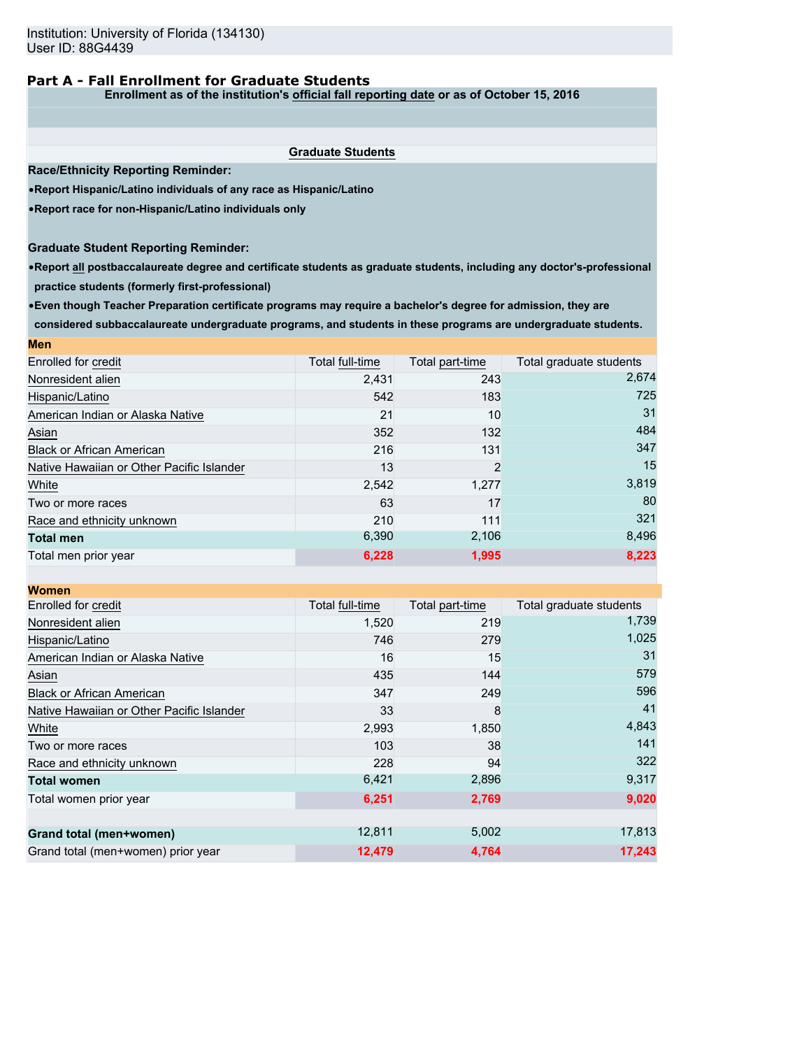Institution: University of Florida (134130)
User ID: 88G4439

## Part A - Fall Enrollment for Graduate Students

**Enrollment as of the institution's official fall reporting date or as of October 15, 2016**

**Graduate Students**

**Race/Ethnicity Reporting Reminder:**

- **Report Hispanic/Latino individuals of any race as Hispanic/Latino**
- **Report race for non-Hispanic/Latino individuals only**

**Graduate Student Reporting Reminder:**

- **Report all postbaccalaureate degree and certificate students as graduate students, including any doctor's-professional practice students (formerly first-professional)**
- **Even though Teacher Preparation certificate programs may require a bachelor's degree for admission, they are considered subbaccalaureate undergraduate programs, and students in these programs are undergraduate students.**

**Men**

| Enrolled for credit | Total full-time | Total part-time | Total graduate students |
|---|---|---|---|
| Nonresident alien | 2,431 | 243 | 2,674 |
| Hispanic/Latino | 542 | 183 | 725 |
| American Indian or Alaska Native | 21 | 10 | 31 |
| Asian | 352 | 132 | 484 |
| Black or African American | 216 | 131 | 347 |
| Native Hawaiian or Other Pacific Islander | 13 | 2 | 15 |
| White | 2,542 | 1,277 | 3,819 |
| Two or more races | 63 | 17 | 80 |
| Race and ethnicity unknown | 210 | 111 | 321 |
| **Total men** | 6,390 | 2,106 | 8,496 |
| Total men prior year | **6,228** | **1,995** | **8,223** |

**Women**

| Enrolled for credit | Total full-time | Total part-time | Total graduate students |
|---|---|---|---|
| Nonresident alien | 1,520 | 219 | 1,739 |
| Hispanic/Latino | 746 | 279 | 1,025 |
| American Indian or Alaska Native | 16 | 15 | 31 |
| Asian | 435 | 144 | 579 |
| Black or African American | 347 | 249 | 596 |
| Native Hawaiian or Other Pacific Islander | 33 | 8 | 41 |
| White | 2,993 | 1,850 | 4,843 |
| Two or more races | 103 | 38 | 141 |
| Race and ethnicity unknown | 228 | 94 | 322 |
| **Total women** | 6,421 | 2,896 | 9,317 |
| Total women prior year | **6,251** | **2,769** | **9,020** |
| | | | |
| **Grand total (men+women)** | 12,811 | 5,002 | 17,813 |
| Grand total (men+women) prior year | **12,479** | **4,764** | **17,243** |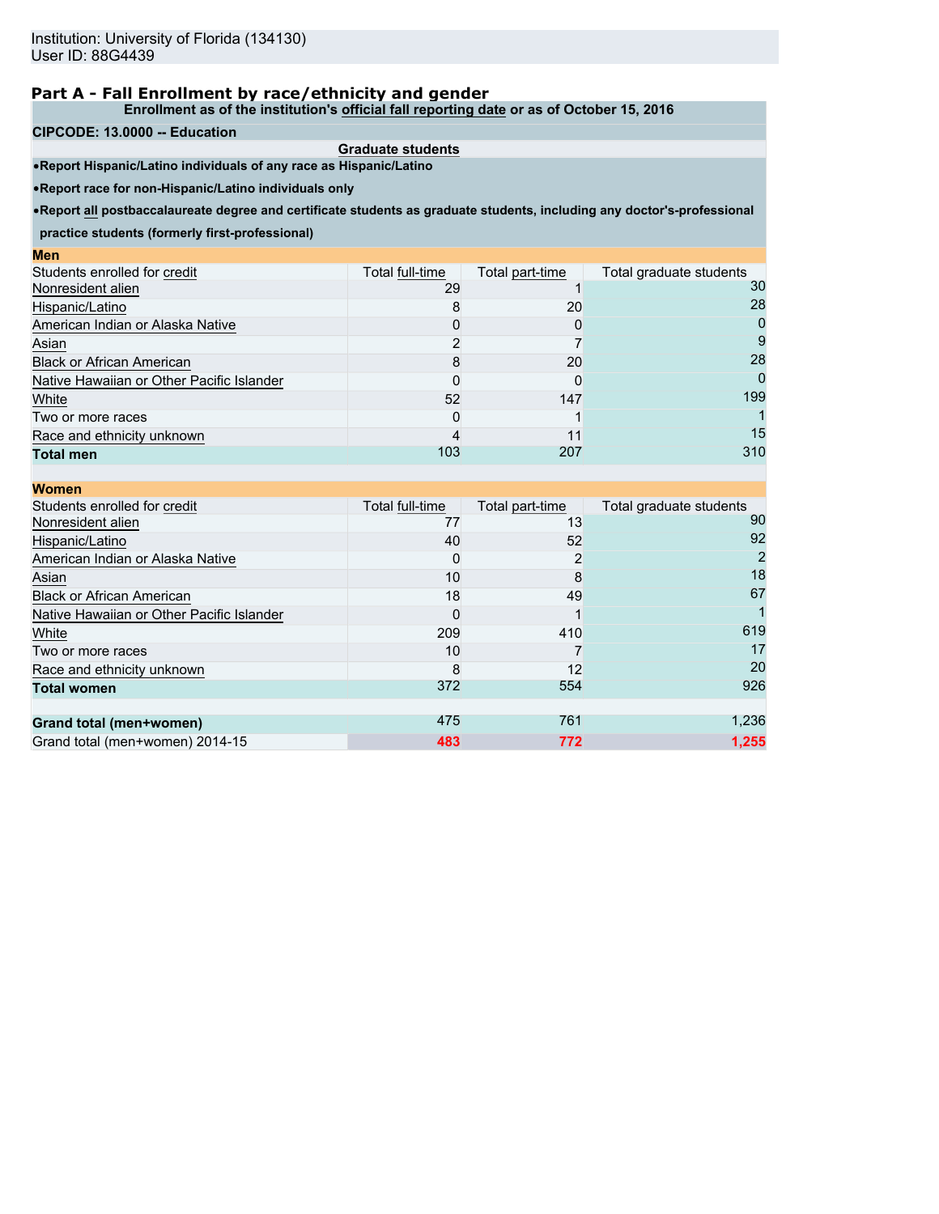Institution: University of Florida (134130)
User ID: 88G4439

## Part A - Fall Enrollment by race/ethnicity and gender

**Enrollment as of the institution's official fall reporting date or as of October 15, 2016**

**CIPCODE: 13.0000 -- Education**

**Graduate students**

- **Report Hispanic/Latino individuals of any race as Hispanic/Latino**
- **Report race for non-Hispanic/Latino individuals only**
- **Report all postbaccalaureate degree and certificate students as graduate students, including any doctor's-professional practice students (formerly first-professional)**

**Men**

| Students enrolled for credit | Total full-time | Total part-time | Total graduate students |
|---|---|---|---|
| Nonresident alien | 29 | 1 | 30 |
| Hispanic/Latino | 8 | 20 | 28 |
| American Indian or Alaska Native | 0 | 0 | 0 |
| Asian | 2 | 7 | 9 |
| Black or African American | 8 | 20 | 28 |
| Native Hawaiian or Other Pacific Islander | 0 | 0 | 0 |
| White | 52 | 147 | 199 |
| Two or more races | 0 | 1 | 1 |
| Race and ethnicity unknown | 4 | 11 | 15 |
| **Total men** | 103 | 207 | 310 |

**Women**

| Students enrolled for credit | Total full-time | Total part-time | Total graduate students |
|---|---|---|---|
| Nonresident alien | 77 | 13 | 90 |
| Hispanic/Latino | 40 | 52 | 92 |
| American Indian or Alaska Native | 0 | 2 | 2 |
| Asian | 10 | 8 | 18 |
| Black or African American | 18 | 49 | 67 |
| Native Hawaiian or Other Pacific Islander | 0 | 1 | 1 |
| White | 209 | 410 | 619 |
| Two or more races | 10 | 7 | 17 |
| Race and ethnicity unknown | 8 | 12 | 20 |
| **Total women** | 372 | 554 | 926 |
| | | | |
| **Grand total (men+women)** | 475 | 761 | 1,236 |
| Grand total (men+women) 2014-15 | 483 | 772 | 1,255 |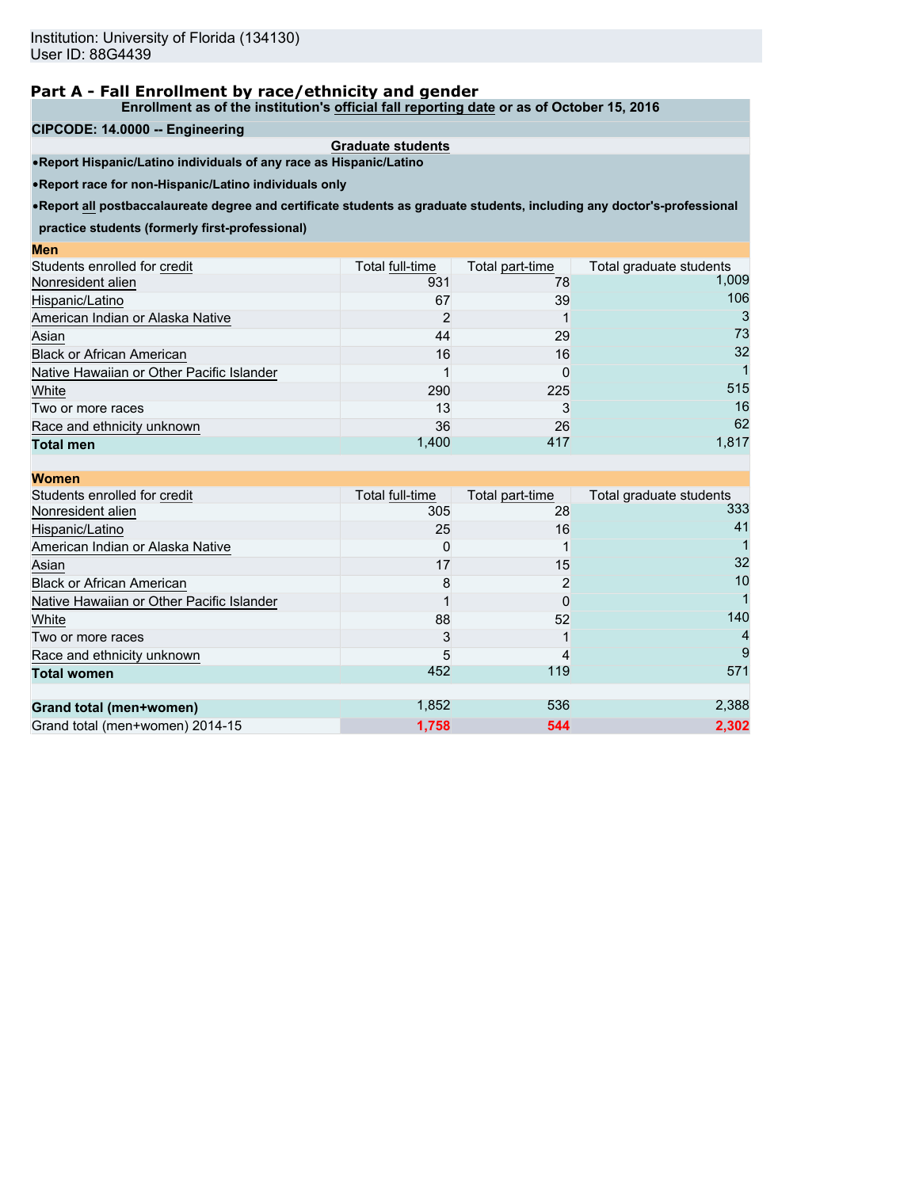Institution: University of Florida (134130)
User ID: 88G4439

## Part A - Fall Enrollment by race/ethnicity and gender

**Enrollment as of the institution's official fall reporting date or as of October 15, 2016**

**CIPCODE: 14.0000 -- Engineering**

**Graduate students**

- **Report Hispanic/Latino individuals of any race as Hispanic/Latino**
- **Report race for non-Hispanic/Latino individuals only**
- **Report all postbaccalaureate degree and certificate students as graduate students, including any doctor's-professional practice students (formerly first-professional)**

**Men**

| Students enrolled for credit | Total full-time | Total part-time | Total graduate students |
|---|---|---|---|
| Nonresident alien | 931 | 78 | 1,009 |
| Hispanic/Latino | 67 | 39 | 106 |
| American Indian or Alaska Native | 2 | 1 | 3 |
| Asian | 44 | 29 | 73 |
| Black or African American | 16 | 16 | 32 |
| Native Hawaiian or Other Pacific Islander | 1 | 0 | 1 |
| White | 290 | 225 | 515 |
| Two or more races | 13 | 3 | 16 |
| Race and ethnicity unknown | 36 | 26 | 62 |
| **Total men** | 1,400 | 417 | 1,817 |

**Women**

| Students enrolled for credit | Total full-time | Total part-time | Total graduate students |
|---|---|---|---|
| Nonresident alien | 305 | 28 | 333 |
| Hispanic/Latino | 25 | 16 | 41 |
| American Indian or Alaska Native | 0 | 1 | 1 |
| Asian | 17 | 15 | 32 |
| Black or African American | 8 | 2 | 10 |
| Native Hawaiian or Other Pacific Islander | 1 | 0 | 1 |
| White | 88 | 52 | 140 |
| Two or more races | 3 | 1 | 4 |
| Race and ethnicity unknown | 5 | 4 | 9 |
| **Total women** | 452 | 119 | 571 |
| | | | |
| **Grand total (men+women)** | 1,852 | 536 | 2,388 |
| Grand total (men+women) 2014-15 | 1,758 | 544 | 2,302 |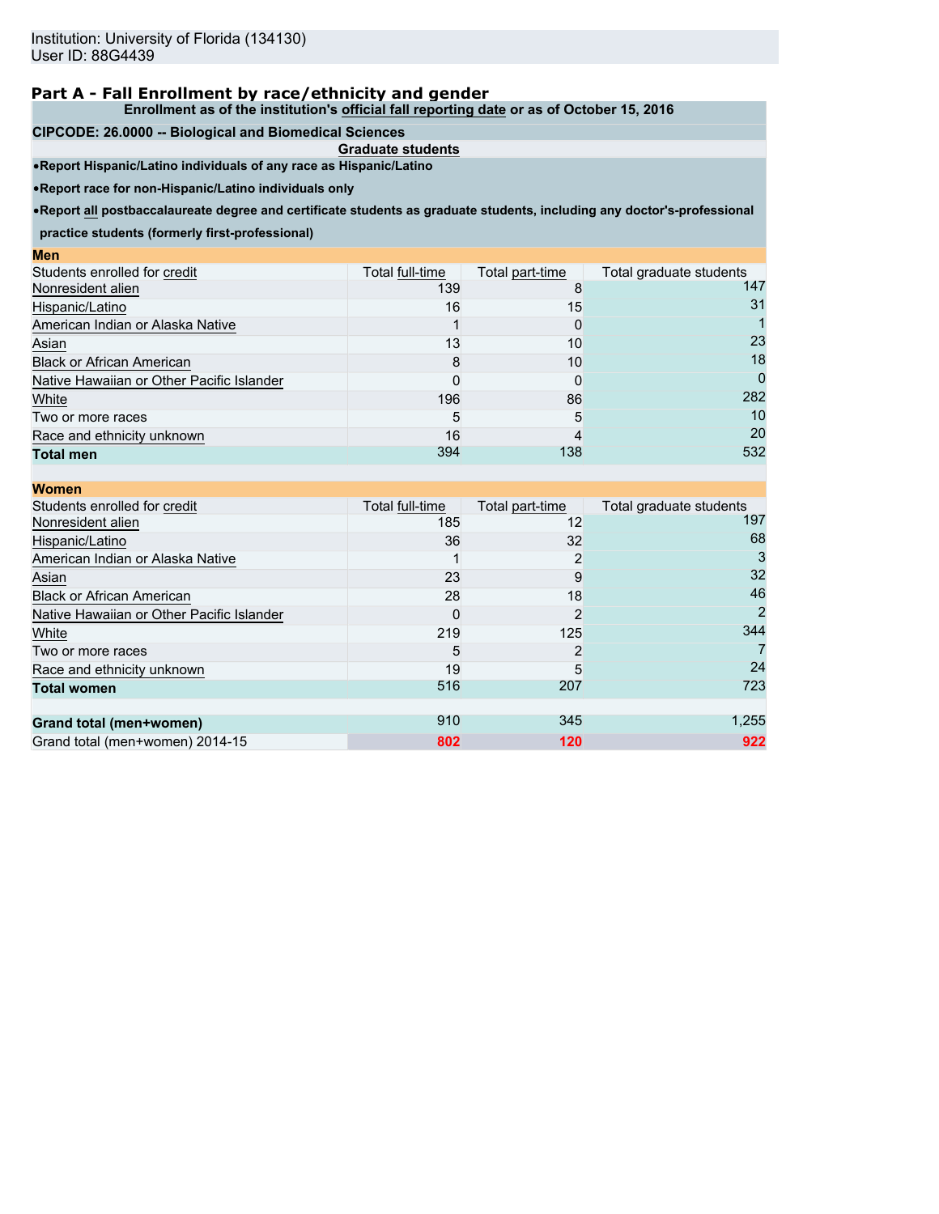Institution: University of Florida (134130)
User ID: 88G4439

## Part A - Fall Enrollment by race/ethnicity and gender

**Enrollment as of the institution's official fall reporting date or as of October 15, 2016**

**CIPCODE: 26.0000 -- Biological and Biomedical Sciences**

**Graduate students**

- **Report Hispanic/Latino individuals of any race as Hispanic/Latino**
- **Report race for non-Hispanic/Latino individuals only**
- **Report all postbaccalaureate degree and certificate students as graduate students, including any doctor's-professional practice students (formerly first-professional)**

**Men**

| Students enrolled for credit | Total full-time | Total part-time | Total graduate students |
|---|---|---|---|
| Nonresident alien | 139 | 8 | 147 |
| Hispanic/Latino | 16 | 15 | 31 |
| American Indian or Alaska Native | 1 | 0 | 1 |
| Asian | 13 | 10 | 23 |
| Black or African American | 8 | 10 | 18 |
| Native Hawaiian or Other Pacific Islander | 0 | 0 | 0 |
| White | 196 | 86 | 282 |
| Two or more races | 5 | 5 | 10 |
| Race and ethnicity unknown | 16 | 4 | 20 |
| **Total men** | 394 | 138 | 532 |

**Women**

| Students enrolled for credit | Total full-time | Total part-time | Total graduate students |
|---|---|---|---|
| Nonresident alien | 185 | 12 | 197 |
| Hispanic/Latino | 36 | 32 | 68 |
| American Indian or Alaska Native | 1 | 2 | 3 |
| Asian | 23 | 9 | 32 |
| Black or African American | 28 | 18 | 46 |
| Native Hawaiian or Other Pacific Islander | 0 | 2 | 2 |
| White | 219 | 125 | 344 |
| Two or more races | 5 | 2 | 7 |
| Race and ethnicity unknown | 19 | 5 | 24 |
| **Total women** | 516 | 207 | 723 |
| | | | |
| **Grand total (men+women)** | 910 | 345 | 1,255 |
| Grand total (men+women) 2014-15 | **802** | **120** | **922** |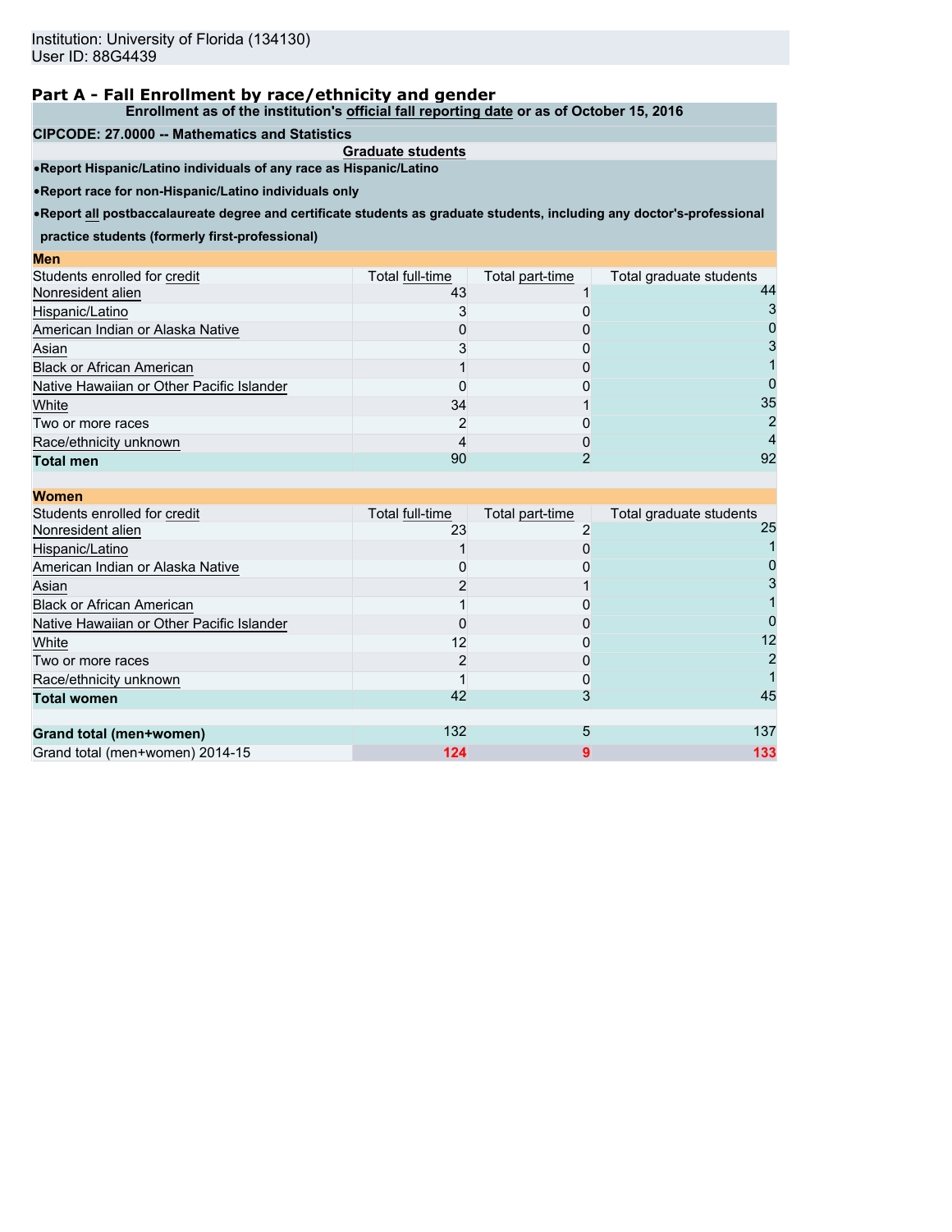Institution: University of Florida (134130)
User ID: 88G4439

## Part A - Fall Enrollment by race/ethnicity and gender

**Enrollment as of the institution's official fall reporting date or as of October 15, 2016**

**CIPCODE: 27.0000 -- Mathematics and Statistics**

**Graduate students**

- **Report Hispanic/Latino individuals of any race as Hispanic/Latino**
- **Report race for non-Hispanic/Latino individuals only**
- **Report all postbaccalaureate degree and certificate students as graduate students, including any doctor's-professional practice students (formerly first-professional)**

**Men**

| Students enrolled for credit | Total full-time | Total part-time | Total graduate students |
|---|---|---|---|
| Nonresident alien | 43 | 1 | 44 |
| Hispanic/Latino | 3 | 0 | 3 |
| American Indian or Alaska Native | 0 | 0 | 0 |
| Asian | 3 | 0 | 3 |
| Black or African American | 1 | 0 | 1 |
| Native Hawaiian or Other Pacific Islander | 0 | 0 | 0 |
| White | 34 | 1 | 35 |
| Two or more races | 2 | 0 | 2 |
| Race/ethnicity unknown | 4 | 0 | 4 |
| **Total men** | 90 | 2 | 92 |

**Women**

| Students enrolled for credit | Total full-time | Total part-time | Total graduate students |
|---|---|---|---|
| Nonresident alien | 23 | 2 | 25 |
| Hispanic/Latino | 1 | 0 | 1 |
| American Indian or Alaska Native | 0 | 0 | 0 |
| Asian | 2 | 1 | 3 |
| Black or African American | 1 | 0 | 1 |
| Native Hawaiian or Other Pacific Islander | 0 | 0 | 0 |
| White | 12 | 0 | 12 |
| Two or more races | 2 | 0 | 2 |
| Race/ethnicity unknown | 1 | 0 | 1 |
| **Total women** | 42 | 3 | 45 |
| | | | |
| **Grand total (men+women)** | 132 | 5 | 137 |
| Grand total (men+women) 2014-15 | 124 | 9 | 133 |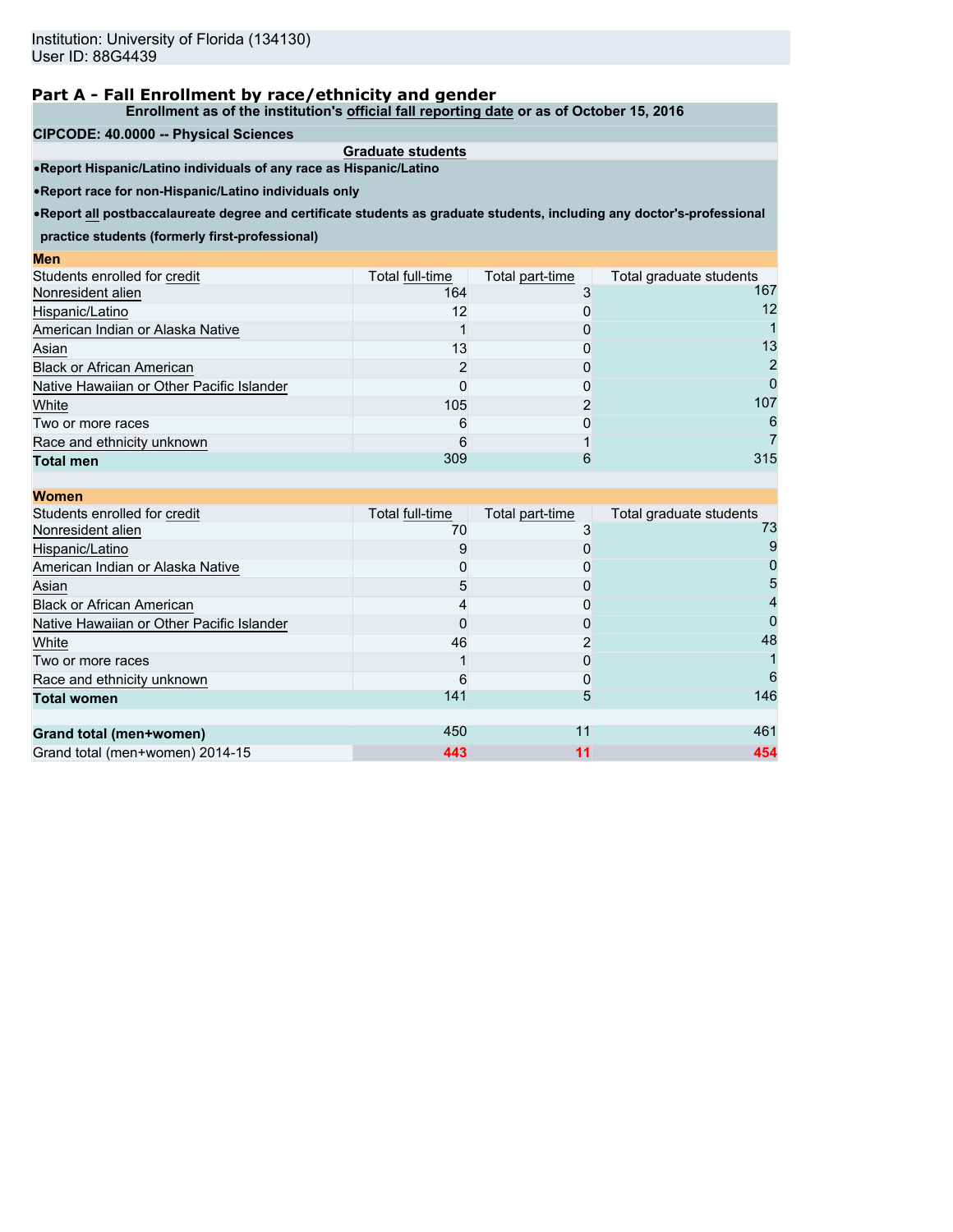Institution: University of Florida (134130)
User ID: 88G4439

## Part A - Fall Enrollment by race/ethnicity and gender

**Enrollment as of the institution's official fall reporting date or as of October 15, 2016**

**CIPCODE: 40.0000 -- Physical Sciences**

**Graduate students**

- **Report Hispanic/Latino individuals of any race as Hispanic/Latino**
- **Report race for non-Hispanic/Latino individuals only**
- **Report all postbaccalaureate degree and certificate students as graduate students, including any doctor's-professional practice students (formerly first-professional)**

**Men**

| Students enrolled for credit | Total full-time | Total part-time | Total graduate students |
|---|---|---|---|
| Nonresident alien | 164 | 3 | 167 |
| Hispanic/Latino | 12 | 0 | 12 |
| American Indian or Alaska Native | 1 | 0 | 1 |
| Asian | 13 | 0 | 13 |
| Black or African American | 2 | 0 | 2 |
| Native Hawaiian or Other Pacific Islander | 0 | 0 | 0 |
| White | 105 | 2 | 107 |
| Two or more races | 6 | 0 | 6 |
| Race and ethnicity unknown | 6 | 1 | 7 |
| **Total men** | 309 | 6 | 315 |

**Women**

| Students enrolled for credit | Total full-time | Total part-time | Total graduate students |
|---|---|---|---|
| Nonresident alien | 70 | 3 | 73 |
| Hispanic/Latino | 9 | 0 | 9 |
| American Indian or Alaska Native | 0 | 0 | 0 |
| Asian | 5 | 0 | 5 |
| Black or African American | 4 | 0 | 4 |
| Native Hawaiian or Other Pacific Islander | 0 | 0 | 0 |
| White | 46 | 2 | 48 |
| Two or more races | 1 | 0 | 1 |
| Race and ethnicity unknown | 6 | 0 | 6 |
| **Total women** | 141 | 5 | 146 |
| | | | |
| **Grand total (men+women)** | 450 | 11 | 461 |
| Grand total (men+women) 2014-15 | 443 | 11 | 454 |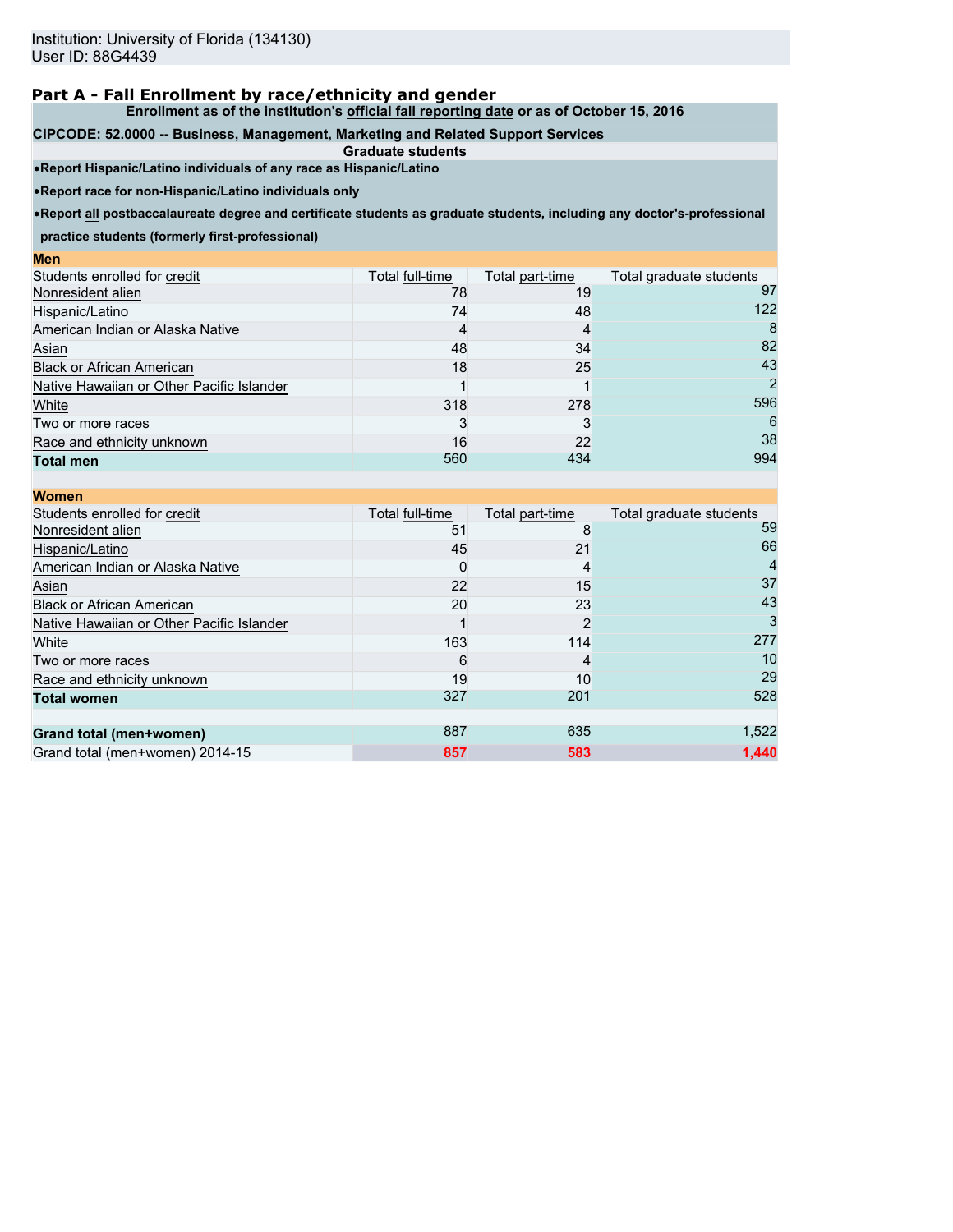Institution: University of Florida (134130)
User ID: 88G4439

## Part A - Fall Enrollment by race/ethnicity and gender

**Enrollment as of the institution's official fall reporting date or as of October 15, 2016**

**CIPCODE: 52.0000 -- Business, Management, Marketing and Related Support Services**

**Graduate students**

- **Report Hispanic/Latino individuals of any race as Hispanic/Latino**
- **Report race for non-Hispanic/Latino individuals only**
- **Report all postbaccalaureate degree and certificate students as graduate students, including any doctor's-professional practice students (formerly first-professional)**

**Men**

| Students enrolled for credit | Total full-time | Total part-time | Total graduate students |
|---|---|---|---|
| Nonresident alien | 78 | 19 | 97 |
| Hispanic/Latino | 74 | 48 | 122 |
| American Indian or Alaska Native | 4 | 4 | 8 |
| Asian | 48 | 34 | 82 |
| Black or African American | 18 | 25 | 43 |
| Native Hawaiian or Other Pacific Islander | 1 | 1 | 2 |
| White | 318 | 278 | 596 |
| Two or more races | 3 | 3 | 6 |
| Race and ethnicity unknown | 16 | 22 | 38 |
| **Total men** | 560 | 434 | 994 |

**Women**

| Students enrolled for credit | Total full-time | Total part-time | Total graduate students |
|---|---|---|---|
| Nonresident alien | 51 | 8 | 59 |
| Hispanic/Latino | 45 | 21 | 66 |
| American Indian or Alaska Native | 0 | 4 | 4 |
| Asian | 22 | 15 | 37 |
| Black or African American | 20 | 23 | 43 |
| Native Hawaiian or Other Pacific Islander | 1 | 2 | 3 |
| White | 163 | 114 | 277 |
| Two or more races | 6 | 4 | 10 |
| Race and ethnicity unknown | 19 | 10 | 29 |
| **Total women** | 327 | 201 | 528 |
| | | | |
| **Grand total (men+women)** | 887 | 635 | 1,522 |
| Grand total (men+women) 2014-15 | 857 | 583 | 1,440 |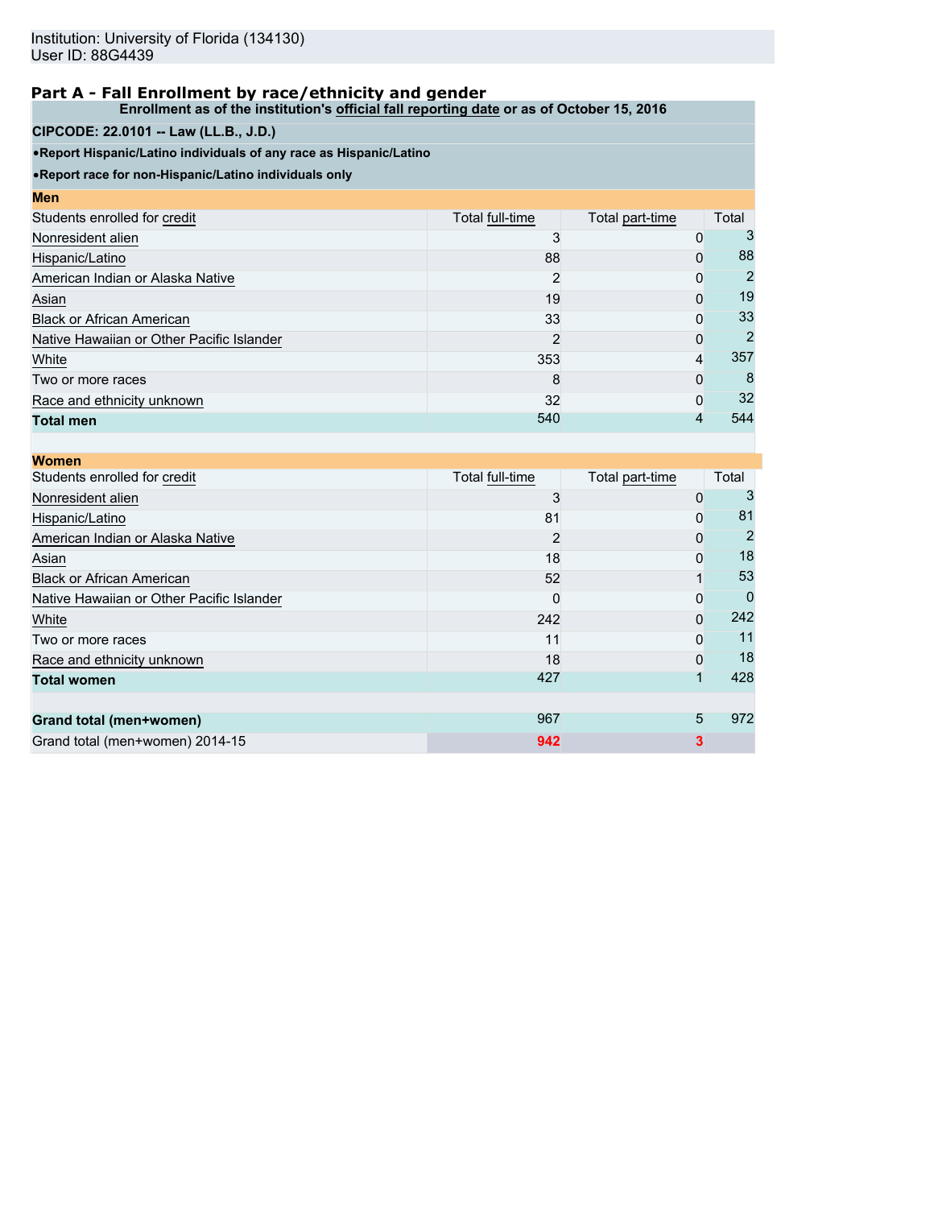Institution: University of Florida (134130)
User ID: 88G4439

## Part A - Fall Enrollment by race/ethnicity and gender

**Enrollment as of the institution's official fall reporting date or as of October 15, 2016**

**CIPCODE: 22.0101 -- Law (LL.B., J.D.)**

**•Report Hispanic/Latino individuals of any race as Hispanic/Latino**

**•Report race for non-Hispanic/Latino individuals only**

**Men**

| Students enrolled for credit | Total full-time | Total part-time | Total |
|---|---|---|---|
| Nonresident alien | 3 | 0 | 3 |
| Hispanic/Latino | 88 | 0 | 88 |
| American Indian or Alaska Native | 2 | 0 | 2 |
| Asian | 19 | 0 | 19 |
| Black or African American | 33 | 0 | 33 |
| Native Hawaiian or Other Pacific Islander | 2 | 0 | 2 |
| White | 353 | 4 | 357 |
| Two or more races | 8 | 0 | 8 |
| Race and ethnicity unknown | 32 | 0 | 32 |
| **Total men** | 540 | 4 | 544 |

**Women**

| Students enrolled for credit | Total full-time | Total part-time | Total |
|---|---|---|---|
| Nonresident alien | 3 | 0 | 3 |
| Hispanic/Latino | 81 | 0 | 81 |
| American Indian or Alaska Native | 2 | 0 | 2 |
| Asian | 18 | 0 | 18 |
| Black or African American | 52 | 1 | 53 |
| Native Hawaiian or Other Pacific Islander | 0 | 0 | 0 |
| White | 242 | 0 | 242 |
| Two or more races | 11 | 0 | 11 |
| Race and ethnicity unknown | 18 | 0 | 18 |
| **Total women** | 427 | 1 | 428 |
| | | | |
| **Grand total (men+women)** | 967 | 5 | 972 |
| Grand total (men+women) 2014-15 | 942 | 3 | |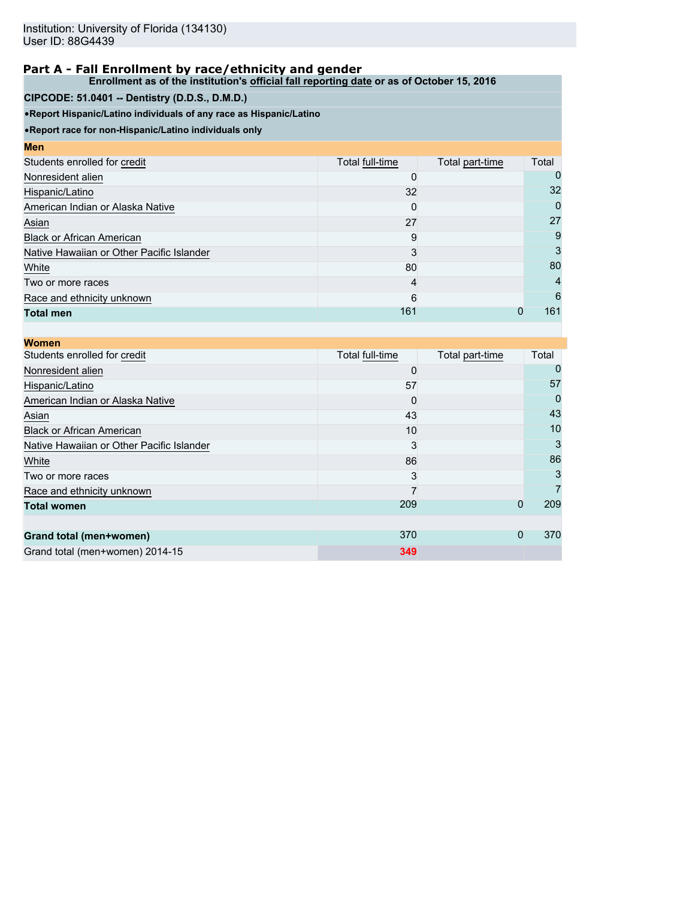Institution: University of Florida (134130)
User ID: 88G4439

## Part A - Fall Enrollment by race/ethnicity and gender

**Enrollment as of the institution's official fall reporting date or as of October 15, 2016**

**CIPCODE: 51.0401 -- Dentistry (D.D.S., D.M.D.)**

**•Report Hispanic/Latino individuals of any race as Hispanic/Latino**

**•Report race for non-Hispanic/Latino individuals only**

| **Men** | | | |
|---|---|---|---|
| Students enrolled for credit | Total full-time | Total part-time | Total |
| Nonresident alien | 0 | | 0 |
| Hispanic/Latino | 32 | | 32 |
| American Indian or Alaska Native | 0 | | 0 |
| Asian | 27 | | 27 |
| Black or African American | 9 | | 9 |
| Native Hawaiian or Other Pacific Islander | 3 | | 3 |
| White | 80 | | 80 |
| Two or more races | 4 | | 4 |
| Race and ethnicity unknown | 6 | | 6 |
| **Total men** | 161 | 0 | 161 |

| **Women** | | | |
|---|---|---|---|
| Students enrolled for credit | Total full-time | Total part-time | Total |
| Nonresident alien | 0 | | 0 |
| Hispanic/Latino | 57 | | 57 |
| American Indian or Alaska Native | 0 | | 0 |
| Asian | 43 | | 43 |
| Black or African American | 10 | | 10 |
| Native Hawaiian or Other Pacific Islander | 3 | | 3 |
| White | 86 | | 86 |
| Two or more races | 3 | | 3 |
| Race and ethnicity unknown | 7 | | 7 |
| **Total women** | 209 | 0 | 209 |
| | | | |
| **Grand total (men+women)** | 370 | 0 | 370 |
| Grand total (men+women) 2014-15 | 349 | | |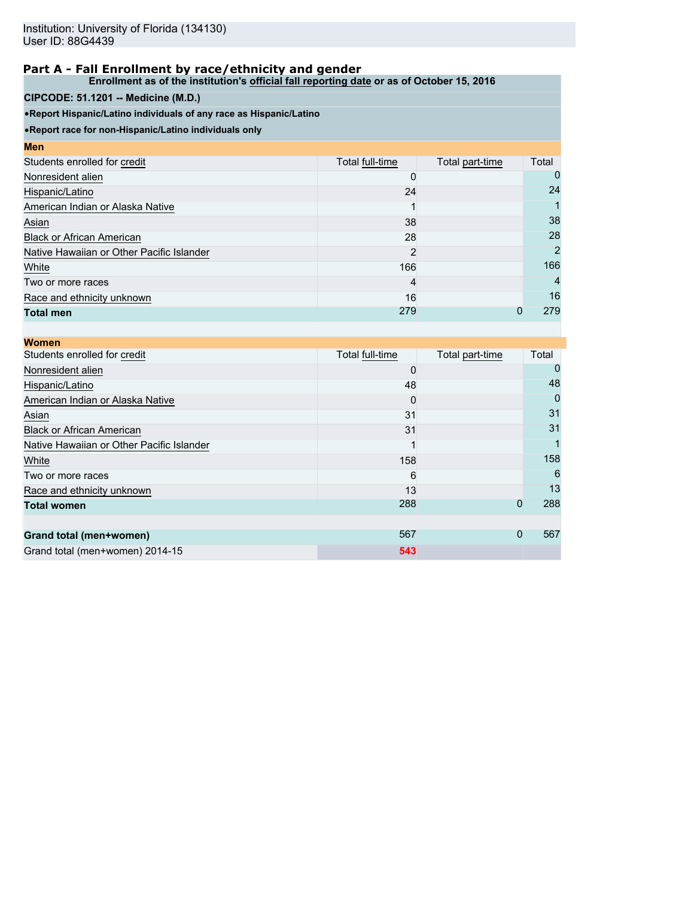Institution: University of Florida (134130)
User ID: 88G4439

## Part A - Fall Enrollment by race/ethnicity and gender

| Enrollment as of the institution's official fall reporting date or as of October 15, 2016 | | | |
|---|---|---|---|
| **CIPCODE: 51.1201 -- Medicine (M.D.)** | | | |
| •Report Hispanic/Latino individuals of any race as Hispanic/Latino | | | |
| •Report race for non-Hispanic/Latino individuals only | | | |
| **Men** | | | |
| Students enrolled for credit | Total full-time | Total part-time | Total |
| Nonresident alien | 0 | | 0 |
| Hispanic/Latino | 24 | | 24 |
| American Indian or Alaska Native | 1 | | 1 |
| Asian | 38 | | 38 |
| Black or African American | 28 | | 28 |
| Native Hawaiian or Other Pacific Islander | 2 | | 2 |
| White | 166 | | 166 |
| Two or more races | 4 | | 4 |
| Race and ethnicity unknown | 16 | | 16 |
| **Total men** | 279 | 0 | 279 |
| **Women** | | | |
| Students enrolled for credit | Total full-time | Total part-time | Total |
| Nonresident alien | 0 | | 0 |
| Hispanic/Latino | 48 | | 48 |
| American Indian or Alaska Native | 0 | | 0 |
| Asian | 31 | | 31 |
| Black or African American | 31 | | 31 |
| Native Hawaiian or Other Pacific Islander | 1 | | 1 |
| White | 158 | | 158 |
| Two or more races | 6 | | 6 |
| Race and ethnicity unknown | 13 | | 13 |
| **Total women** | 288 | 0 | 288 |
| **Grand total (men+women)** | 567 | 0 | 567 |
| Grand total (men+women) 2014-15 | 543 | | |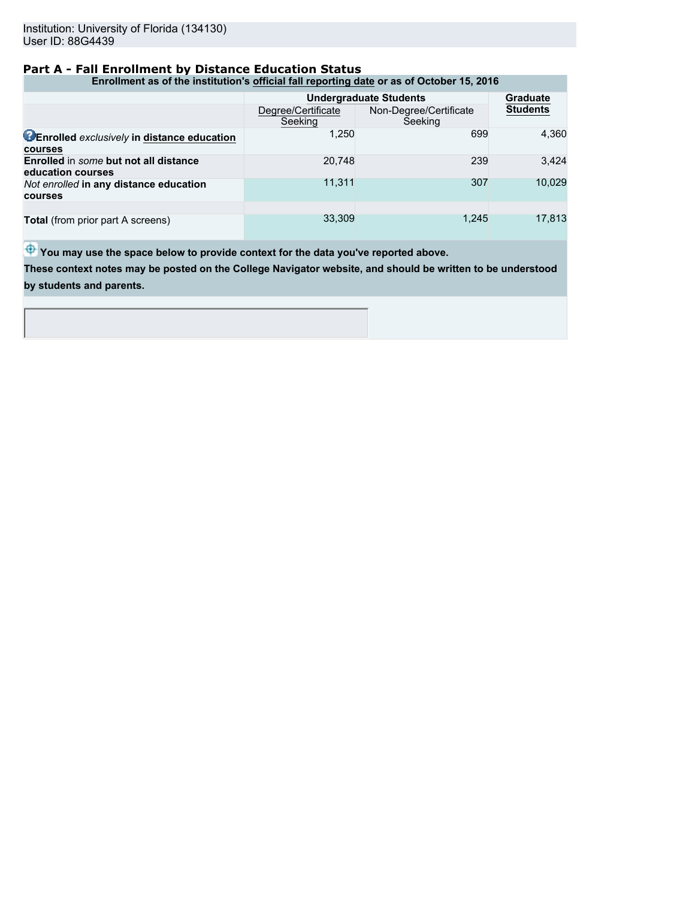Institution: University of Florida (134130)
User ID: 88G4439

## Part A - Fall Enrollment by Distance Education Status

**Enrollment as of the institution's official fall reporting date or as of October 15, 2016**

| | Undergraduate Students | | Graduate Students |
|---|---|---|---|
| | Degree/Certificate Seeking | Non-Degree/Certificate Seeking | |
| **Enrolled** *exclusively* **in distance education courses** | 1,250 | 699 | 4,360 |
| **Enrolled** in *some* **but not all distance education courses** | 20,748 | 239 | 3,424 |
| *Not enrolled* **in any distance education courses** | 11,311 | 307 | 10,029 |
| | | | |
| **Total** (from prior part A screens) | 33,309 | 1,245 | 17,813 |

**You may use the space below to provide context for the data you've reported above.**
**These context notes may be posted on the College Navigator website, and should be written to be understood by students and parents.**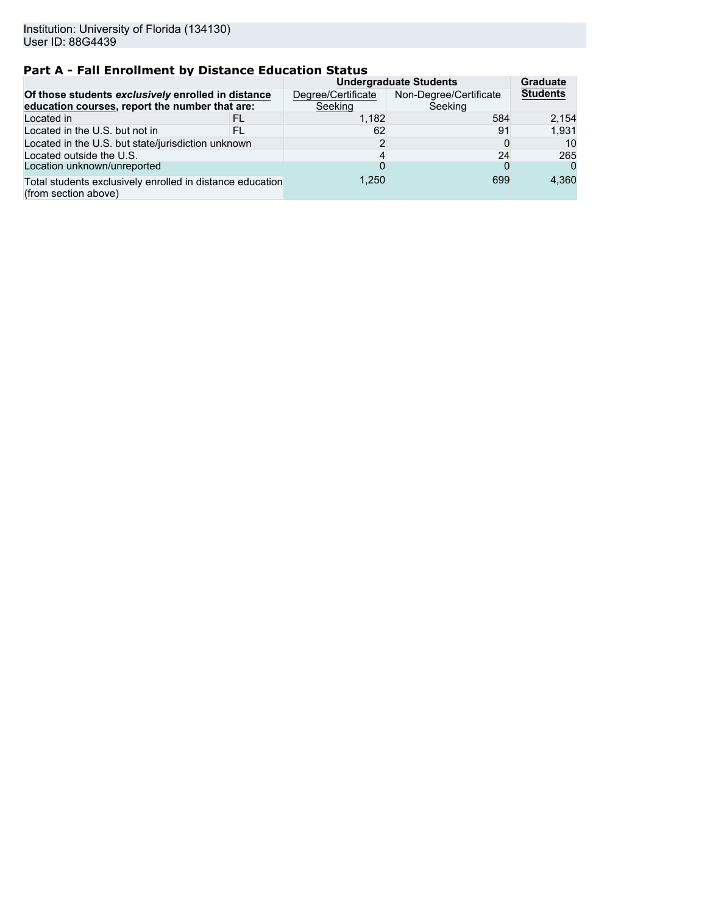Institution: University of Florida (134130)
User ID: 88G4439

## Part A - Fall Enrollment by Distance Education Status

| Of those students *exclusively* enrolled in distance education courses, report the number that are: | | Undergraduate Students | | Graduate Students |
|---|---|---|---|---|
| | | Degree/Certificate Seeking | Non-Degree/Certificate Seeking | |
| Located in | FL | 1,182 | 584 | 2,154 |
| Located in the U.S. but not in | FL | 62 | 91 | 1,931 |
| Located in the U.S. but state/jurisdiction unknown | | 2 | 0 | 10 |
| Located outside the U.S. | | 4 | 24 | 265 |
| Location unknown/unreported | | 0 | 0 | 0 |
| Total students exclusively enrolled in distance education (from section above) | | 1,250 | 699 | 4,360 |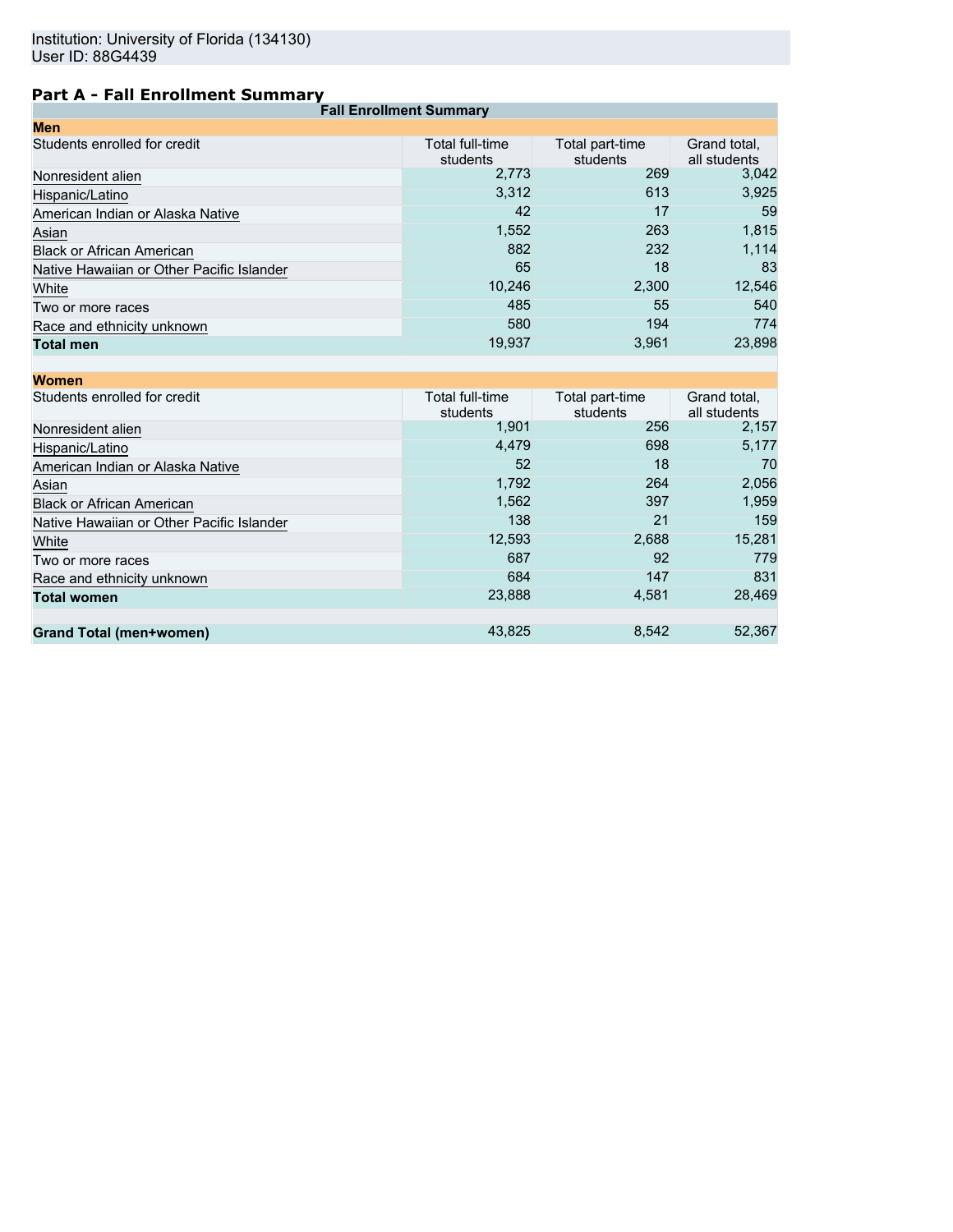Institution: University of Florida (134130)
User ID: 88G4439

## Part A - Fall Enrollment Summary

| Fall Enrollment Summary | | | |
|---|---|---|---|
| **Men** | | | |
| Students enrolled for credit | Total full-time students | Total part-time students | Grand total, all students |
| Nonresident alien | 2,773 | 269 | 3,042 |
| Hispanic/Latino | 3,312 | 613 | 3,925 |
| American Indian or Alaska Native | 42 | 17 | 59 |
| Asian | 1,552 | 263 | 1,815 |
| Black or African American | 882 | 232 | 1,114 |
| Native Hawaiian or Other Pacific Islander | 65 | 18 | 83 |
| White | 10,246 | 2,300 | 12,546 |
| Two or more races | 485 | 55 | 540 |
| Race and ethnicity unknown | 580 | 194 | 774 |
| **Total men** | 19,937 | 3,961 | 23,898 |
| | | | |
| **Women** | | | |
| Students enrolled for credit | Total full-time students | Total part-time students | Grand total, all students |
| Nonresident alien | 1,901 | 256 | 2,157 |
| Hispanic/Latino | 4,479 | 698 | 5,177 |
| American Indian or Alaska Native | 52 | 18 | 70 |
| Asian | 1,792 | 264 | 2,056 |
| Black or African American | 1,562 | 397 | 1,959 |
| Native Hawaiian or Other Pacific Islander | 138 | 21 | 159 |
| White | 12,593 | 2,688 | 15,281 |
| Two or more races | 687 | 92 | 779 |
| Race and ethnicity unknown | 684 | 147 | 831 |
| **Total women** | 23,888 | 4,581 | 28,469 |
| | | | |
| **Grand Total (men+women)** | 43,825 | 8,542 | 52,367 |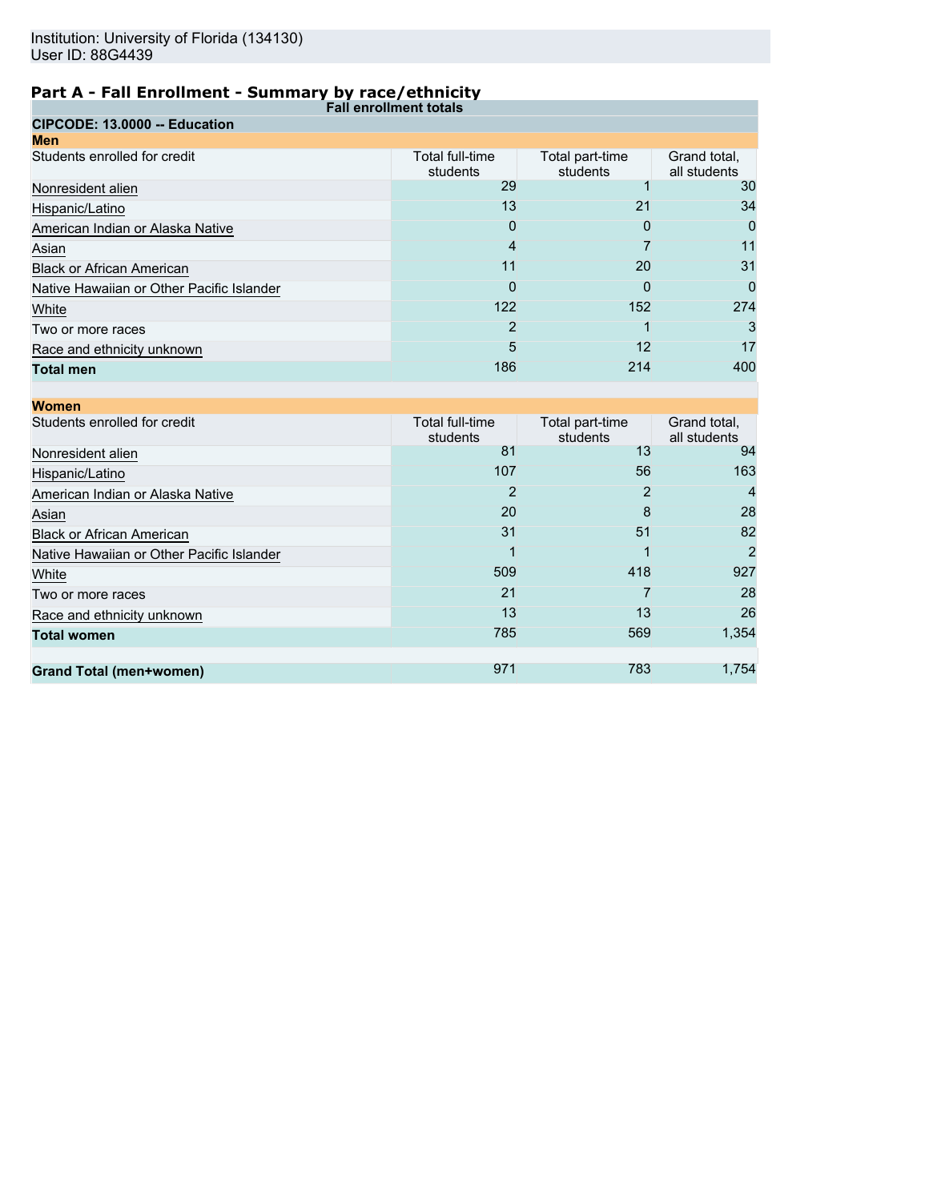Institution: University of Florida (134130)
User ID: 88G4439

## Part A - Fall Enrollment - Summary by race/ethnicity

| Fall enrollment totals | | | |
|---|---|---|---|
| **CIPCODE: 13.0000 -- Education** | | | |
| **Men** | | | |
| Students enrolled for credit | Total full-time students | Total part-time students | Grand total, all students |
| Nonresident alien | 29 | 1 | 30 |
| Hispanic/Latino | 13 | 21 | 34 |
| American Indian or Alaska Native | 0 | 0 | 0 |
| Asian | 4 | 7 | 11 |
| Black or African American | 11 | 20 | 31 |
| Native Hawaiian or Other Pacific Islander | 0 | 0 | 0 |
| White | 122 | 152 | 274 |
| Two or more races | 2 | 1 | 3 |
| Race and ethnicity unknown | 5 | 12 | 17 |
| **Total men** | 186 | 214 | 400 |
| **Women** | | | |
| Students enrolled for credit | Total full-time students | Total part-time students | Grand total, all students |
| Nonresident alien | 81 | 13 | 94 |
| Hispanic/Latino | 107 | 56 | 163 |
| American Indian or Alaska Native | 2 | 2 | 4 |
| Asian | 20 | 8 | 28 |
| Black or African American | 31 | 51 | 82 |
| Native Hawaiian or Other Pacific Islander | 1 | 1 | 2 |
| White | 509 | 418 | 927 |
| Two or more races | 21 | 7 | 28 |
| Race and ethnicity unknown | 13 | 13 | 26 |
| **Total women** | 785 | 569 | 1,354 |
| **Grand Total (men+women)** | 971 | 783 | 1,754 |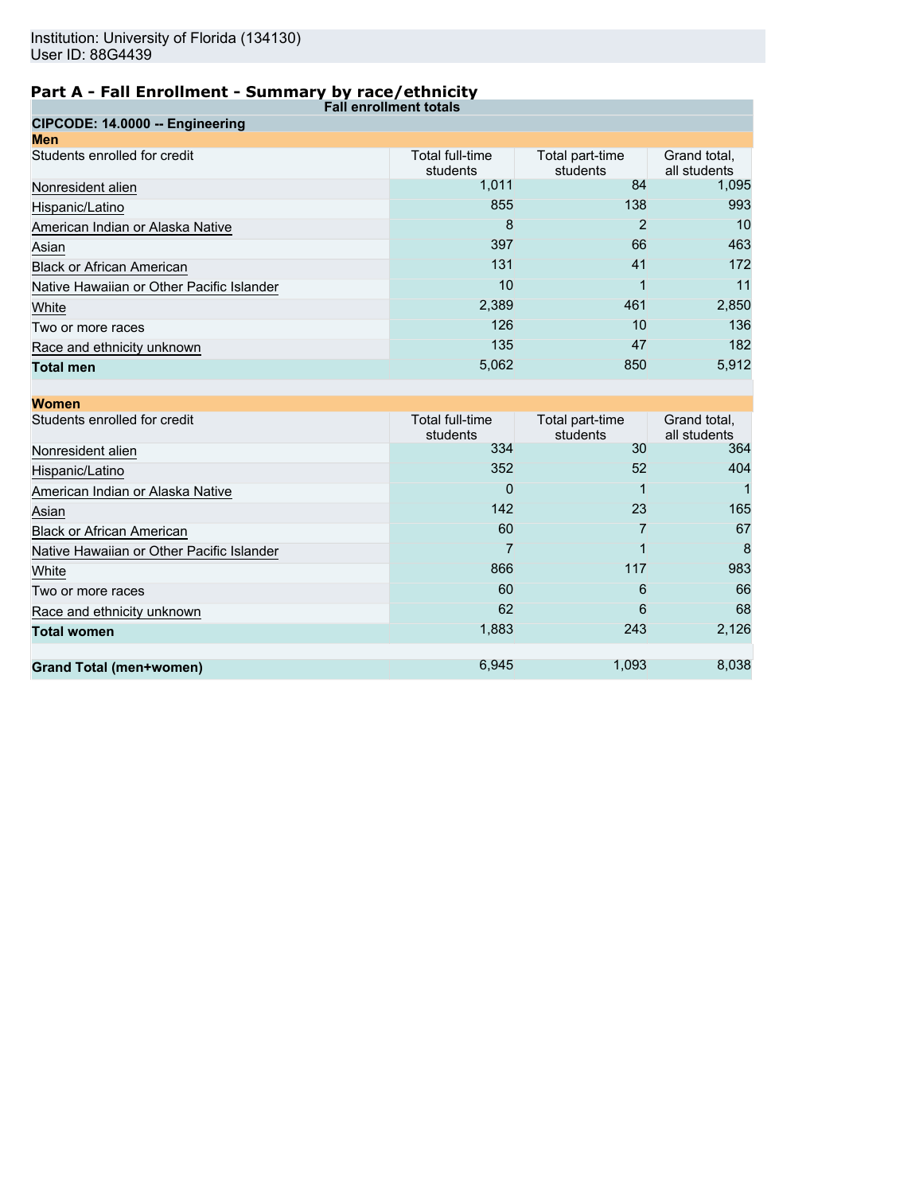Institution: University of Florida (134130)
User ID: 88G4439

## Part A - Fall Enrollment - Summary by race/ethnicity

**Fall enrollment totals**

**CIPCODE: 14.0000 -- Engineering**

**Men**

| Students enrolled for credit | Total full-time students | Total part-time students | Grand total, all students |
|---|---|---|---|
| Nonresident alien | 1,011 | 84 | 1,095 |
| Hispanic/Latino | 855 | 138 | 993 |
| American Indian or Alaska Native | 8 | 2 | 10 |
| Asian | 397 | 66 | 463 |
| Black or African American | 131 | 41 | 172 |
| Native Hawaiian or Other Pacific Islander | 10 | 1 | 11 |
| White | 2,389 | 461 | 2,850 |
| Two or more races | 126 | 10 | 136 |
| Race and ethnicity unknown | 135 | 47 | 182 |
| **Total men** | 5,062 | 850 | 5,912 |

**Women**

| Students enrolled for credit | Total full-time students | Total part-time students | Grand total, all students |
|---|---|---|---|
| Nonresident alien | 334 | 30 | 364 |
| Hispanic/Latino | 352 | 52 | 404 |
| American Indian or Alaska Native | 0 | 1 | 1 |
| Asian | 142 | 23 | 165 |
| Black or African American | 60 | 7 | 67 |
| Native Hawaiian or Other Pacific Islander | 7 | 1 | 8 |
| White | 866 | 117 | 983 |
| Two or more races | 60 | 6 | 66 |
| Race and ethnicity unknown | 62 | 6 | 68 |
| **Total women** | 1,883 | 243 | 2,126 |
| | | | |
| **Grand Total (men+women)** | 6,945 | 1,093 | 8,038 |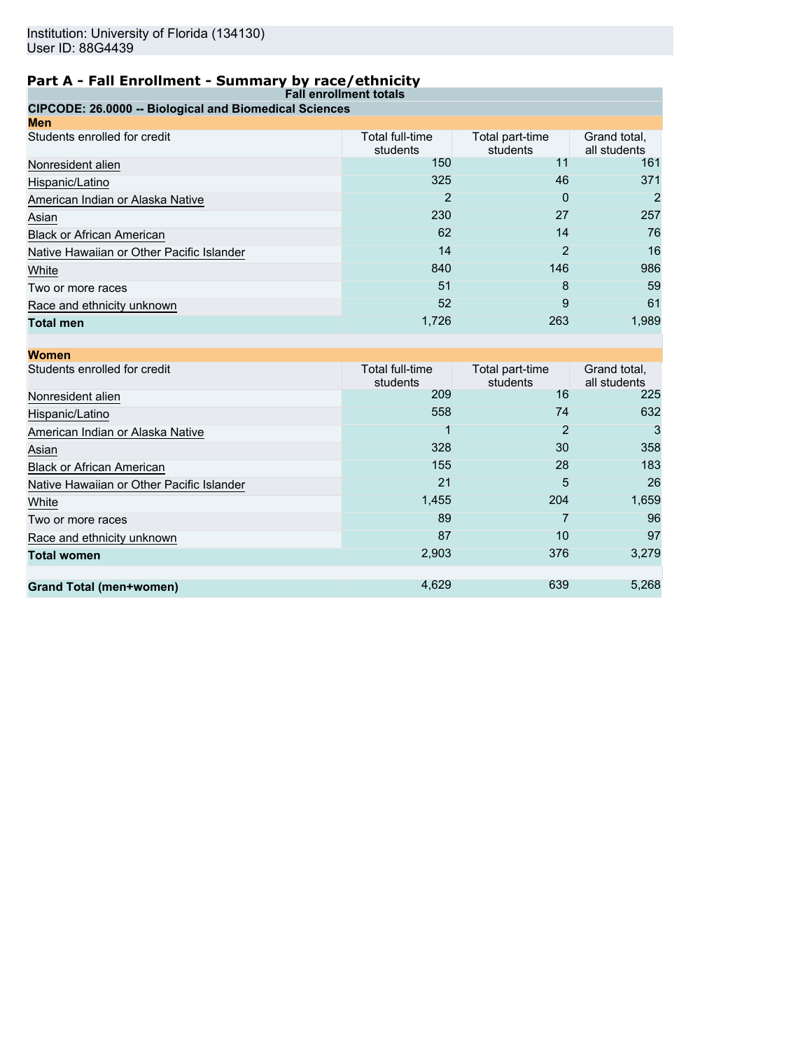Institution: University of Florida (134130)
User ID: 88G4439

## Part A - Fall Enrollment - Summary by race/ethnicity

**Fall enrollment totals**

**CIPCODE: 26.0000 -- Biological and Biomedical Sciences**

**Men**

| Students enrolled for credit | Total full-time students | Total part-time students | Grand total, all students |
|---|---|---|---|
| Nonresident alien | 150 | 11 | 161 |
| Hispanic/Latino | 325 | 46 | 371 |
| American Indian or Alaska Native | 2 | 0 | 2 |
| Asian | 230 | 27 | 257 |
| Black or African American | 62 | 14 | 76 |
| Native Hawaiian or Other Pacific Islander | 14 | 2 | 16 |
| White | 840 | 146 | 986 |
| Two or more races | 51 | 8 | 59 |
| Race and ethnicity unknown | 52 | 9 | 61 |
| **Total men** | 1,726 | 263 | 1,989 |

**Women**

| Students enrolled for credit | Total full-time students | Total part-time students | Grand total, all students |
|---|---|---|---|
| Nonresident alien | 209 | 16 | 225 |
| Hispanic/Latino | 558 | 74 | 632 |
| American Indian or Alaska Native | 1 | 2 | 3 |
| Asian | 328 | 30 | 358 |
| Black or African American | 155 | 28 | 183 |
| Native Hawaiian or Other Pacific Islander | 21 | 5 | 26 |
| White | 1,455 | 204 | 1,659 |
| Two or more races | 89 | 7 | 96 |
| Race and ethnicity unknown | 87 | 10 | 97 |
| **Total women** | 2,903 | 376 | 3,279 |
| | | | |
| **Grand Total (men+women)** | 4,629 | 639 | 5,268 |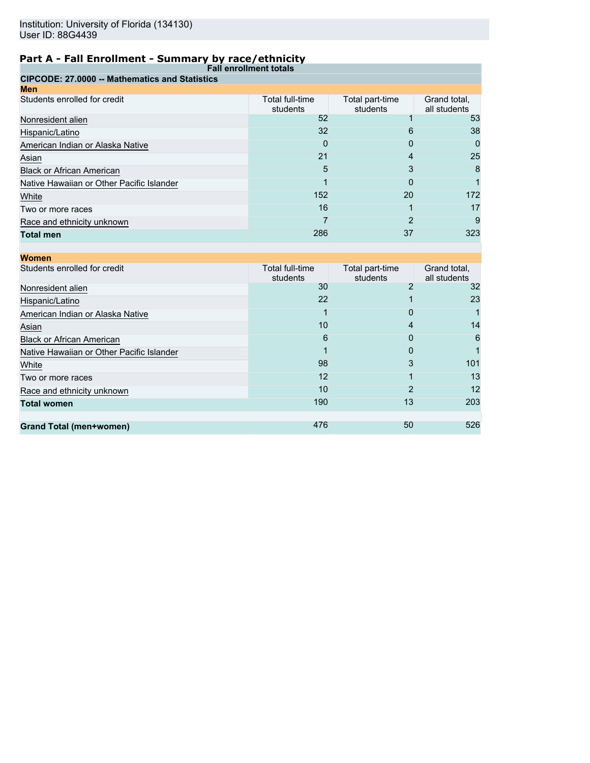Institution: University of Florida (134130)
User ID: 88G4439

## Part A - Fall Enrollment - Summary by race/ethnicity

**Fall enrollment totals**

**CIPCODE: 27.0000 -- Mathematics and Statistics**

**Men**

| Students enrolled for credit | Total full-time students | Total part-time students | Grand total, all students |
|---|---|---|---|
| Nonresident alien | 52 | 1 | 53 |
| Hispanic/Latino | 32 | 6 | 38 |
| American Indian or Alaska Native | 0 | 0 | 0 |
| Asian | 21 | 4 | 25 |
| Black or African American | 5 | 3 | 8 |
| Native Hawaiian or Other Pacific Islander | 1 | 0 | 1 |
| White | 152 | 20 | 172 |
| Two or more races | 16 | 1 | 17 |
| Race and ethnicity unknown | 7 | 2 | 9 |
| **Total men** | 286 | 37 | 323 |

**Women**

| Students enrolled for credit | Total full-time students | Total part-time students | Grand total, all students |
|---|---|---|---|
| Nonresident alien | 30 | 2 | 32 |
| Hispanic/Latino | 22 | 1 | 23 |
| American Indian or Alaska Native | 1 | 0 | 1 |
| Asian | 10 | 4 | 14 |
| Black or African American | 6 | 0 | 6 |
| Native Hawaiian or Other Pacific Islander | 1 | 0 | 1 |
| White | 98 | 3 | 101 |
| Two or more races | 12 | 1 | 13 |
| Race and ethnicity unknown | 10 | 2 | 12 |
| **Total women** | 190 | 13 | 203 |
| | | | |
| **Grand Total (men+women)** | 476 | 50 | 526 |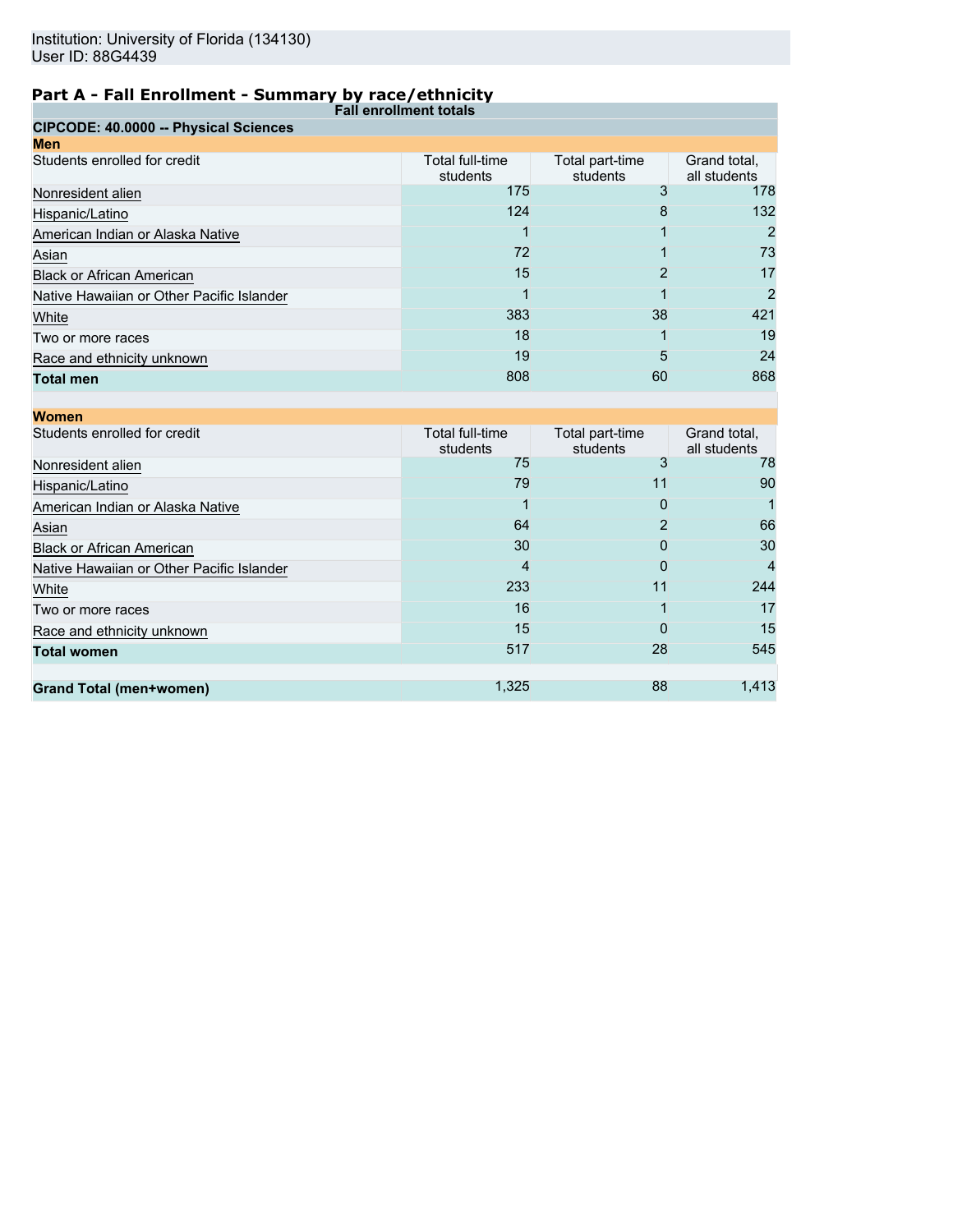Institution: University of Florida (134130)
User ID: 88G4439

## Part A - Fall Enrollment - Summary by race/ethnicity

**Fall enrollment totals**

**CIPCODE: 40.0000 -- Physical Sciences**

**Men**

| Students enrolled for credit | Total full-time students | Total part-time students | Grand total, all students |
|---|---|---|---|
| Nonresident alien | 175 | 3 | 178 |
| Hispanic/Latino | 124 | 8 | 132 |
| American Indian or Alaska Native | 1 | 1 | 2 |
| Asian | 72 | 1 | 73 |
| Black or African American | 15 | 2 | 17 |
| Native Hawaiian or Other Pacific Islander | 1 | 1 | 2 |
| White | 383 | 38 | 421 |
| Two or more races | 18 | 1 | 19 |
| Race and ethnicity unknown | 19 | 5 | 24 |
| **Total men** | 808 | 60 | 868 |

**Women**

| Students enrolled for credit | Total full-time students | Total part-time students | Grand total, all students |
|---|---|---|---|
| Nonresident alien | 75 | 3 | 78 |
| Hispanic/Latino | 79 | 11 | 90 |
| American Indian or Alaska Native | 1 | 0 | 1 |
| Asian | 64 | 2 | 66 |
| Black or African American | 30 | 0 | 30 |
| Native Hawaiian or Other Pacific Islander | 4 | 0 | 4 |
| White | 233 | 11 | 244 |
| Two or more races | 16 | 1 | 17 |
| Race and ethnicity unknown | 15 | 0 | 15 |
| **Total women** | 517 | 28 | 545 |
| | | | |
| **Grand Total (men+women)** | 1,325 | 88 | 1,413 |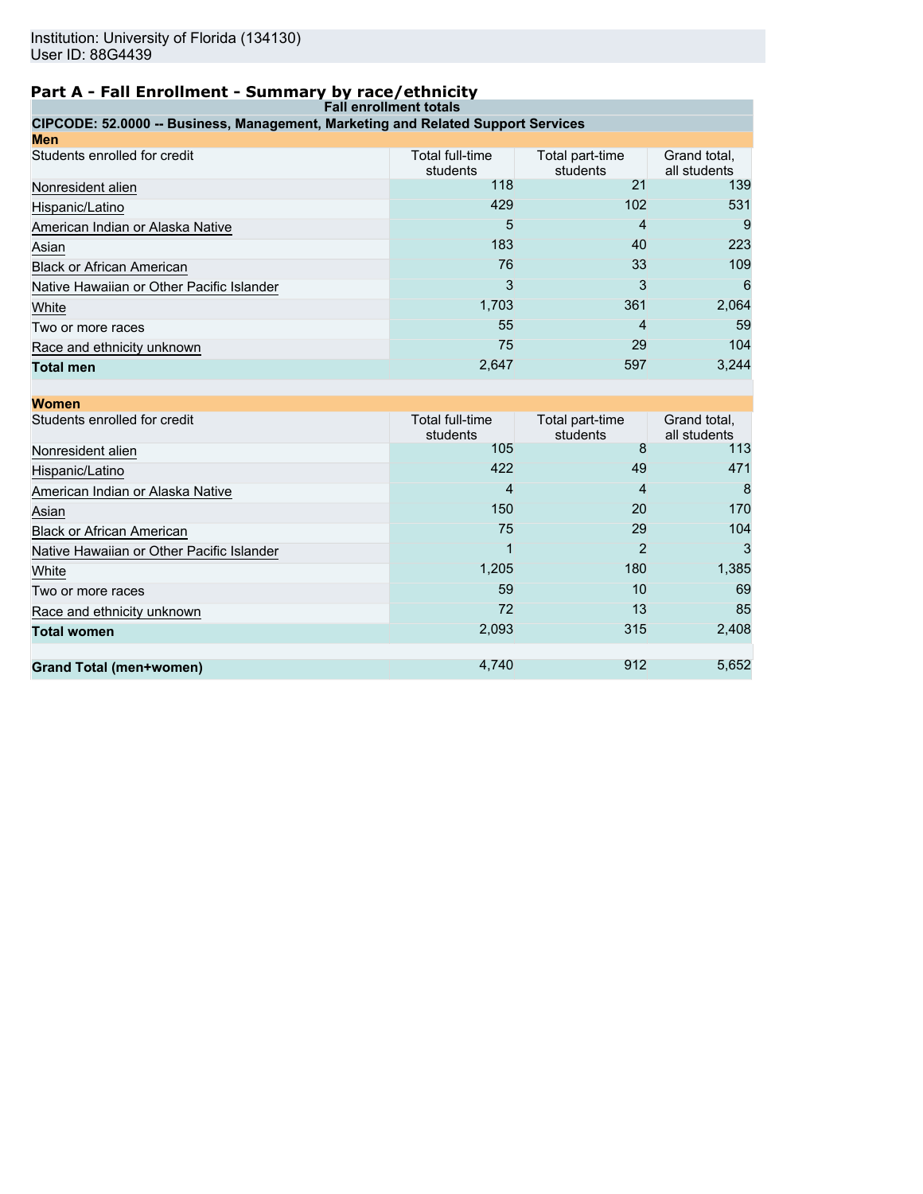Institution: University of Florida (134130)
User ID: 88G4439

## Part A - Fall Enrollment - Summary by race/ethnicity

**Fall enrollment totals**

**CIPCODE: 52.0000 -- Business, Management, Marketing and Related Support Services**

**Men**

| Students enrolled for credit | Total full-time students | Total part-time students | Grand total, all students |
|---|---|---|---|
| Nonresident alien | 118 | 21 | 139 |
| Hispanic/Latino | 429 | 102 | 531 |
| American Indian or Alaska Native | 5 | 4 | 9 |
| Asian | 183 | 40 | 223 |
| Black or African American | 76 | 33 | 109 |
| Native Hawaiian or Other Pacific Islander | 3 | 3 | 6 |
| White | 1,703 | 361 | 2,064 |
| Two or more races | 55 | 4 | 59 |
| Race and ethnicity unknown | 75 | 29 | 104 |
| **Total men** | 2,647 | 597 | 3,244 |

**Women**

| Students enrolled for credit | Total full-time students | Total part-time students | Grand total, all students |
|---|---|---|---|
| Nonresident alien | 105 | 8 | 113 |
| Hispanic/Latino | 422 | 49 | 471 |
| American Indian or Alaska Native | 4 | 4 | 8 |
| Asian | 150 | 20 | 170 |
| Black or African American | 75 | 29 | 104 |
| Native Hawaiian or Other Pacific Islander | 1 | 2 | 3 |
| White | 1,205 | 180 | 1,385 |
| Two or more races | 59 | 10 | 69 |
| Race and ethnicity unknown | 72 | 13 | 85 |
| **Total women** | 2,093 | 315 | 2,408 |
| | | | |
| **Grand Total (men+women)** | 4,740 | 912 | 5,652 |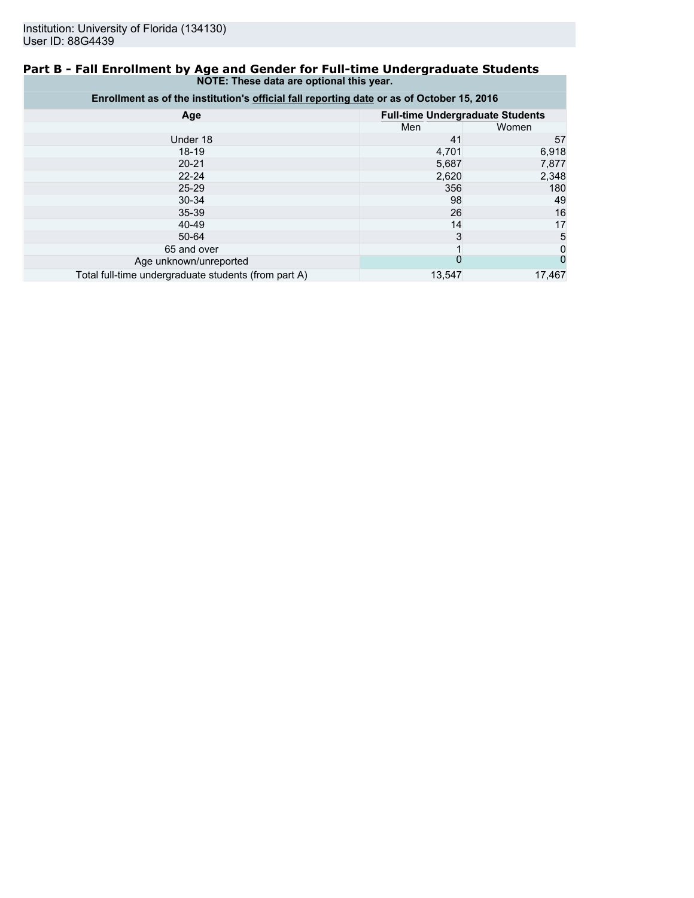Institution: University of Florida (134130)
User ID: 88G4439

## Part B - Fall Enrollment by Age and Gender for Full-time Undergraduate Students

**NOTE: These data are optional this year.**

**Enrollment as of the institution's official fall reporting date or as of October 15, 2016**

| Age | Full-time Undergraduate Students | |
|---|---|---|
| | Men | Women |
| Under 18 | 41 | 57 |
| 18-19 | 4,701 | 6,918 |
| 20-21 | 5,687 | 7,877 |
| 22-24 | 2,620 | 2,348 |
| 25-29 | 356 | 180 |
| 30-34 | 98 | 49 |
| 35-39 | 26 | 16 |
| 40-49 | 14 | 17 |
| 50-64 | 3 | 5 |
| 65 and over | 1 | 0 |
| Age unknown/unreported | 0 | 0 |
| Total full-time undergraduate students (from part A) | 13,547 | 17,467 |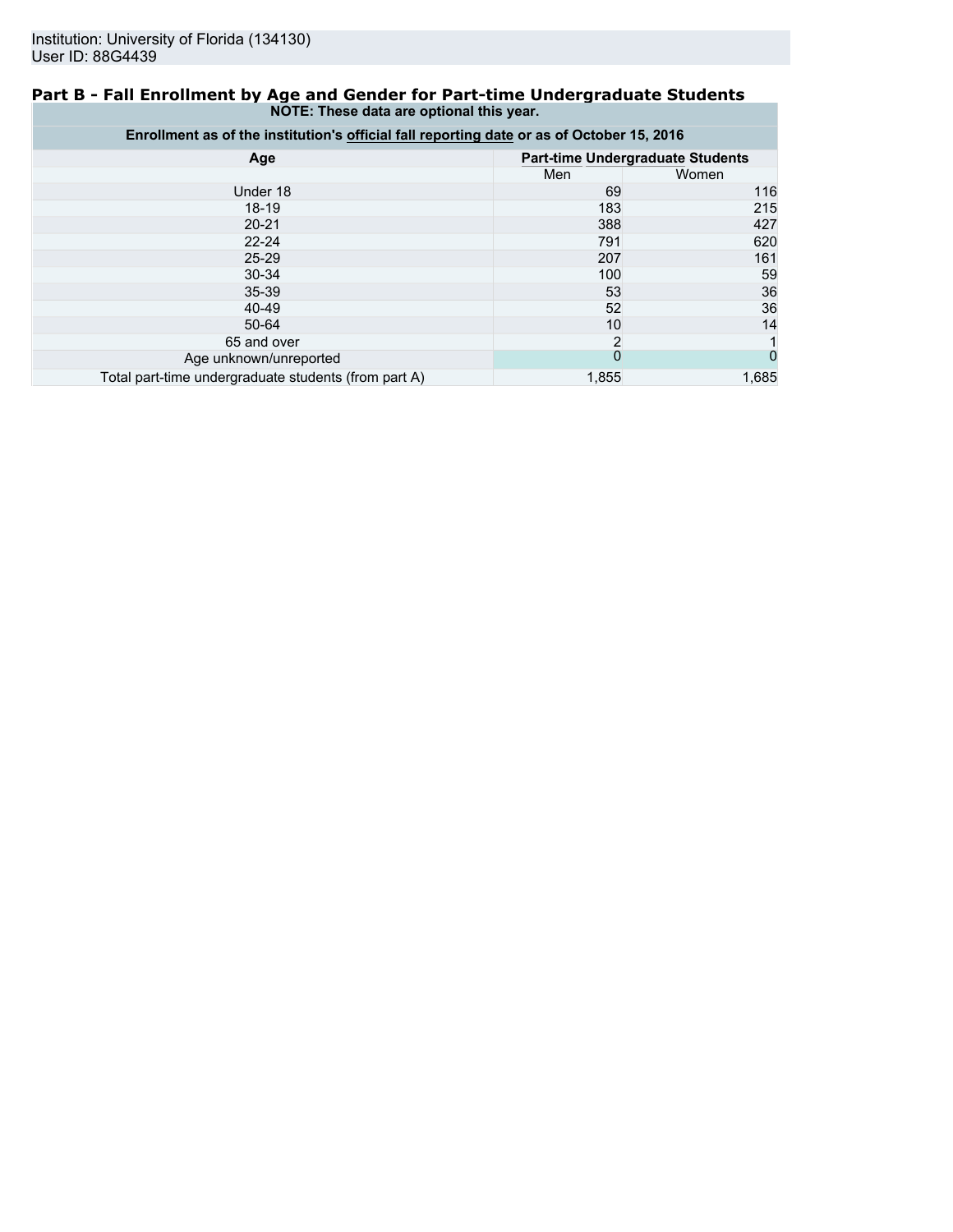Institution: University of Florida (134130)
User ID: 88G4439

## Part B - Fall Enrollment by Age and Gender for Part-time Undergraduate Students

**NOTE: These data are optional this year.**

**Enrollment as of the institution's official fall reporting date or as of October 15, 2016**

| Age | Part-time Undergraduate Students | |
|---|---|---|
| | Men | Women |
| Under 18 | 69 | 116 |
| 18-19 | 183 | 215 |
| 20-21 | 388 | 427 |
| 22-24 | 791 | 620 |
| 25-29 | 207 | 161 |
| 30-34 | 100 | 59 |
| 35-39 | 53 | 36 |
| 40-49 | 52 | 36 |
| 50-64 | 10 | 14 |
| 65 and over | 2 | 1 |
| Age unknown/unreported | 0 | 0 |
| Total part-time undergraduate students (from part A) | 1,855 | 1,685 |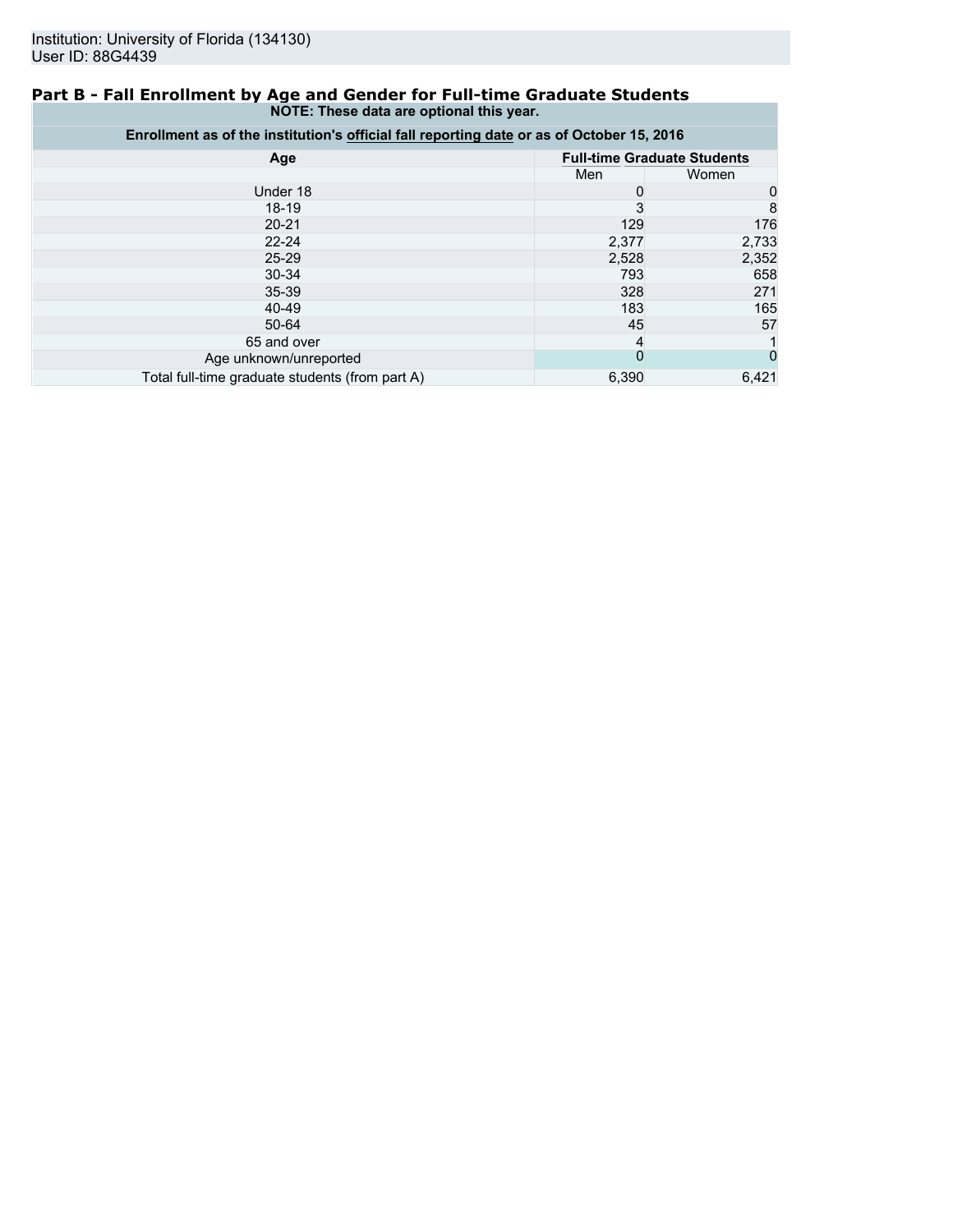Institution: University of Florida (134130)
User ID: 88G4439

## Part B - Fall Enrollment by Age and Gender for Full-time Graduate Students

**NOTE: These data are optional this year.**

**Enrollment as of the institution's official fall reporting date or as of October 15, 2016**

| Age | Full-time Graduate Students | |
|---|---|---|
| | Men | Women |
| Under 18 | 0 | 0 |
| 18-19 | 3 | 8 |
| 20-21 | 129 | 176 |
| 22-24 | 2,377 | 2,733 |
| 25-29 | 2,528 | 2,352 |
| 30-34 | 793 | 658 |
| 35-39 | 328 | 271 |
| 40-49 | 183 | 165 |
| 50-64 | 45 | 57 |
| 65 and over | 4 | 1 |
| Age unknown/unreported | 0 | 0 |
| Total full-time graduate students (from part A) | 6,390 | 6,421 |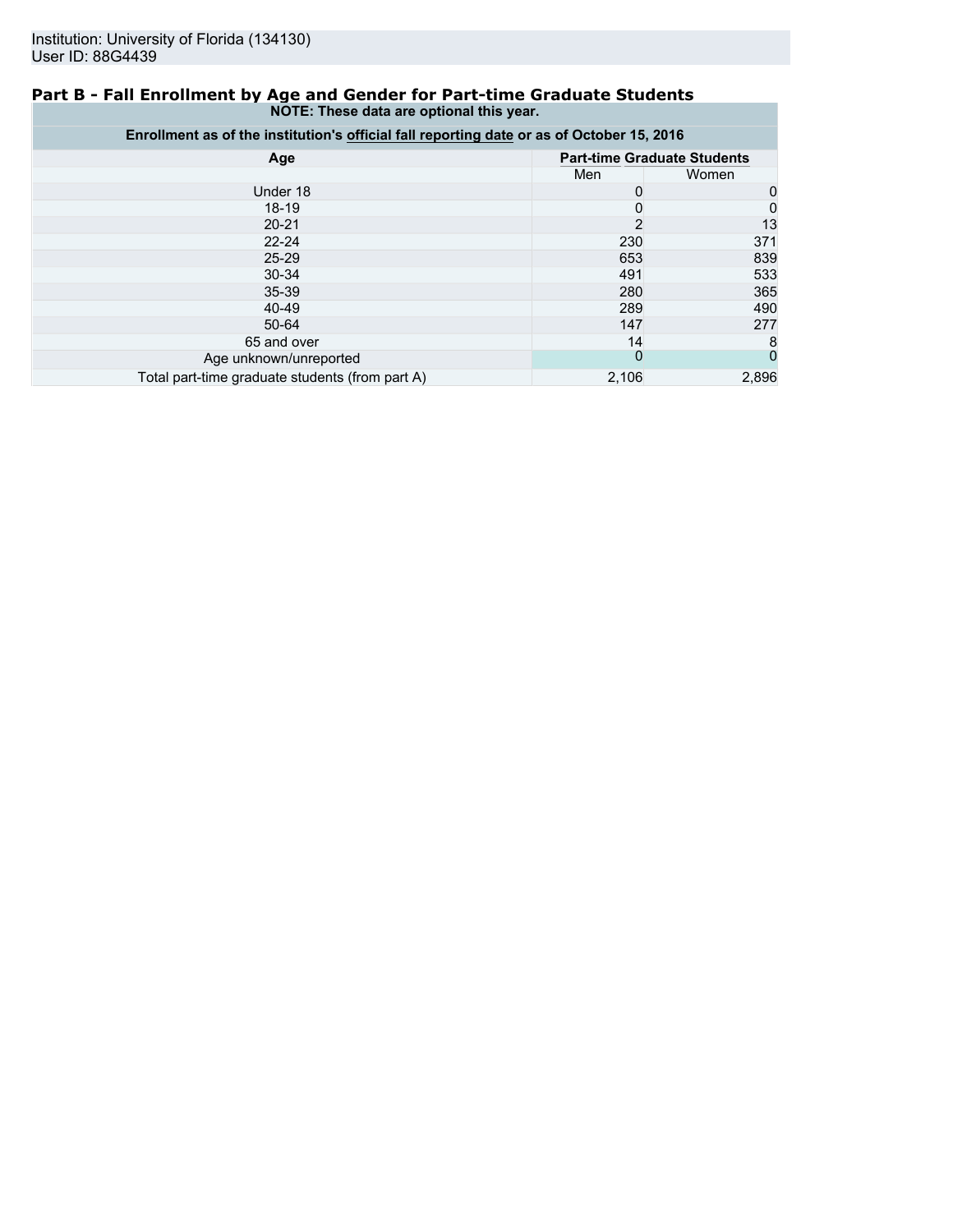Institution: University of Florida (134130)
User ID: 88G4439

## Part B - Fall Enrollment by Age and Gender for Part-time Graduate Students

**NOTE: These data are optional this year.**

**Enrollment as of the institution's official fall reporting date or as of October 15, 2016**

| Age | Part-time Graduate Students | |
|---|---|---|
| | Men | Women |
| Under 18 | 0 | 0 |
| 18-19 | 0 | 0 |
| 20-21 | 2 | 13 |
| 22-24 | 230 | 371 |
| 25-29 | 653 | 839 |
| 30-34 | 491 | 533 |
| 35-39 | 280 | 365 |
| 40-49 | 289 | 490 |
| 50-64 | 147 | 277 |
| 65 and over | 14 | 8 |
| Age unknown/unreported | 0 | 0 |
| Total part-time graduate students (from part A) | 2,106 | 2,896 |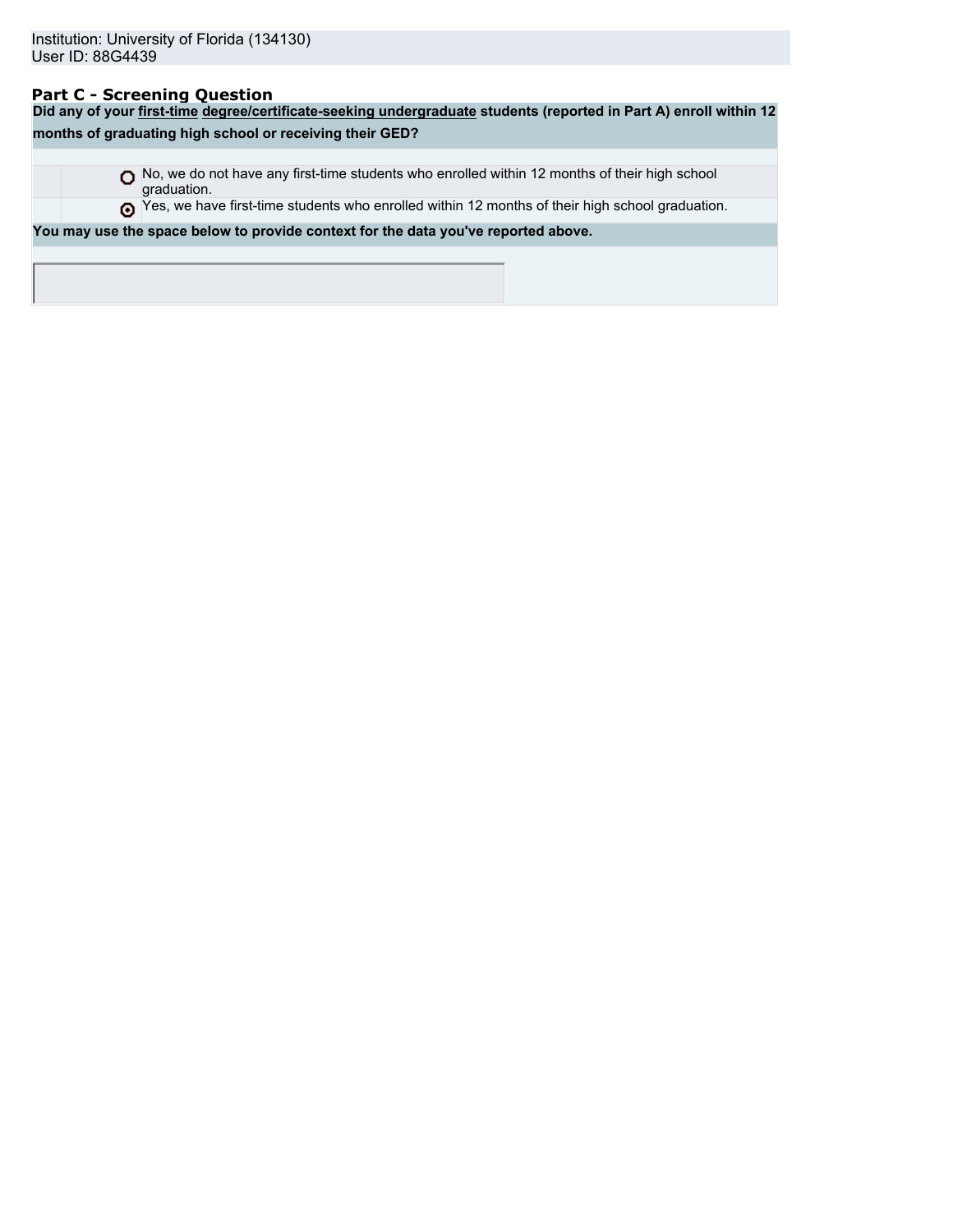Institution: University of Florida (134130)
User ID: 88G4439

## Part C - Screening Question

**Did any of your first-time degree/certificate-seeking undergraduate students (reported in Part A) enroll within 12 months of graduating high school or receiving their GED?**

- ○ No, we do not have any first-time students who enrolled within 12 months of their high school graduation.
- ⊙ Yes, we have first-time students who enrolled within 12 months of their high school graduation.

**You may use the space below to provide context for the data you've reported above.**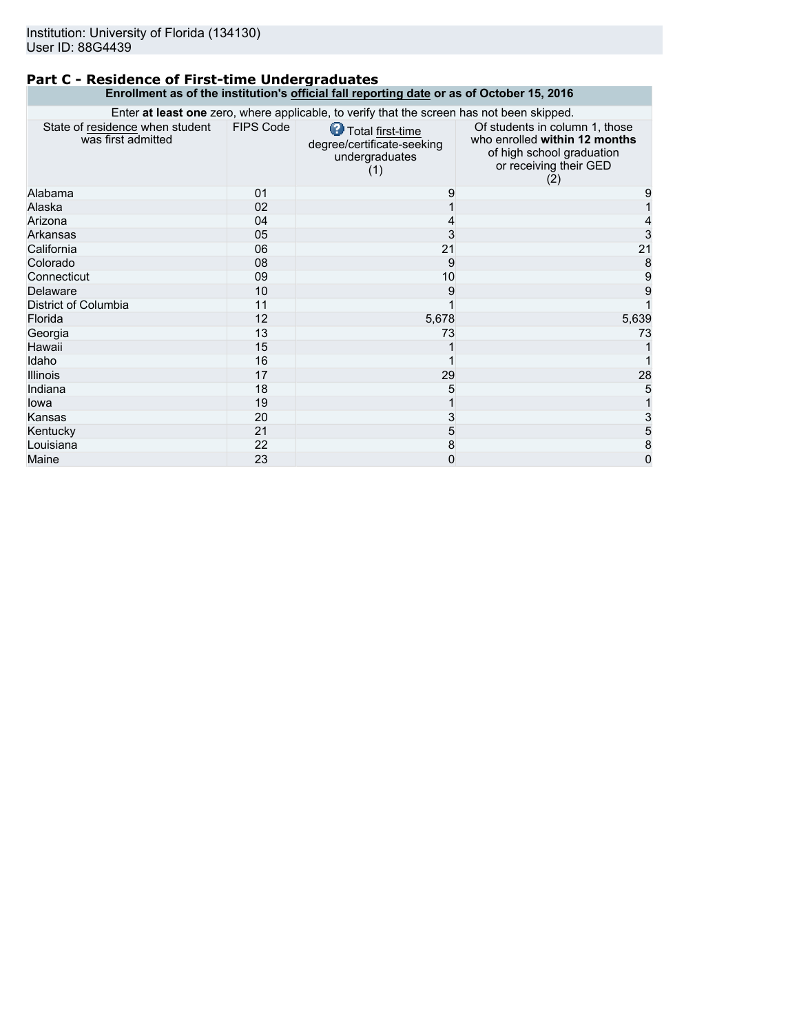Institution: University of Florida (134130)
User ID: 88G4439

## Part C - Residence of First-time Undergraduates

**Enrollment as of the institution's official fall reporting date or as of October 15, 2016**

Enter **at least one** zero, where applicable, to verify that the screen has not been skipped.

| State of residence when student was first admitted | FIPS Code | Total first-time degree/certificate-seeking undergraduates (1) | Of students in column 1, those who enrolled **within 12 months** of high school graduation or receiving their GED (2) |
|---|---|---|---|
| Alabama | 01 | 9 | 9 |
| Alaska | 02 | 1 | 1 |
| Arizona | 04 | 4 | 4 |
| Arkansas | 05 | 3 | 3 |
| California | 06 | 21 | 21 |
| Colorado | 08 | 9 | 8 |
| Connecticut | 09 | 10 | 9 |
| Delaware | 10 | 9 | 9 |
| District of Columbia | 11 | 1 | 1 |
| Florida | 12 | 5,678 | 5,639 |
| Georgia | 13 | 73 | 73 |
| Hawaii | 15 | 1 | 1 |
| Idaho | 16 | 1 | 1 |
| Illinois | 17 | 29 | 28 |
| Indiana | 18 | 5 | 5 |
| Iowa | 19 | 1 | 1 |
| Kansas | 20 | 3 | 3 |
| Kentucky | 21 | 5 | 5 |
| Louisiana | 22 | 8 | 8 |
| Maine | 23 | 0 | 0 |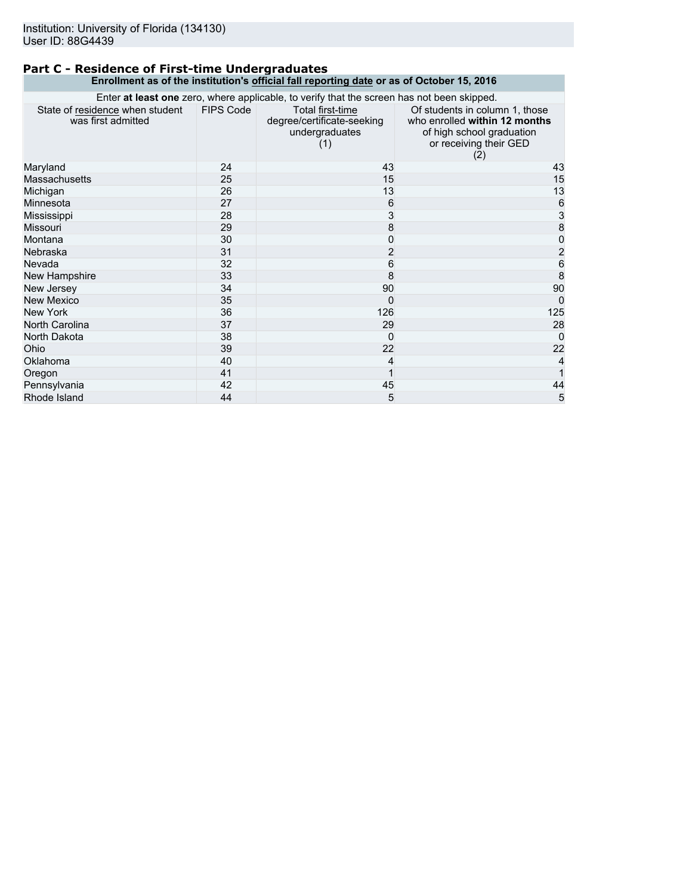Institution: University of Florida (134130)
User ID: 88G4439

## Part C - Residence of First-time Undergraduates

**Enrollment as of the institution's official fall reporting date or as of October 15, 2016**

Enter **at least one** zero, where applicable, to verify that the screen has not been skipped.

| State of residence when student was first admitted | FIPS Code | Total first-time degree/certificate-seeking undergraduates (1) | Of students in column 1, those who enrolled **within 12 months** of high school graduation or receiving their GED (2) |
|---|---|---|---|
| Maryland | 24 | 43 | 43 |
| Massachusetts | 25 | 15 | 15 |
| Michigan | 26 | 13 | 13 |
| Minnesota | 27 | 6 | 6 |
| Mississippi | 28 | 3 | 3 |
| Missouri | 29 | 8 | 8 |
| Montana | 30 | 0 | 0 |
| Nebraska | 31 | 2 | 2 |
| Nevada | 32 | 6 | 6 |
| New Hampshire | 33 | 8 | 8 |
| New Jersey | 34 | 90 | 90 |
| New Mexico | 35 | 0 | 0 |
| New York | 36 | 126 | 125 |
| North Carolina | 37 | 29 | 28 |
| North Dakota | 38 | 0 | 0 |
| Ohio | 39 | 22 | 22 |
| Oklahoma | 40 | 4 | 4 |
| Oregon | 41 | 1 | 1 |
| Pennsylvania | 42 | 45 | 44 |
| Rhode Island | 44 | 5 | 5 |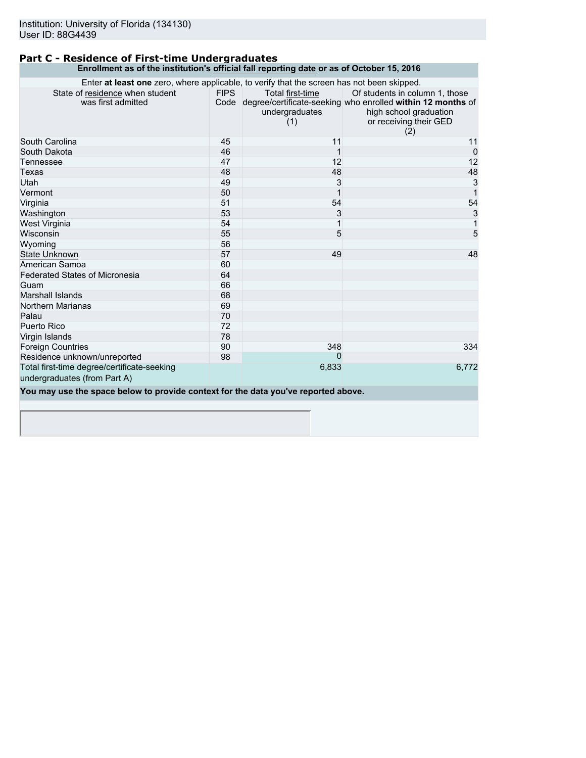Institution: University of Florida (134130)
User ID: 88G4439

## Part C - Residence of First-time Undergraduates

**Enrollment as of the institution's official fall reporting date or as of October 15, 2016**

Enter **at least one** zero, where applicable, to verify that the screen has not been skipped.

| State of residence when student was first admitted | FIPS Code | Total first-time degree/certificate-seeking undergraduates (1) | Of students in column 1, those who enrolled **within 12 months** of high school graduation or receiving their GED (2) |
|---|---|---|---|
| South Carolina | 45 | 11 | 11 |
| South Dakota | 46 | 1 | 0 |
| Tennessee | 47 | 12 | 12 |
| Texas | 48 | 48 | 48 |
| Utah | 49 | 3 | 3 |
| Vermont | 50 | 1 | 1 |
| Virginia | 51 | 54 | 54 |
| Washington | 53 | 3 | 3 |
| West Virginia | 54 | 1 | 1 |
| Wisconsin | 55 | 5 | 5 |
| Wyoming | 56 | | |
| State Unknown | 57 | 49 | 48 |
| American Samoa | 60 | | |
| Federated States of Micronesia | 64 | | |
| Guam | 66 | | |
| Marshall Islands | 68 | | |
| Northern Marianas | 69 | | |
| Palau | 70 | | |
| Puerto Rico | 72 | | |
| Virgin Islands | 78 | | |
| Foreign Countries | 90 | 348 | 334 |
| Residence unknown/unreported | 98 | 0 | |
| Total first-time degree/certificate-seeking undergraduates (from Part A) | | 6,833 | 6,772 |

**You may use the space below to provide context for the data you've reported above.**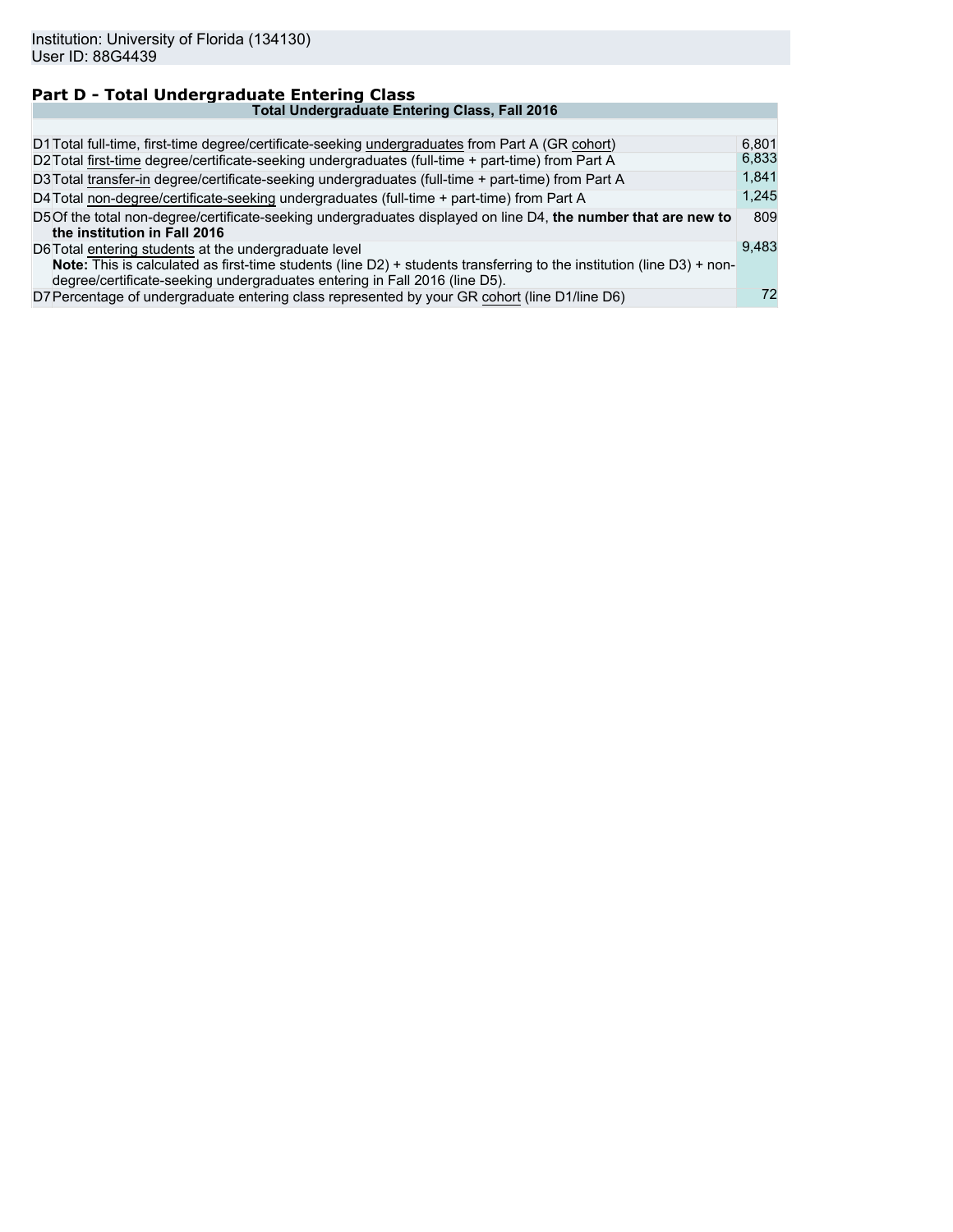Institution: University of Florida (134130)
User ID: 88G4439

## Part D - Total Undergraduate Entering Class

| Total Undergraduate Entering Class, Fall 2016 | | |
|---|---|---|
| D1 | Total full-time, first-time degree/certificate-seeking undergraduates from Part A (GR cohort) | 6,801 |
| D2 | Total first-time degree/certificate-seeking undergraduates (full-time + part-time) from Part A | 6,833 |
| D3 | Total transfer-in degree/certificate-seeking undergraduates (full-time + part-time) from Part A | 1,841 |
| D4 | Total non-degree/certificate-seeking undergraduates (full-time + part-time) from Part A | 1,245 |
| D5 | Of the total non-degree/certificate-seeking undergraduates displayed on line D4, **the number that are new to the institution in Fall 2016** | 809 |
| D6 | Total entering students at the undergraduate level<br>**Note:** This is calculated as first-time students (line D2) + students transferring to the institution (line D3) + non-degree/certificate-seeking undergraduates entering in Fall 2016 (line D5). | 9,483 |
| D7 | Percentage of undergraduate entering class represented by your GR cohort (line D1/line D6) | 72 |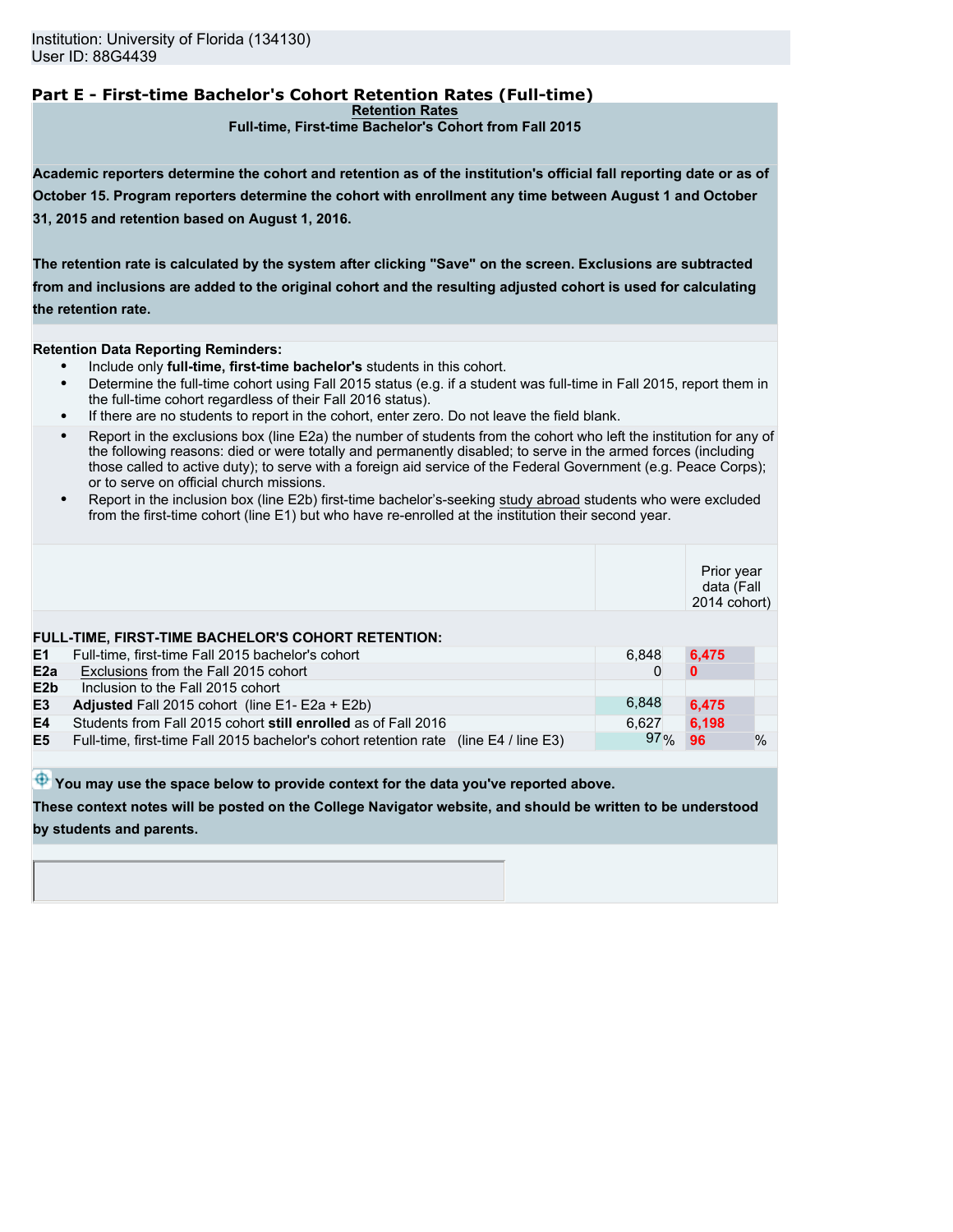Institution: University of Florida (134130)
User ID: 88G4439

## Part E - First-time Bachelor's Cohort Retention Rates (Full-time)

**Retention Rates**

**Full-time, First-time Bachelor's Cohort from Fall 2015**

**Academic reporters determine the cohort and retention as of the institution's official fall reporting date or as of October 15. Program reporters determine the cohort with enrollment any time between August 1 and October 31, 2015 and retention based on August 1, 2016.**

**The retention rate is calculated by the system after clicking "Save" on the screen. Exclusions are subtracted from and inclusions are added to the original cohort and the resulting adjusted cohort is used for calculating the retention rate.**

**Retention Data Reporting Reminders:**

- Include only **full-time, first-time bachelor's** students in this cohort.
- Determine the full-time cohort using Fall 2015 status (e.g. if a student was full-time in Fall 2015, report them in the full-time cohort regardless of their Fall 2016 status).
- If there are no students to report in the cohort, enter zero. Do not leave the field blank.
- Report in the exclusions box (line E2a) the number of students from the cohort who left the institution for any of the following reasons: died or were totally and permanently disabled; to serve in the armed forces (including those called to active duty); to serve with a foreign aid service of the Federal Government (e.g. Peace Corps); or to serve on official church missions.
- Report in the inclusion box (line E2b) first-time bachelor's-seeking study abroad students who were excluded from the first-time cohort (line E1) but who have re-enrolled at the institution their second year.

| | **FULL-TIME, FIRST-TIME BACHELOR'S COHORT RETENTION:** | | Prior year data (Fall 2014 cohort) |
|---|---|---|---|
| E1 | Full-time, first-time Fall 2015 bachelor's cohort | 6,848 | 6,475 |
| E2a | Exclusions from the Fall 2015 cohort | 0 | 0 |
| E2b | Inclusion to the Fall 2015 cohort | | |
| E3 | **Adjusted** Fall 2015 cohort (line E1- E2a + E2b) | 6,848 | 6,475 |
| E4 | Students from Fall 2015 cohort **still enrolled** as of Fall 2016 | 6,627 | 6,198 |
| E5 | Full-time, first-time Fall 2015 bachelor's cohort retention rate (line E4 / line E3) | 97 % | 96 % |

**You may use the space below to provide context for the data you've reported above.**
**These context notes will be posted on the College Navigator website, and should be written to be understood by students and parents.**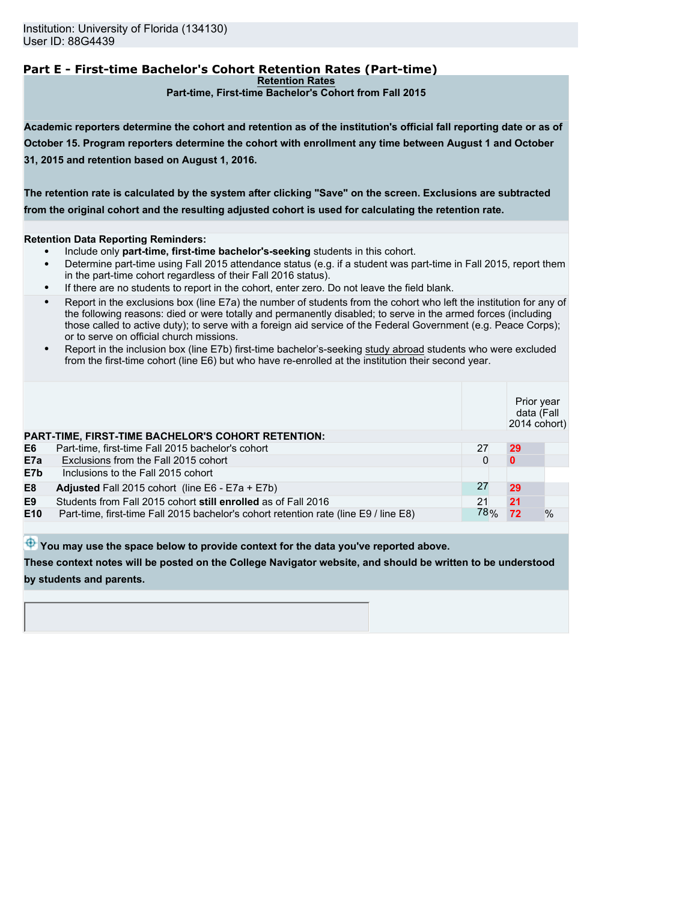Institution: University of Florida (134130)
User ID: 88G4439

## Part E - First-time Bachelor's Cohort Retention Rates (Part-time)

**Retention Rates**

**Part-time, First-time Bachelor's Cohort from Fall 2015**

**Academic reporters determine the cohort and retention as of the institution's official fall reporting date or as of October 15. Program reporters determine the cohort with enrollment any time between August 1 and October 31, 2015 and retention based on August 1, 2016.**

**The retention rate is calculated by the system after clicking "Save" on the screen. Exclusions are subtracted from the original cohort and the resulting adjusted cohort is used for calculating the retention rate.**

**Retention Data Reporting Reminders:**

- Include only **part-time, first-time bachelor's-seeking** students in this cohort.
- Determine part-time using Fall 2015 attendance status (e.g. if a student was part-time in Fall 2015, report them in the part-time cohort regardless of their Fall 2016 status).
- If there are no students to report in the cohort, enter zero. Do not leave the field blank.
- Report in the exclusions box (line E7a) the number of students from the cohort who left the institution for any of the following reasons: died or were totally and permanently disabled; to serve in the armed forces (including those called to active duty); to serve with a foreign aid service of the Federal Government (e.g. Peace Corps); or to serve on official church missions.
- Report in the inclusion box (line E7b) first-time bachelor's-seeking study abroad students who were excluded from the first-time cohort (line E6) but who have re-enrolled at the institution their second year.

| | PART-TIME, FIRST-TIME BACHELOR'S COHORT RETENTION: | | Prior year data (Fall 2014 cohort) |
|---|---|---|---|
| E6 | Part-time, first-time Fall 2015 bachelor's cohort | 27 | 29 |
| E7a | Exclusions from the Fall 2015 cohort | 0 | 0 |
| E7b | Inclusions to the Fall 2015 cohort | | |
| E8 | **Adjusted** Fall 2015 cohort (line E6 - E7a + E7b) | 27 | 29 |
| E9 | Students from Fall 2015 cohort **still enrolled** as of Fall 2016 | 21 | 21 |
| E10 | Part-time, first-time Fall 2015 bachelor's cohort retention rate (line E9 / line E8) | 78% | 72 % |

**You may use the space below to provide context for the data you've reported above.**
**These context notes will be posted on the College Navigator website, and should be written to be understood by students and parents.**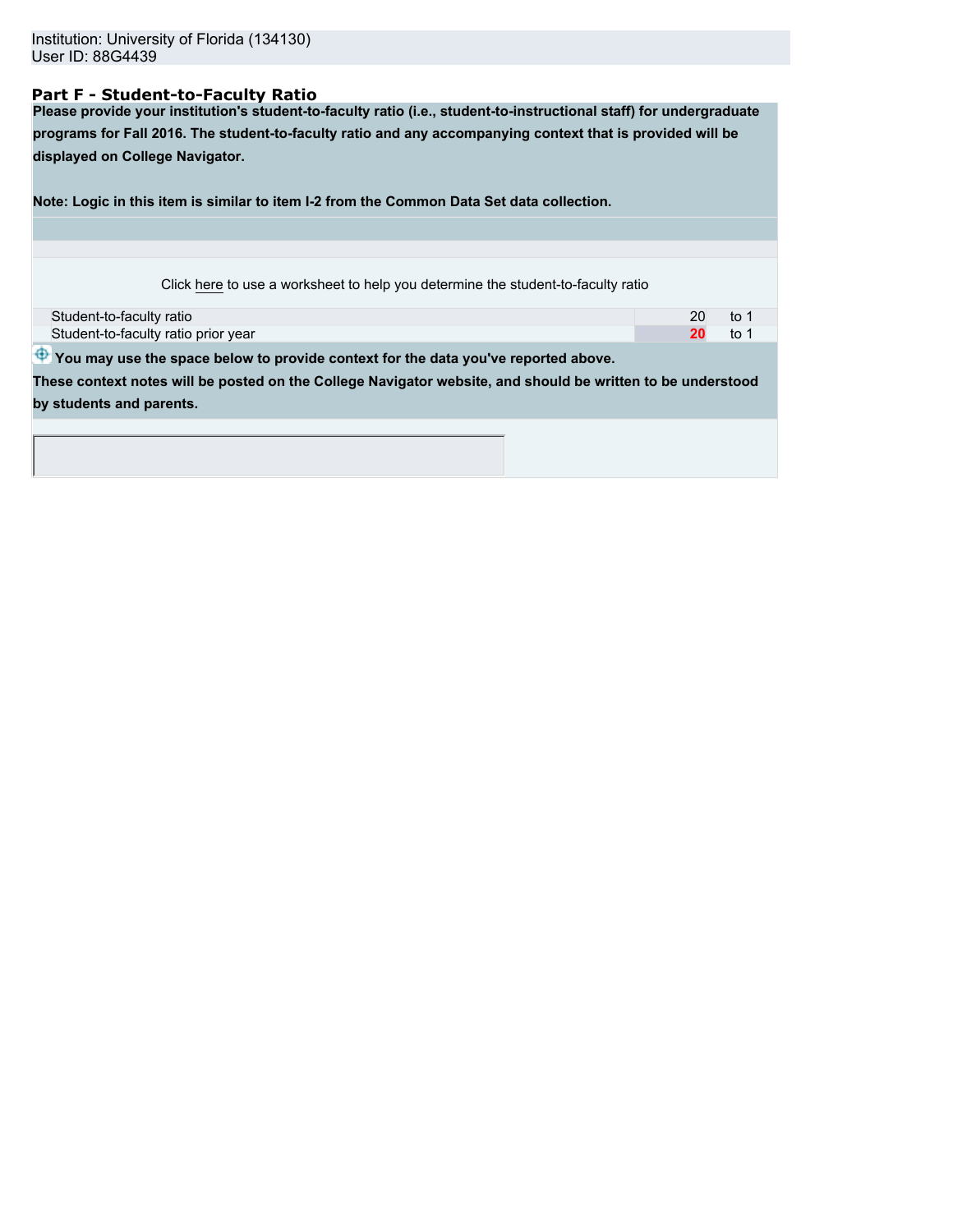Institution: University of Florida (134130)
User ID: 88G4439

## Part F - Student-to-Faculty Ratio

**Please provide your institution's student-to-faculty ratio (i.e., student-to-instructional staff) for undergraduate programs for Fall 2016. The student-to-faculty ratio and any accompanying context that is provided will be displayed on College Navigator.**

**Note: Logic in this item is similar to item I-2 from the Common Data Set data collection.**

Click here to use a worksheet to help you determine the student-to-faculty ratio

| | | |
|---|---|---|
| Student-to-faculty ratio | 20 | to 1 |
| Student-to-faculty ratio prior year | 20 | to 1 |

**You may use the space below to provide context for the data you've reported above. These context notes will be posted on the College Navigator website, and should be written to be understood by students and parents.**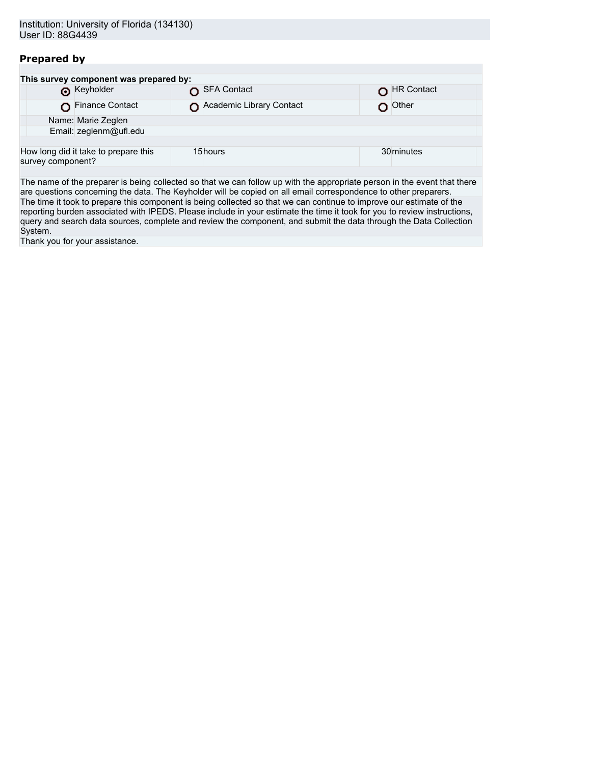Institution: University of Florida (134130)
User ID: 88G4439

## Prepared by

**This survey component was prepared by:**

| | | |
|---|---|---|
| ◉ Keyholder | ○ SFA Contact | ○ HR Contact |
| ○ Finance Contact | ○ Academic Library Contact | ○ Other |

Name: Marie Zeglen
Email: zeglenm@ufl.edu

| How long did it take to prepare this survey component? | 15 hours | 30 minutes |
|---|---|---|

The name of the preparer is being collected so that we can follow up with the appropriate person in the event that there are questions concerning the data. The Keyholder will be copied on all email correspondence to other preparers.

The time it took to prepare this component is being collected so that we can continue to improve our estimate of the reporting burden associated with IPEDS. Please include in your estimate the time it took for you to review instructions, query and search data sources, complete and review the component, and submit the data through the Data Collection System.

Thank you for your assistance.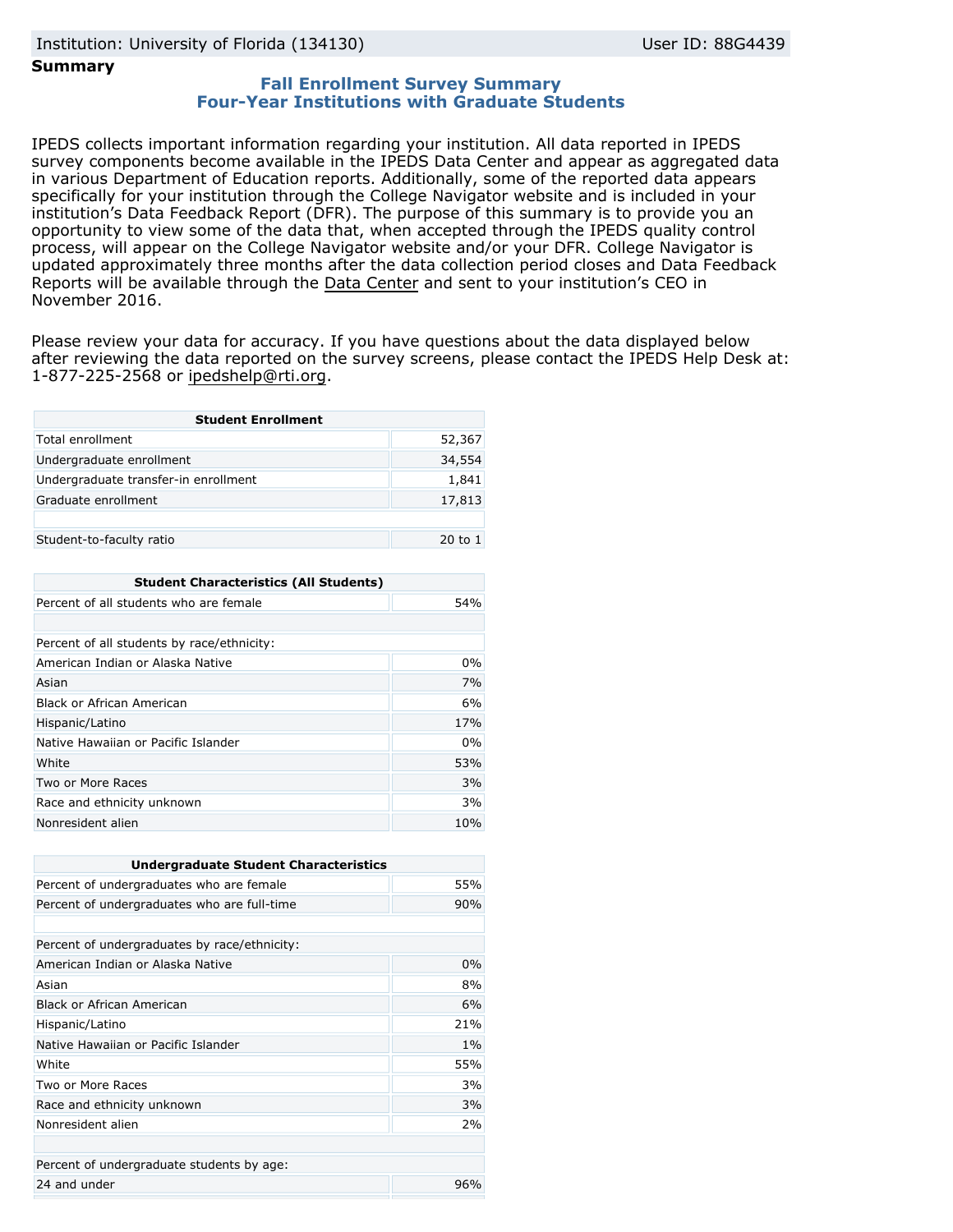Institution: University of Florida (134130) User ID: 88G4439

**Summary**

## Fall Enrollment Survey Summary
## Four-Year Institutions with Graduate Students

IPEDS collects important information regarding your institution. All data reported in IPEDS survey components become available in the IPEDS Data Center and appear as aggregated data in various Department of Education reports. Additionally, some of the reported data appears specifically for your institution through the College Navigator website and is included in your institution's Data Feedback Report (DFR). The purpose of this summary is to provide you an opportunity to view some of the data that, when accepted through the IPEDS quality control process, will appear on the College Navigator website and/or your DFR. College Navigator is updated approximately three months after the data collection period closes and Data Feedback Reports will be available through the Data Center and sent to your institution's CEO in November 2016.

Please review your data for accuracy. If you have questions about the data displayed below after reviewing the data reported on the survey screens, please contact the IPEDS Help Desk at: 1-877-225-2568 or ipedshelp@rti.org.

| Student Enrollment | |
|---|---|
| Total enrollment | 52,367 |
| Undergraduate enrollment | 34,554 |
| Undergraduate transfer-in enrollment | 1,841 |
| Graduate enrollment | 17,813 |
| | |
| Student-to-faculty ratio | 20 to 1 |

| Student Characteristics (All Students) | |
|---|---|
| Percent of all students who are female | 54% |
| | |
| Percent of all students by race/ethnicity: | |
| American Indian or Alaska Native | 0% |
| Asian | 7% |
| Black or African American | 6% |
| Hispanic/Latino | 17% |
| Native Hawaiian or Pacific Islander | 0% |
| White | 53% |
| Two or More Races | 3% |
| Race and ethnicity unknown | 3% |
| Nonresident alien | 10% |

| Undergraduate Student Characteristics | |
|---|---|
| Percent of undergraduates who are female | 55% |
| Percent of undergraduates who are full-time | 90% |
| | |
| Percent of undergraduates by race/ethnicity: | |
| American Indian or Alaska Native | 0% |
| Asian | 8% |
| Black or African American | 6% |
| Hispanic/Latino | 21% |
| Native Hawaiian or Pacific Islander | 1% |
| White | 55% |
| Two or More Races | 3% |
| Race and ethnicity unknown | 3% |
| Nonresident alien | 2% |
| | |
| Percent of undergraduate students by age: | |
| 24 and under | 96% |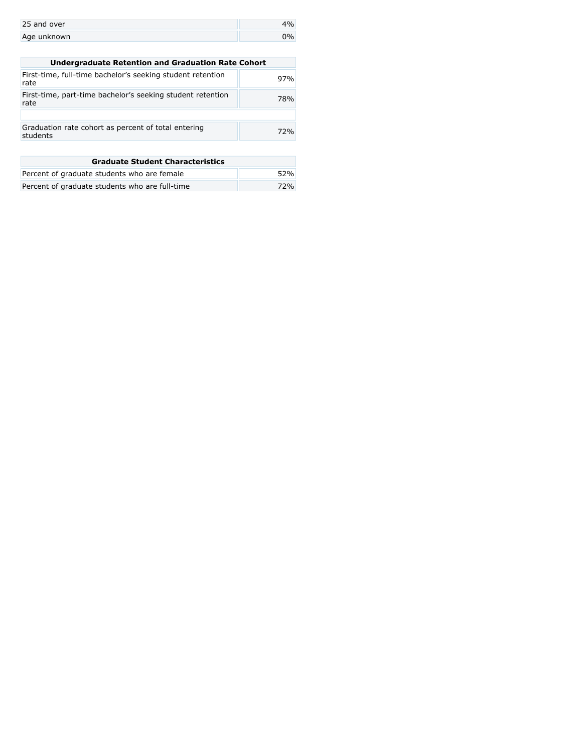| | |
|---|---|
| 25 and over | 4% |
| Age unknown | 0% |

| Undergraduate Retention and Graduation Rate Cohort | |
|---|---|
| First-time, full-time bachelor’s seeking student retention rate | 97% |
| First-time, part-time bachelor’s seeking student retention rate | 78% |
| | |
| Graduation rate cohort as percent of total entering students | 72% |

| Graduate Student Characteristics | |
|---|---|
| Percent of graduate students who are female | 52% |
| Percent of graduate students who are full-time | 72% |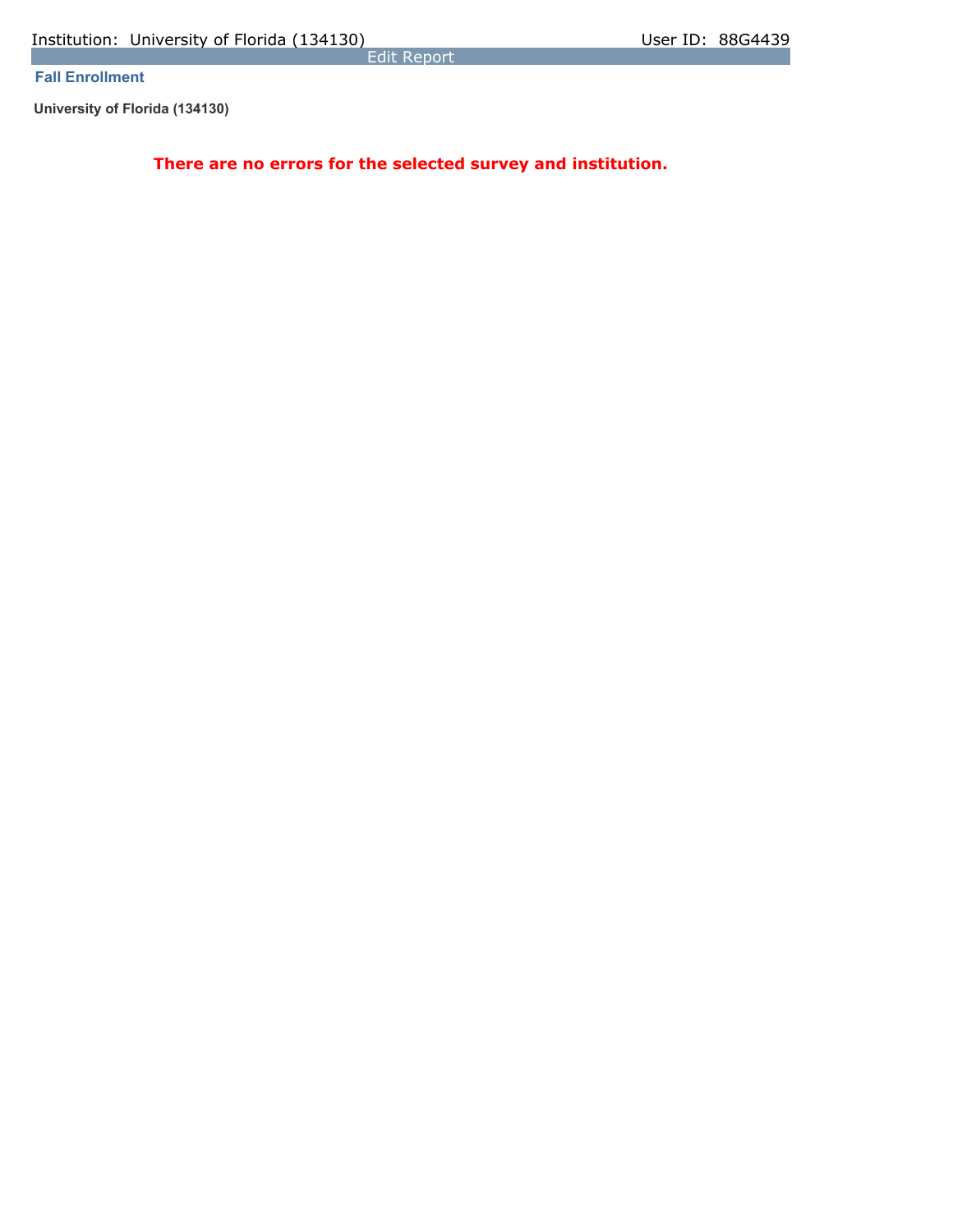Institution: University of Florida (134130) User ID: 88G4439

Edit Report

**Fall Enrollment**

**University of Florida (134130)**

**There are no errors for the selected survey and institution.**